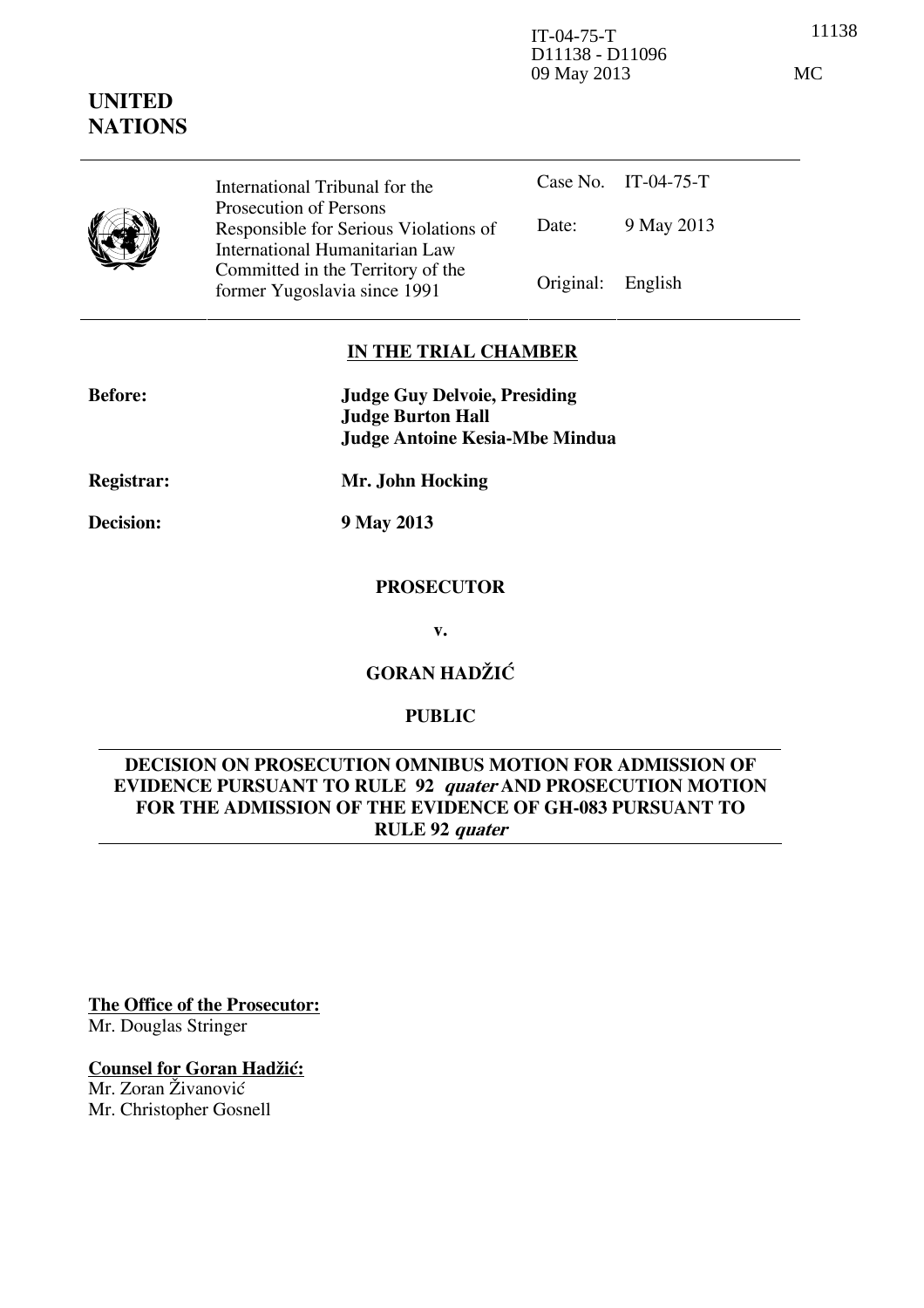IT-04-75-T
D11138 - D11096
09 May 2013

11138

MC

**UNITED NATIONS**

| International Tribunal for the Prosecution of Persons Responsible for Serious Violations of International Humanitarian Law Committed in the Territory of the former Yugoslavia since 1991 | Case No. | IT-04-75-T |
|---|---|---|
| | Date: | 9 May 2013 |
| | Original: | English |

**IN THE TRIAL CHAMBER**

**Before:** **Judge Guy Delvoie, Presiding**
**Judge Burton Hall**
**Judge Antoine Kesia-Mbe Mindua**

**Registrar:** **Mr. John Hocking**

**Decision:** **9 May 2013**

**PROSECUTOR**

**v.**

**GORAN HADŽIĆ**

**PUBLIC**

**DECISION ON PROSECUTION OMNIBUS MOTION FOR ADMISSION OF EVIDENCE PURSUANT TO RULE 92 *quater* AND PROSECUTION MOTION FOR THE ADMISSION OF THE EVIDENCE OF GH-083 PURSUANT TO RULE 92 *quater***

**The Office of the Prosecutor:**
Mr. Douglas Stringer

**Counsel for Goran Hadžić:**
Mr. Zoran Živanović
Mr. Christopher Gosnell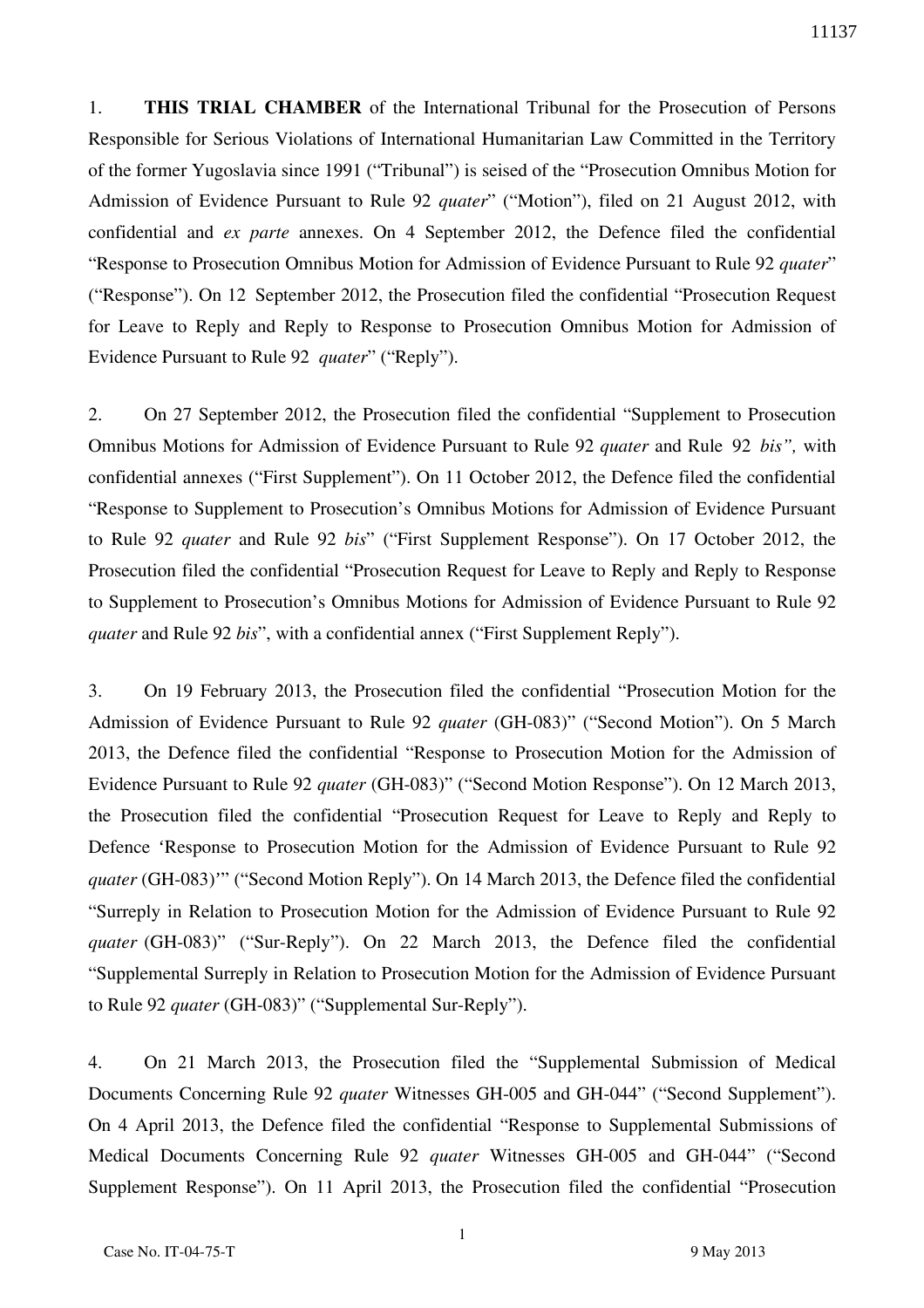1. **THIS TRIAL CHAMBER** of the International Tribunal for the Prosecution of Persons Responsible for Serious Violations of International Humanitarian Law Committed in the Territory of the former Yugoslavia since 1991 ("Tribunal") is seised of the "Prosecution Omnibus Motion for Admission of Evidence Pursuant to Rule 92 *quater*" ("Motion"), filed on 21 August 2012, with confidential and *ex parte* annexes. On 4 September 2012, the Defence filed the confidential "Response to Prosecution Omnibus Motion for Admission of Evidence Pursuant to Rule 92 *quater*" ("Response"). On 12 September 2012, the Prosecution filed the confidential "Prosecution Request for Leave to Reply and Reply to Response to Prosecution Omnibus Motion for Admission of Evidence Pursuant to Rule 92 *quater*" ("Reply").

2. On 27 September 2012, the Prosecution filed the confidential "Supplement to Prosecution Omnibus Motions for Admission of Evidence Pursuant to Rule 92 *quater* and Rule 92 *bis"*, with confidential annexes ("First Supplement"). On 11 October 2012, the Defence filed the confidential "Response to Supplement to Prosecution's Omnibus Motions for Admission of Evidence Pursuant to Rule 92 *quater* and Rule 92 *bis*" ("First Supplement Response"). On 17 October 2012, the Prosecution filed the confidential "Prosecution Request for Leave to Reply and Reply to Response to Supplement to Prosecution's Omnibus Motions for Admission of Evidence Pursuant to Rule 92 *quater* and Rule 92 *bis*", with a confidential annex ("First Supplement Reply").

3. On 19 February 2013, the Prosecution filed the confidential "Prosecution Motion for the Admission of Evidence Pursuant to Rule 92 *quater* (GH-083)" ("Second Motion"). On 5 March 2013, the Defence filed the confidential "Response to Prosecution Motion for the Admission of Evidence Pursuant to Rule 92 *quater* (GH-083)" ("Second Motion Response"). On 12 March 2013, the Prosecution filed the confidential "Prosecution Request for Leave to Reply and Reply to Defence 'Response to Prosecution Motion for the Admission of Evidence Pursuant to Rule 92 *quater* (GH-083)'" ("Second Motion Reply"). On 14 March 2013, the Defence filed the confidential "Surreply in Relation to Prosecution Motion for the Admission of Evidence Pursuant to Rule 92 *quater* (GH-083)" ("Sur-Reply"). On 22 March 2013, the Defence filed the confidential "Supplemental Surreply in Relation to Prosecution Motion for the Admission of Evidence Pursuant to Rule 92 *quater* (GH-083)" ("Supplemental Sur-Reply").

4. On 21 March 2013, the Prosecution filed the "Supplemental Submission of Medical Documents Concerning Rule 92 *quater* Witnesses GH-005 and GH-044" ("Second Supplement"). On 4 April 2013, the Defence filed the confidential "Response to Supplemental Submissions of Medical Documents Concerning Rule 92 *quater* Witnesses GH-005 and GH-044" ("Second Supplement Response"). On 11 April 2013, the Prosecution filed the confidential "Prosecution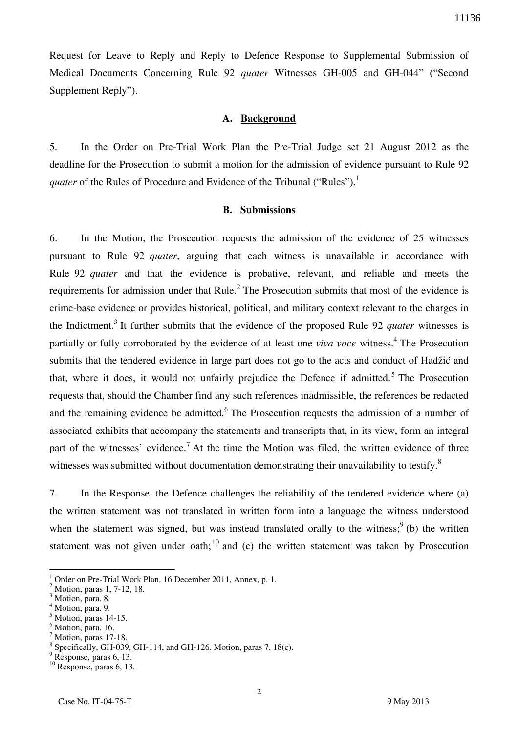Request for Leave to Reply and Reply to Defence Response to Supplemental Submission of Medical Documents Concerning Rule 92 *quater* Witnesses GH-005 and GH-044" ("Second Supplement Reply").

### A. Background

5. In the Order on Pre-Trial Work Plan the Pre-Trial Judge set 21 August 2012 as the deadline for the Prosecution to submit a motion for the admission of evidence pursuant to Rule 92 *quater* of the Rules of Procedure and Evidence of the Tribunal ("Rules").[1]

### B. Submissions

6. In the Motion, the Prosecution requests the admission of the evidence of 25 witnesses pursuant to Rule 92 *quater*, arguing that each witness is unavailable in accordance with Rule 92 *quater* and that the evidence is probative, relevant, and reliable and meets the requirements for admission under that Rule.[2] The Prosecution submits that most of the evidence is crime-base evidence or provides historical, political, and military context relevant to the charges in the Indictment.[3] It further submits that the evidence of the proposed Rule 92 *quater* witnesses is partially or fully corroborated by the evidence of at least one *viva voce* witness.[4] The Prosecution submits that the tendered evidence in large part does not go to the acts and conduct of Hadžić and that, where it does, it would not unfairly prejudice the Defence if admitted.[5] The Prosecution requests that, should the Chamber find any such references inadmissible, the references be redacted and the remaining evidence be admitted.[6] The Prosecution requests the admission of a number of associated exhibits that accompany the statements and transcripts that, in its view, form an integral part of the witnesses' evidence.[7] At the time the Motion was filed, the written evidence of three witnesses was submitted without documentation demonstrating their unavailability to testify.[8]

7. In the Response, the Defence challenges the reliability of the tendered evidence where (a) the written statement was not translated in written form into a language the witness understood when the statement was signed, but was instead translated orally to the witness;[9] (b) the written statement was not given under oath;[10] and (c) the written statement was taken by Prosecution

---

[1] Order on Pre-Trial Work Plan, 16 December 2011, Annex, p. 1.
[2] Motion, paras 1, 7-12, 18.
[3] Motion, para. 8.
[4] Motion, para. 9.
[5] Motion, paras 14-15.
[6] Motion, para. 16.
[7] Motion, paras 17-18.
[8] Specifically, GH-039, GH-114, and GH-126. Motion, paras 7, 18(c).
[9] Response, paras 6, 13.
[10] Response, paras 6, 13.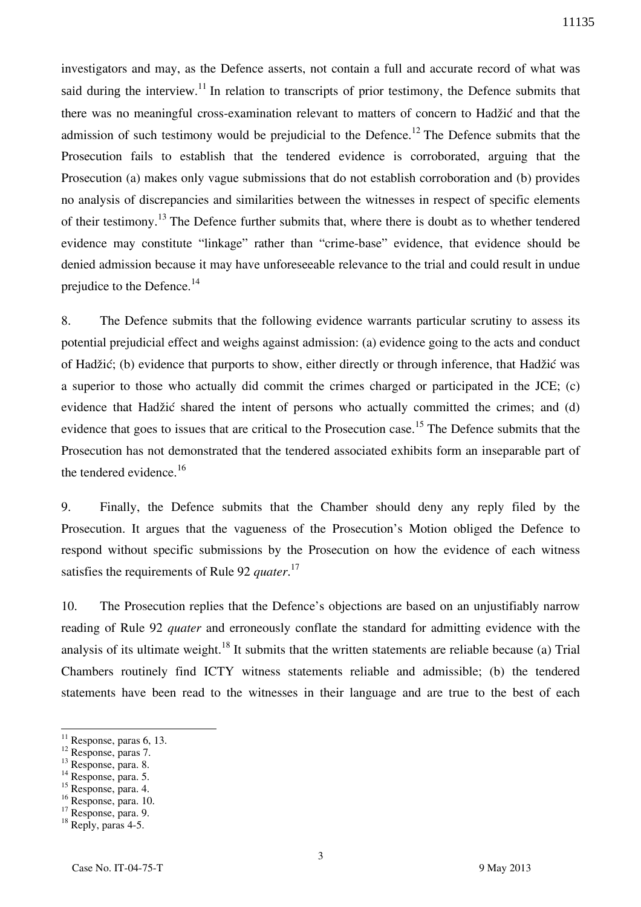investigators and may, as the Defence asserts, not contain a full and accurate record of what was said during the interview.[11] In relation to transcripts of prior testimony, the Defence submits that there was no meaningful cross-examination relevant to matters of concern to Hadžić and that the admission of such testimony would be prejudicial to the Defence.[12] The Defence submits that the Prosecution fails to establish that the tendered evidence is corroborated, arguing that the Prosecution (a) makes only vague submissions that do not establish corroboration and (b) provides no analysis of discrepancies and similarities between the witnesses in respect of specific elements of their testimony.[13] The Defence further submits that, where there is doubt as to whether tendered evidence may constitute "linkage" rather than "crime-base" evidence, that evidence should be denied admission because it may have unforeseeable relevance to the trial and could result in undue prejudice to the Defence.[14]

8. The Defence submits that the following evidence warrants particular scrutiny to assess its potential prejudicial effect and weighs against admission: (a) evidence going to the acts and conduct of Hadžić; (b) evidence that purports to show, either directly or through inference, that Hadžić was a superior to those who actually did commit the crimes charged or participated in the JCE; (c) evidence that Hadžić shared the intent of persons who actually committed the crimes; and (d) evidence that goes to issues that are critical to the Prosecution case.[15] The Defence submits that the Prosecution has not demonstrated that the tendered associated exhibits form an inseparable part of the tendered evidence.[16]

9. Finally, the Defence submits that the Chamber should deny any reply filed by the Prosecution. It argues that the vagueness of the Prosecution's Motion obliged the Defence to respond without specific submissions by the Prosecution on how the evidence of each witness satisfies the requirements of Rule 92 *quater*.[17]

10. The Prosecution replies that the Defence's objections are based on an unjustifiably narrow reading of Rule 92 *quater* and erroneously conflate the standard for admitting evidence with the analysis of its ultimate weight.[18] It submits that the written statements are reliable because (a) Trial Chambers routinely find ICTY witness statements reliable and admissible; (b) the tendered statements have been read to the witnesses in their language and are true to the best of each

---

[11] Response, paras 6, 13.
[12] Response, paras 7.
[13] Response, para. 8.
[14] Response, para. 5.
[15] Response, para. 4.
[16] Response, para. 10.
[17] Response, para. 9.
[18] Reply, paras 4-5.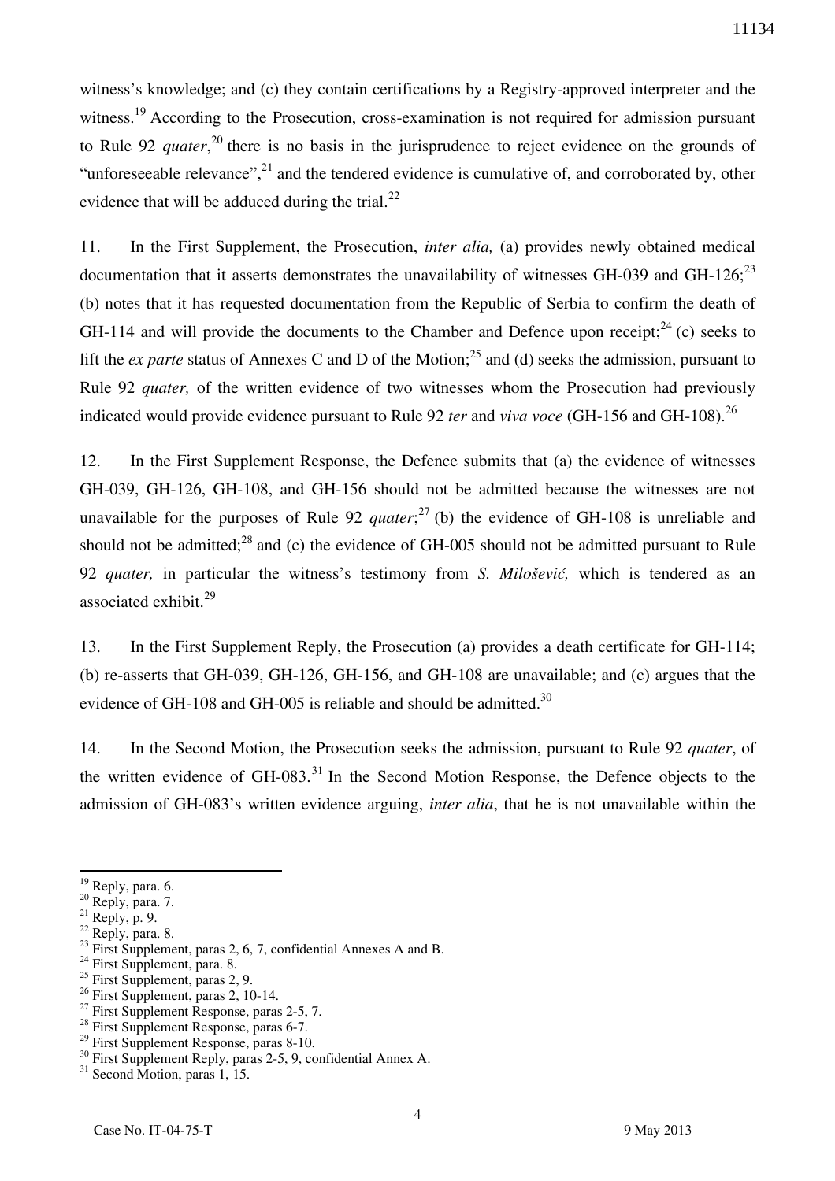witness's knowledge; and (c) they contain certifications by a Registry-approved interpreter and the witness.[19] According to the Prosecution, cross-examination is not required for admission pursuant to Rule 92 *quater*,[20] there is no basis in the jurisprudence to reject evidence on the grounds of "unforeseeable relevance",[21] and the tendered evidence is cumulative of, and corroborated by, other evidence that will be adduced during the trial.[22]

11. In the First Supplement, the Prosecution, *inter alia,* (a) provides newly obtained medical documentation that it asserts demonstrates the unavailability of witnesses GH-039 and GH-126;[23] (b) notes that it has requested documentation from the Republic of Serbia to confirm the death of GH-114 and will provide the documents to the Chamber and Defence upon receipt;[24] (c) seeks to lift the *ex parte* status of Annexes C and D of the Motion;[25] and (d) seeks the admission, pursuant to Rule 92 *quater,* of the written evidence of two witnesses whom the Prosecution had previously indicated would provide evidence pursuant to Rule 92 *ter* and *viva voce* (GH-156 and GH-108).[26]

12. In the First Supplement Response, the Defence submits that (a) the evidence of witnesses GH-039, GH-126, GH-108, and GH-156 should not be admitted because the witnesses are not unavailable for the purposes of Rule 92 *quater*;[27] (b) the evidence of GH-108 is unreliable and should not be admitted;[28] and (c) the evidence of GH-005 should not be admitted pursuant to Rule 92 *quater,* in particular the witness's testimony from *S. Milošević,* which is tendered as an associated exhibit.[29]

13. In the First Supplement Reply, the Prosecution (a) provides a death certificate for GH-114; (b) re-asserts that GH-039, GH-126, GH-156, and GH-108 are unavailable; and (c) argues that the evidence of GH-108 and GH-005 is reliable and should be admitted.[30]

14. In the Second Motion, the Prosecution seeks the admission, pursuant to Rule 92 *quater*, of the written evidence of GH-083.[31] In the Second Motion Response, the Defence objects to the admission of GH-083's written evidence arguing, *inter alia*, that he is not unavailable within the

---

[19] Reply, para. 6.
[20] Reply, para. 7.
[21] Reply, p. 9.
[22] Reply, para. 8.
[23] First Supplement, paras 2, 6, 7, confidential Annexes A and B.
[24] First Supplement, para. 8.
[25] First Supplement, paras 2, 9.
[26] First Supplement, paras 2, 10-14.
[27] First Supplement Response, paras 2-5, 7.
[28] First Supplement Response, paras 6-7.
[29] First Supplement Response, paras 8-10.
[30] First Supplement Reply, paras 2-5, 9, confidential Annex A.
[31] Second Motion, paras 1, 15.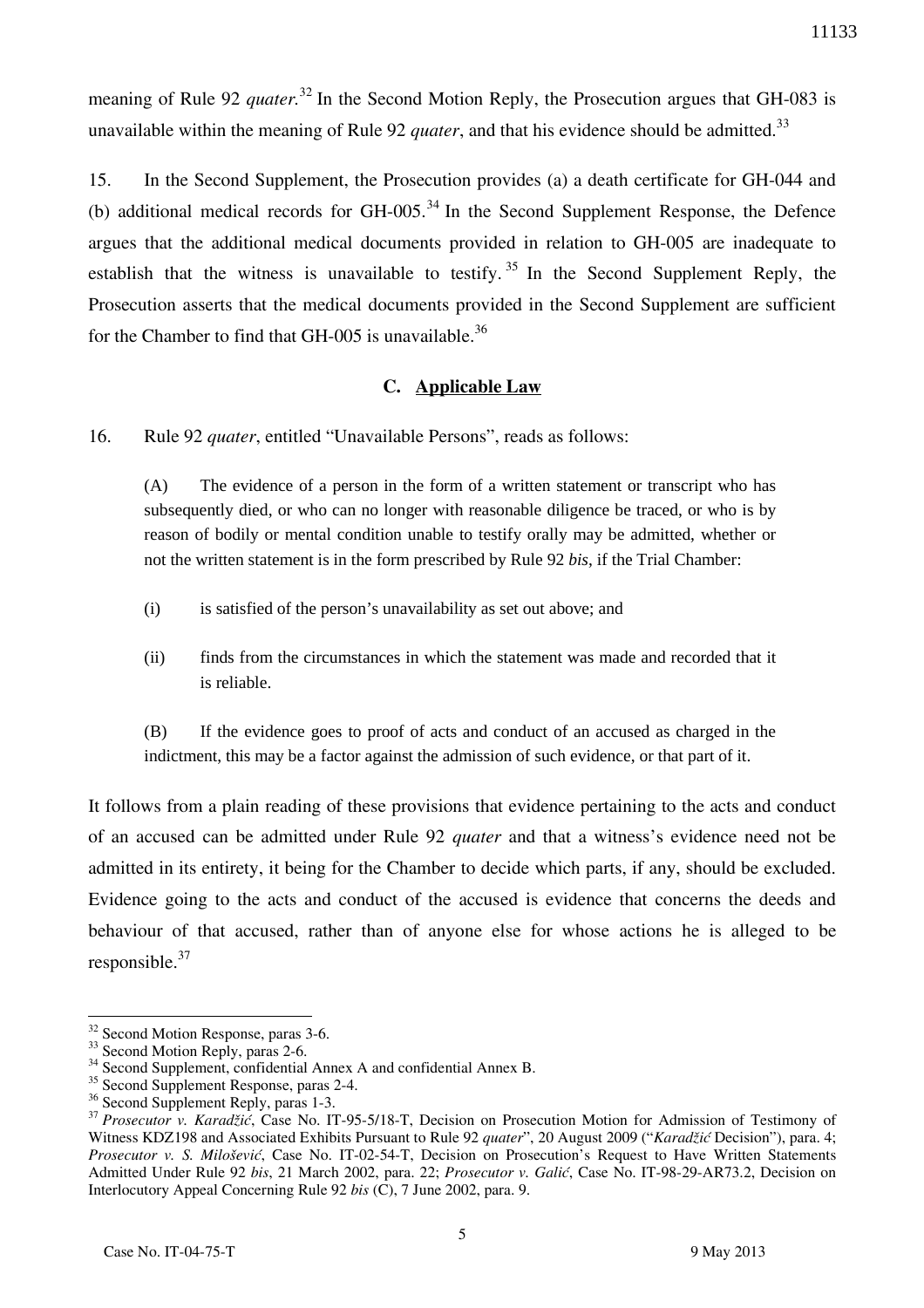meaning of Rule 92 *quater*.[32] In the Second Motion Reply, the Prosecution argues that GH-083 is unavailable within the meaning of Rule 92 *quater*, and that his evidence should be admitted.[33]

15. In the Second Supplement, the Prosecution provides (a) a death certificate for GH-044 and (b) additional medical records for GH-005.[34] In the Second Supplement Response, the Defence argues that the additional medical documents provided in relation to GH-005 are inadequate to establish that the witness is unavailable to testify.[35] In the Second Supplement Reply, the Prosecution asserts that the medical documents provided in the Second Supplement are sufficient for the Chamber to find that GH-005 is unavailable.[36]

### C. Applicable Law

16. Rule 92 *quater*, entitled "Unavailable Persons", reads as follows:

> (A) The evidence of a person in the form of a written statement or transcript who has subsequently died, or who can no longer with reasonable diligence be traced, or who is by reason of bodily or mental condition unable to testify orally may be admitted, whether or not the written statement is in the form prescribed by Rule 92 *bis*, if the Trial Chamber:
>
> (i) is satisfied of the person's unavailability as set out above; and
>
> (ii) finds from the circumstances in which the statement was made and recorded that it is reliable.
>
> (B) If the evidence goes to proof of acts and conduct of an accused as charged in the indictment, this may be a factor against the admission of such evidence, or that part of it.

It follows from a plain reading of these provisions that evidence pertaining to the acts and conduct of an accused can be admitted under Rule 92 *quater* and that a witness's evidence need not be admitted in its entirety, it being for the Chamber to decide which parts, if any, should be excluded. Evidence going to the acts and conduct of the accused is evidence that concerns the deeds and behaviour of that accused, rather than of anyone else for whose actions he is alleged to be responsible.[37]

---

[32] Second Motion Response, paras 3-6.

[33] Second Motion Reply, paras 2-6.

[34] Second Supplement, confidential Annex A and confidential Annex B.

[35] Second Supplement Response, paras 2-4.

[36] Second Supplement Reply, paras 1-3.

[37] *Prosecutor v. Karadžić*, Case No. IT-95-5/18-T, Decision on Prosecution Motion for Admission of Testimony of Witness KDZ198 and Associated Exhibits Pursuant to Rule 92 *quater*", 20 August 2009 ("*Karadžić* Decision"), para. 4; *Prosecutor v. S. Milošević*, Case No. IT-02-54-T, Decision on Prosecution's Request to Have Written Statements Admitted Under Rule 92 *bis*, 21 March 2002, para. 22; *Prosecutor v. Galić*, Case No. IT-98-29-AR73.2, Decision on Interlocutory Appeal Concerning Rule 92 *bis* (C), 7 June 2002, para. 9.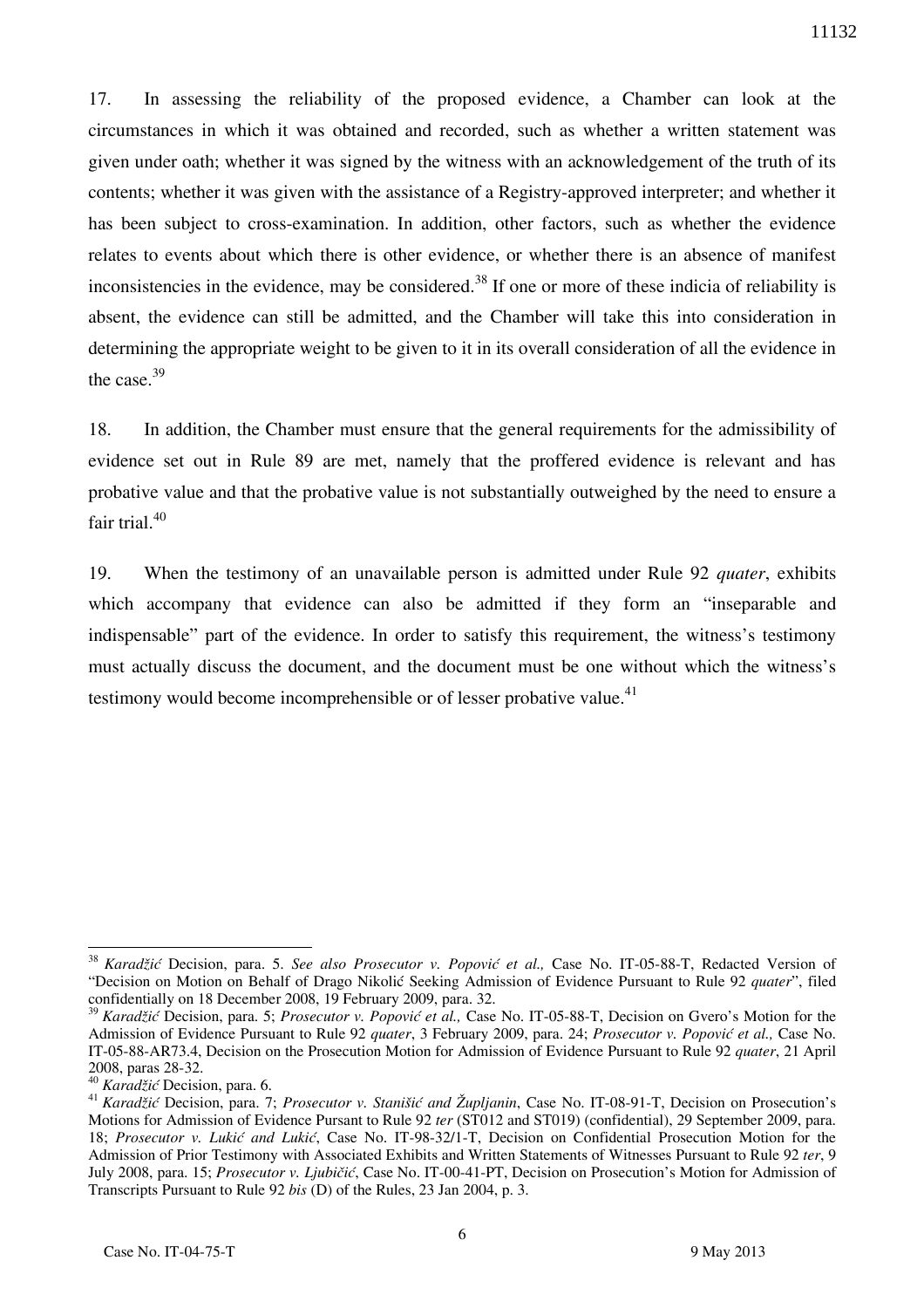17. In assessing the reliability of the proposed evidence, a Chamber can look at the circumstances in which it was obtained and recorded, such as whether a written statement was given under oath; whether it was signed by the witness with an acknowledgement of the truth of its contents; whether it was given with the assistance of a Registry-approved interpreter; and whether it has been subject to cross-examination. In addition, other factors, such as whether the evidence relates to events about which there is other evidence, or whether there is an absence of manifest inconsistencies in the evidence, may be considered.[38] If one or more of these indicia of reliability is absent, the evidence can still be admitted, and the Chamber will take this into consideration in determining the appropriate weight to be given to it in its overall consideration of all the evidence in the case.[39]

18. In addition, the Chamber must ensure that the general requirements for the admissibility of evidence set out in Rule 89 are met, namely that the proffered evidence is relevant and has probative value and that the probative value is not substantially outweighed by the need to ensure a fair trial.[40]

19. When the testimony of an unavailable person is admitted under Rule 92 *quater*, exhibits which accompany that evidence can also be admitted if they form an "inseparable and indispensable" part of the evidence. In order to satisfy this requirement, the witness's testimony must actually discuss the document, and the document must be one without which the witness's testimony would become incomprehensible or of lesser probative value.[41]

---

[38] *Karadžić* Decision, para. 5. *See also Prosecutor v. Popović et al.,* Case No. IT-05-88-T, Redacted Version of "Decision on Motion on Behalf of Drago Nikolić Seeking Admission of Evidence Pursuant to Rule 92 *quater*", filed confidentially on 18 December 2008, 19 February 2009, para. 32.

[39] *Karadžić* Decision, para. 5; *Prosecutor v. Popović et al.,* Case No. IT-05-88-T, Decision on Gvero's Motion for the Admission of Evidence Pursuant to Rule 92 *quater*, 3 February 2009, para. 24; *Prosecutor v. Popović et al.,* Case No. IT-05-88-AR73.4, Decision on the Prosecution Motion for Admission of Evidence Pursuant to Rule 92 *quater*, 21 April 2008, paras 28-32.

[40] *Karadžić* Decision, para. 6.

[41] *Karadžić* Decision, para. 7; *Prosecutor v. Stanišić and Župljanin*, Case No. IT-08-91-T, Decision on Prosecution's Motions for Admission of Evidence Pursuant to Rule 92 *ter* (ST012 and ST019) (confidential), 29 September 2009, para. 18; *Prosecutor v. Lukić and Lukić*, Case No. IT-98-32/1-T, Decision on Confidential Prosecution Motion for the Admission of Prior Testimony with Associated Exhibits and Written Statements of Witnesses Pursuant to Rule 92 *ter*, 9 July 2008, para. 15; *Prosecutor v. Ljubičić*, Case No. IT-00-41-PT, Decision on Prosecution's Motion for Admission of Transcripts Pursuant to Rule 92 *bis* (D) of the Rules, 23 Jan 2004, p. 3.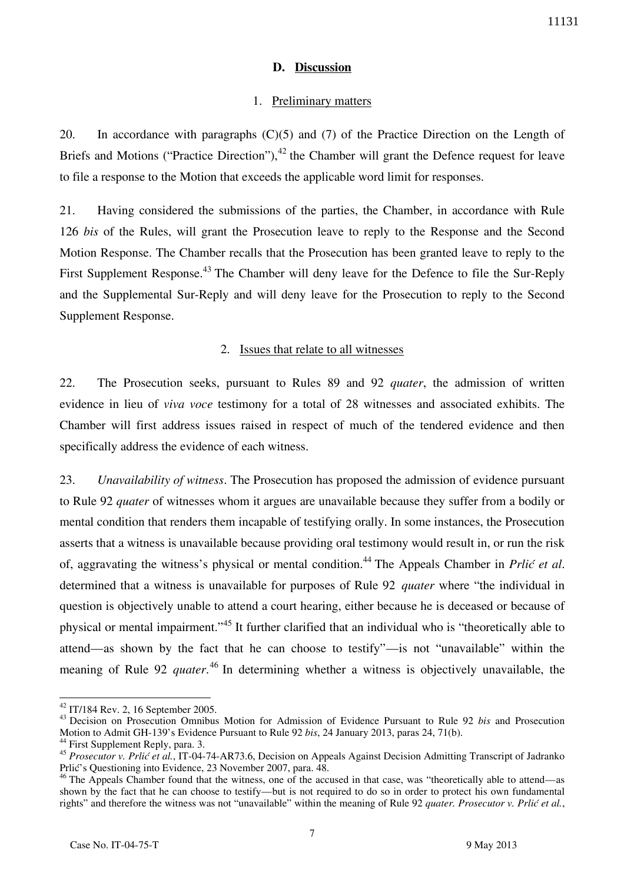### D. Discussion

#### 1. Preliminary matters

20. In accordance with paragraphs (C)(5) and (7) of the Practice Direction on the Length of Briefs and Motions ("Practice Direction"),[42] the Chamber will grant the Defence request for leave to file a response to the Motion that exceeds the applicable word limit for responses.

21. Having considered the submissions of the parties, the Chamber, in accordance with Rule 126 *bis* of the Rules, will grant the Prosecution leave to reply to the Response and the Second Motion Response. The Chamber recalls that the Prosecution has been granted leave to reply to the First Supplement Response.[43] The Chamber will deny leave for the Defence to file the Sur-Reply and the Supplemental Sur-Reply and will deny leave for the Prosecution to reply to the Second Supplement Response.

#### 2. Issues that relate to all witnesses

22. The Prosecution seeks, pursuant to Rules 89 and 92 *quater*, the admission of written evidence in lieu of *viva voce* testimony for a total of 28 witnesses and associated exhibits. The Chamber will first address issues raised in respect of much of the tendered evidence and then specifically address the evidence of each witness.

23. *Unavailability of witness*. The Prosecution has proposed the admission of evidence pursuant to Rule 92 *quater* of witnesses whom it argues are unavailable because they suffer from a bodily or mental condition that renders them incapable of testifying orally. In some instances, the Prosecution asserts that a witness is unavailable because providing oral testimony would result in, or run the risk of, aggravating the witness's physical or mental condition.[44] The Appeals Chamber in *Prlić et al*. determined that a witness is unavailable for purposes of Rule 92 *quater* where "the individual in question is objectively unable to attend a court hearing, either because he is deceased or because of physical or mental impairment."[45] It further clarified that an individual who is "theoretically able to attend—as shown by the fact that he can choose to testify"—is not "unavailable" within the meaning of Rule 92 *quater*.[46] In determining whether a witness is objectively unavailable, the

---

[42] IT/184 Rev. 2, 16 September 2005.

[43] Decision on Prosecution Omnibus Motion for Admission of Evidence Pursuant to Rule 92 *bis* and Prosecution Motion to Admit GH-139's Evidence Pursuant to Rule 92 *bis*, 24 January 2013, paras 24, 71(b).

[44] First Supplement Reply, para. 3.

[45] *Prosecutor v. Prlić et al.*, IT-04-74-AR73.6, Decision on Appeals Against Decision Admitting Transcript of Jadranko Prlić's Questioning into Evidence, 23 November 2007, para. 48.

[46] The Appeals Chamber found that the witness, one of the accused in that case, was "theoretically able to attend—as shown by the fact that he can choose to testify—but is not required to do so in order to protect his own fundamental rights" and therefore the witness was not "unavailable" within the meaning of Rule 92 *quater*. *Prosecutor v. Prlić et al.*,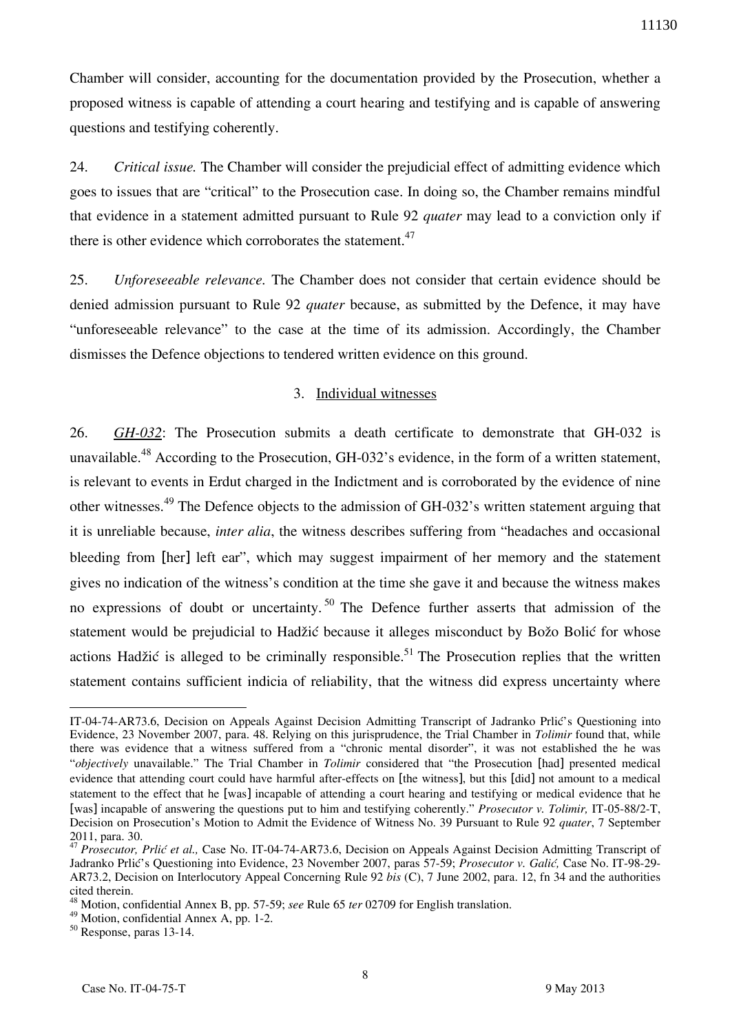Chamber will consider, accounting for the documentation provided by the Prosecution, whether a proposed witness is capable of attending a court hearing and testifying and is capable of answering questions and testifying coherently.

24. *Critical issue.* The Chamber will consider the prejudicial effect of admitting evidence which goes to issues that are "critical" to the Prosecution case. In doing so, the Chamber remains mindful that evidence in a statement admitted pursuant to Rule 92 *quater* may lead to a conviction only if there is other evidence which corroborates the statement.[47]

25. *Unforeseeable relevance.* The Chamber does not consider that certain evidence should be denied admission pursuant to Rule 92 *quater* because, as submitted by the Defence, it may have "unforeseeable relevance" to the case at the time of its admission. Accordingly, the Chamber dismisses the Defence objections to tendered written evidence on this ground.

### 3. Individual witnesses

26. *GH-032*: The Prosecution submits a death certificate to demonstrate that GH-032 is unavailable.[48] According to the Prosecution, GH-032's evidence, in the form of a written statement, is relevant to events in Erdut charged in the Indictment and is corroborated by the evidence of nine other witnesses.[49] The Defence objects to the admission of GH-032's written statement arguing that it is unreliable because, *inter alia*, the witness describes suffering from "headaches and occasional bleeding from [her] left ear", which may suggest impairment of her memory and the statement gives no indication of the witness's condition at the time she gave it and because the witness makes no expressions of doubt or uncertainty.[50] The Defence further asserts that admission of the statement would be prejudicial to Hadžić because it alleges misconduct by Božo Bolić for whose actions Hadžić is alleged to be criminally responsible.[51] The Prosecution replies that the written statement contains sufficient indicia of reliability, that the witness did express uncertainty where

---

IT-04-74-AR73.6, Decision on Appeals Against Decision Admitting Transcript of Jadranko Prlić's Questioning into Evidence, 23 November 2007, para. 48. Relying on this jurisprudence, the Trial Chamber in *Tolimir* found that, while there was evidence that a witness suffered from a "chronic mental disorder", it was not established the he was "*objectively* unavailable." The Trial Chamber in *Tolimir* considered that "the Prosecution [had] presented medical evidence that attending court could have harmful after-effects on [the witness], but this [did] not amount to a medical statement to the effect that he [was] incapable of attending a court hearing and testifying or medical evidence that he [was] incapable of answering the questions put to him and testifying coherently." *Prosecutor v. Tolimir,* IT-05-88/2-T, Decision on Prosecution's Motion to Admit the Evidence of Witness No. 39 Pursuant to Rule 92 *quater*, 7 September 2011, para. 30.

[47] *Prosecutor, Prlić et al.,* Case No. IT-04-74-AR73.6, Decision on Appeals Against Decision Admitting Transcript of Jadranko Prlić's Questioning into Evidence, 23 November 2007, paras 57-59; *Prosecutor v. Galić,* Case No. IT-98-29-AR73.2, Decision on Interlocutory Appeal Concerning Rule 92 *bis* (C), 7 June 2002, para. 12, fn 34 and the authorities cited therein.

[48] Motion, confidential Annex B, pp. 57-59; *see* Rule 65 *ter* 02709 for English translation.

[49] Motion, confidential Annex A, pp. 1-2.

[50] Response, paras 13-14.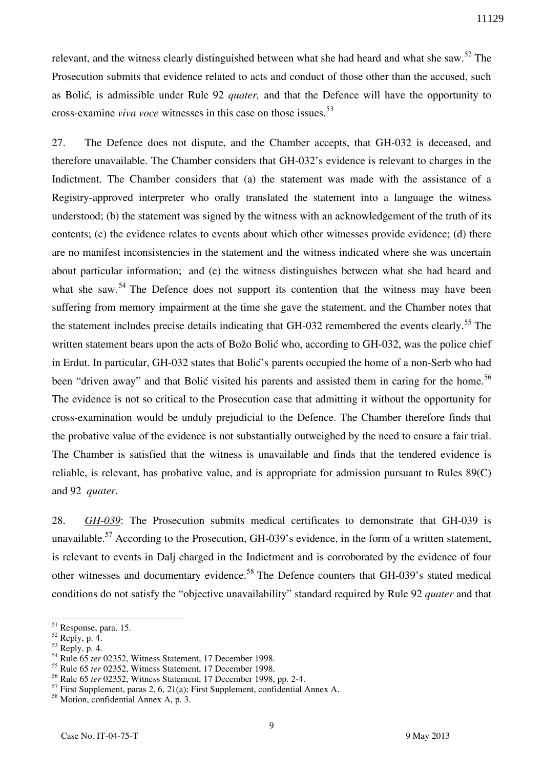relevant, and the witness clearly distinguished between what she had heard and what she saw.[52] The Prosecution submits that evidence related to acts and conduct of those other than the accused, such as Bolić, is admissible under Rule 92 *quater,* and that the Defence will have the opportunity to cross-examine *viva voce* witnesses in this case on those issues.[53]

27. The Defence does not dispute, and the Chamber accepts, that GH-032 is deceased, and therefore unavailable. The Chamber considers that GH-032's evidence is relevant to charges in the Indictment. The Chamber considers that (a) the statement was made with the assistance of a Registry-approved interpreter who orally translated the statement into a language the witness understood; (b) the statement was signed by the witness with an acknowledgement of the truth of its contents; (c) the evidence relates to events about which other witnesses provide evidence; (d) there are no manifest inconsistencies in the statement and the witness indicated where she was uncertain about particular information; and (e) the witness distinguishes between what she had heard and what she saw.[54] The Defence does not support its contention that the witness may have been suffering from memory impairment at the time she gave the statement, and the Chamber notes that the statement includes precise details indicating that GH-032 remembered the events clearly.[55] The written statement bears upon the acts of Božo Bolić who, according to GH-032, was the police chief in Erdut. In particular, GH-032 states that Bolić's parents occupied the home of a non-Serb who had been "driven away" and that Bolić visited his parents and assisted them in caring for the home.[56] The evidence is not so critical to the Prosecution case that admitting it without the opportunity for cross-examination would be unduly prejudicial to the Defence. The Chamber therefore finds that the probative value of the evidence is not substantially outweighed by the need to ensure a fair trial. The Chamber is satisfied that the witness is unavailable and finds that the tendered evidence is reliable, is relevant, has probative value, and is appropriate for admission pursuant to Rules 89(C) and 92 *quater*.

28. *GH-039*: The Prosecution submits medical certificates to demonstrate that GH-039 is unavailable.[57] According to the Prosecution, GH-039's evidence, in the form of a written statement, is relevant to events in Dalj charged in the Indictment and is corroborated by the evidence of four other witnesses and documentary evidence.[58] The Defence counters that GH-039's stated medical conditions do not satisfy the "objective unavailability" standard required by Rule 92 *quater* and that

---

[51] Response, para. 15.
[52] Reply, p. 4.
[53] Reply, p. 4.
[54] Rule 65 *ter* 02352, Witness Statement, 17 December 1998.
[55] Rule 65 *ter* 02352, Witness Statement, 17 December 1998.
[56] Rule 65 *ter* 02352, Witness Statement, 17 December 1998, pp. 2-4.
[57] First Supplement, paras 2, 6, 21(a); First Supplement, confidential Annex A.
[58] Motion, confidential Annex A, p. 3.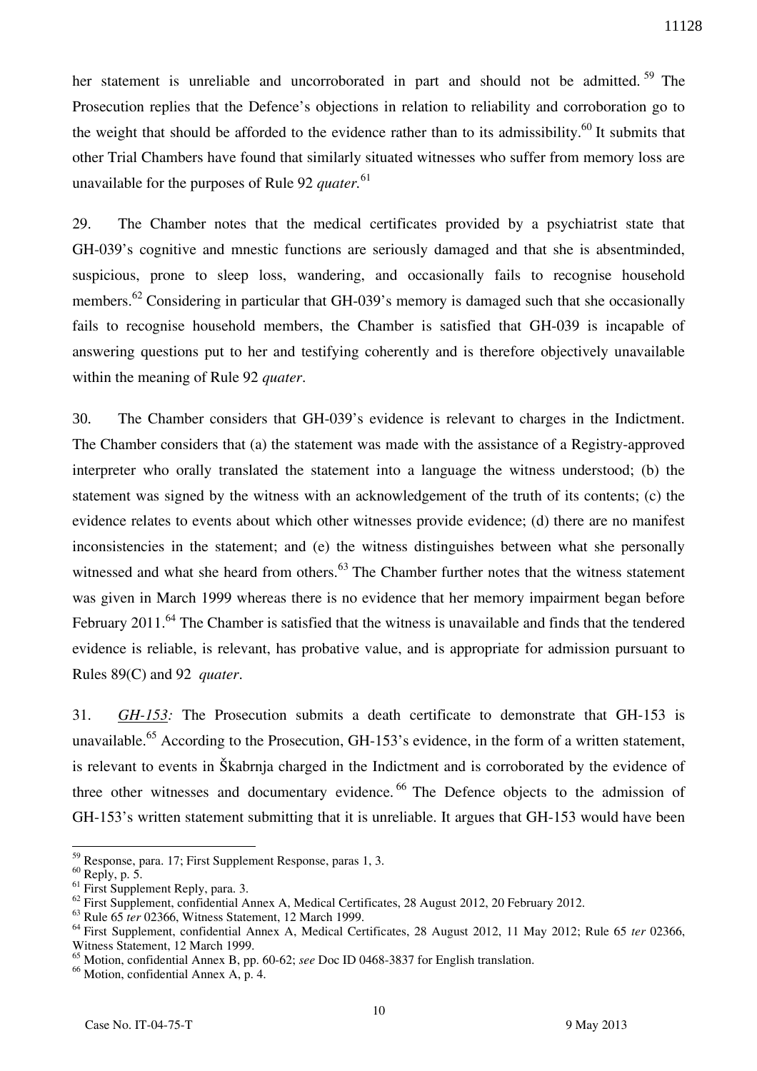her statement is unreliable and uncorroborated in part and should not be admitted.[59] The Prosecution replies that the Defence's objections in relation to reliability and corroboration go to the weight that should be afforded to the evidence rather than to its admissibility.[60] It submits that other Trial Chambers have found that similarly situated witnesses who suffer from memory loss are unavailable for the purposes of Rule 92 *quater*.[61]

29. The Chamber notes that the medical certificates provided by a psychiatrist state that GH-039's cognitive and mnestic functions are seriously damaged and that she is absentminded, suspicious, prone to sleep loss, wandering, and occasionally fails to recognise household members.[62] Considering in particular that GH-039's memory is damaged such that she occasionally fails to recognise household members, the Chamber is satisfied that GH-039 is incapable of answering questions put to her and testifying coherently and is therefore objectively unavailable within the meaning of Rule 92 *quater*.

30. The Chamber considers that GH-039's evidence is relevant to charges in the Indictment. The Chamber considers that (a) the statement was made with the assistance of a Registry-approved interpreter who orally translated the statement into a language the witness understood; (b) the statement was signed by the witness with an acknowledgement of the truth of its contents; (c) the evidence relates to events about which other witnesses provide evidence; (d) there are no manifest inconsistencies in the statement; and (e) the witness distinguishes between what she personally witnessed and what she heard from others.[63] The Chamber further notes that the witness statement was given in March 1999 whereas there is no evidence that her memory impairment began before February 2011.[64] The Chamber is satisfied that the witness is unavailable and finds that the tendered evidence is reliable, is relevant, has probative value, and is appropriate for admission pursuant to Rules 89(C) and 92 *quater*.

31. ***GH-153:*** The Prosecution submits a death certificate to demonstrate that GH-153 is unavailable.[65] According to the Prosecution, GH-153's evidence, in the form of a written statement, is relevant to events in Škabrnja charged in the Indictment and is corroborated by the evidence of three other witnesses and documentary evidence.[66] The Defence objects to the admission of GH-153's written statement submitting that it is unreliable. It argues that GH-153 would have been

---

[59] Response, para. 17; First Supplement Response, paras 1, 3.

[60] Reply, p. 5.

[61] First Supplement Reply, para. 3.

[62] First Supplement, confidential Annex A, Medical Certificates, 28 August 2012, 20 February 2012.

[63] Rule 65 *ter* 02366, Witness Statement, 12 March 1999.

[64] First Supplement, confidential Annex A, Medical Certificates, 28 August 2012, 11 May 2012; Rule 65 *ter* 02366, Witness Statement, 12 March 1999.

[65] Motion, confidential Annex B, pp. 60-62; *see* Doc ID 0468-3837 for English translation.

[66] Motion, confidential Annex A, p. 4.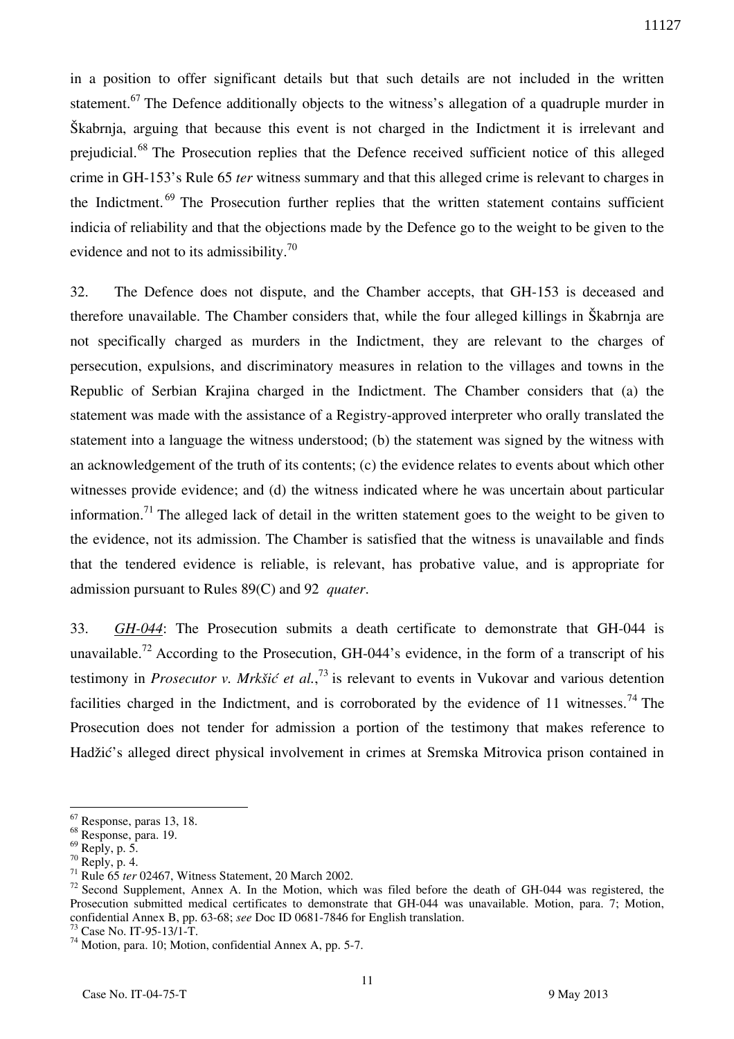in a position to offer significant details but that such details are not included in the written statement.[67] The Defence additionally objects to the witness's allegation of a quadruple murder in Škabrnja, arguing that because this event is not charged in the Indictment it is irrelevant and prejudicial.[68] The Prosecution replies that the Defence received sufficient notice of this alleged crime in GH-153's Rule 65 *ter* witness summary and that this alleged crime is relevant to charges in the Indictment.[69] The Prosecution further replies that the written statement contains sufficient indicia of reliability and that the objections made by the Defence go to the weight to be given to the evidence and not to its admissibility.[70]

32. The Defence does not dispute, and the Chamber accepts, that GH-153 is deceased and therefore unavailable. The Chamber considers that, while the four alleged killings in Škabrnja are not specifically charged as murders in the Indictment, they are relevant to the charges of persecution, expulsions, and discriminatory measures in relation to the villages and towns in the Republic of Serbian Krajina charged in the Indictment. The Chamber considers that (a) the statement was made with the assistance of a Registry-approved interpreter who orally translated the statement into a language the witness understood; (b) the statement was signed by the witness with an acknowledgement of the truth of its contents; (c) the evidence relates to events about which other witnesses provide evidence; and (d) the witness indicated where he was uncertain about particular information.[71] The alleged lack of detail in the written statement goes to the weight to be given to the evidence, not its admission. The Chamber is satisfied that the witness is unavailable and finds that the tendered evidence is reliable, is relevant, has probative value, and is appropriate for admission pursuant to Rules 89(C) and 92 *quater*.

33. *GH-044*: The Prosecution submits a death certificate to demonstrate that GH-044 is unavailable.[72] According to the Prosecution, GH-044's evidence, in the form of a transcript of his testimony in *Prosecutor v. Mrkšić et al.*,[73] is relevant to events in Vukovar and various detention facilities charged in the Indictment, and is corroborated by the evidence of 11 witnesses.[74] The Prosecution does not tender for admission a portion of the testimony that makes reference to Hadžić's alleged direct physical involvement in crimes at Sremska Mitrovica prison contained in

---

[67] Response, paras 13, 18.

[68] Response, para. 19.

[69] Reply, p. 5.

[70] Reply, p. 4.

[71] Rule 65 *ter* 02467, Witness Statement, 20 March 2002.

[72] Second Supplement, Annex A. In the Motion, which was filed before the death of GH-044 was registered, the Prosecution submitted medical certificates to demonstrate that GH-044 was unavailable. Motion, para. 7; Motion, confidential Annex B, pp. 63-68; *see* Doc ID 0681-7846 for English translation.

[73] Case No. IT-95-13/1-T.

[74] Motion, para. 10; Motion, confidential Annex A, pp. 5-7.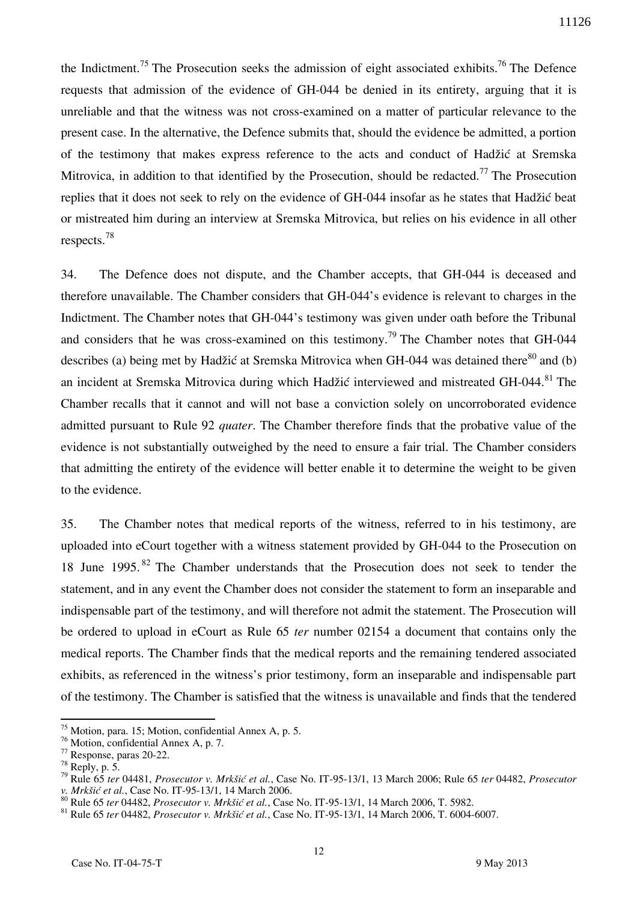the Indictment.[75] The Prosecution seeks the admission of eight associated exhibits.[76] The Defence requests that admission of the evidence of GH-044 be denied in its entirety, arguing that it is unreliable and that the witness was not cross-examined on a matter of particular relevance to the present case. In the alternative, the Defence submits that, should the evidence be admitted, a portion of the testimony that makes express reference to the acts and conduct of Hadžić at Sremska Mitrovica, in addition to that identified by the Prosecution, should be redacted.[77] The Prosecution replies that it does not seek to rely on the evidence of GH-044 insofar as he states that Hadžić beat or mistreated him during an interview at Sremska Mitrovica, but relies on his evidence in all other respects.[78]

34. The Defence does not dispute, and the Chamber accepts, that GH-044 is deceased and therefore unavailable. The Chamber considers that GH-044's evidence is relevant to charges in the Indictment. The Chamber notes that GH-044's testimony was given under oath before the Tribunal and considers that he was cross-examined on this testimony.[79] The Chamber notes that GH-044 describes (a) being met by Hadžić at Sremska Mitrovica when GH-044 was detained there[80] and (b) an incident at Sremska Mitrovica during which Hadžić interviewed and mistreated GH-044.[81] The Chamber recalls that it cannot and will not base a conviction solely on uncorroborated evidence admitted pursuant to Rule 92 *quater*. The Chamber therefore finds that the probative value of the evidence is not substantially outweighed by the need to ensure a fair trial. The Chamber considers that admitting the entirety of the evidence will better enable it to determine the weight to be given to the evidence.

35. The Chamber notes that medical reports of the witness, referred to in his testimony, are uploaded into eCourt together with a witness statement provided by GH-044 to the Prosecution on 18 June 1995.[82] The Chamber understands that the Prosecution does not seek to tender the statement, and in any event the Chamber does not consider the statement to form an inseparable and indispensable part of the testimony, and will therefore not admit the statement. The Prosecution will be ordered to upload in eCourt as Rule 65 *ter* number 02154 a document that contains only the medical reports. The Chamber finds that the medical reports and the remaining tendered associated exhibits, as referenced in the witness's prior testimony, form an inseparable and indispensable part of the testimony. The Chamber is satisfied that the witness is unavailable and finds that the tendered

---

[75] Motion, para. 15; Motion, confidential Annex A, p. 5.

[76] Motion, confidential Annex A, p. 7.

[77] Response, paras 20-22.

[78] Reply, p. 5.

[79] Rule 65 *ter* 04481, *Prosecutor v. Mrkšić et al.*, Case No. IT-95-13/1, 13 March 2006; Rule 65 *ter* 04482, *Prosecutor v. Mrkšić et al.*, Case No. IT-95-13/1, 14 March 2006.

[80] Rule 65 *ter* 04482, *Prosecutor v. Mrkšić et al.*, Case No. IT-95-13/1, 14 March 2006, T. 5982.

[81] Rule 65 *ter* 04482, *Prosecutor v. Mrkšić et al.*, Case No. IT-95-13/1, 14 March 2006, T. 6004-6007.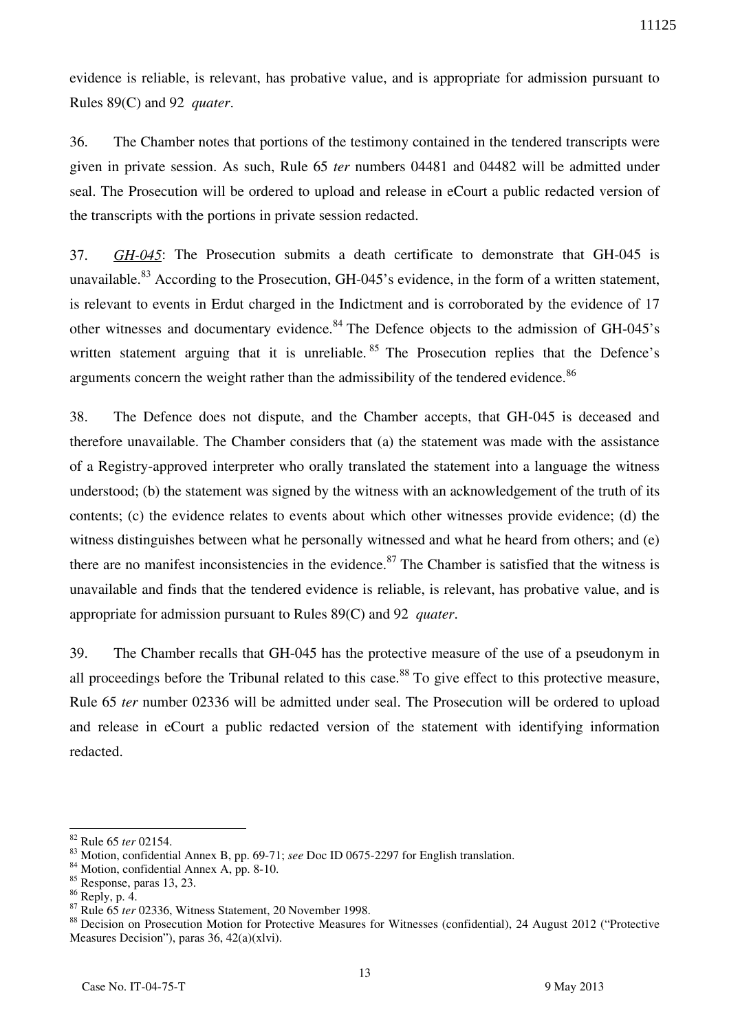evidence is reliable, is relevant, has probative value, and is appropriate for admission pursuant to Rules 89(C) and 92 *quater*.

36. The Chamber notes that portions of the testimony contained in the tendered transcripts were given in private session. As such, Rule 65 *ter* numbers 04481 and 04482 will be admitted under seal. The Prosecution will be ordered to upload and release in eCourt a public redacted version of the transcripts with the portions in private session redacted.

37. *GH-045*: The Prosecution submits a death certificate to demonstrate that GH-045 is unavailable.[83] According to the Prosecution, GH-045's evidence, in the form of a written statement, is relevant to events in Erdut charged in the Indictment and is corroborated by the evidence of 17 other witnesses and documentary evidence.[84] The Defence objects to the admission of GH-045's written statement arguing that it is unreliable.[85] The Prosecution replies that the Defence's arguments concern the weight rather than the admissibility of the tendered evidence.[86]

38. The Defence does not dispute, and the Chamber accepts, that GH-045 is deceased and therefore unavailable. The Chamber considers that (a) the statement was made with the assistance of a Registry-approved interpreter who orally translated the statement into a language the witness understood; (b) the statement was signed by the witness with an acknowledgement of the truth of its contents; (c) the evidence relates to events about which other witnesses provide evidence; (d) the witness distinguishes between what he personally witnessed and what he heard from others; and (e) there are no manifest inconsistencies in the evidence.[87] The Chamber is satisfied that the witness is unavailable and finds that the tendered evidence is reliable, is relevant, has probative value, and is appropriate for admission pursuant to Rules 89(C) and 92 *quater*.

39. The Chamber recalls that GH-045 has the protective measure of the use of a pseudonym in all proceedings before the Tribunal related to this case.[88] To give effect to this protective measure, Rule 65 *ter* number 02336 will be admitted under seal. The Prosecution will be ordered to upload and release in eCourt a public redacted version of the statement with identifying information redacted.

---

[82] Rule 65 *ter* 02154.
[83] Motion, confidential Annex B, pp. 69-71; *see* Doc ID 0675-2297 for English translation.
[84] Motion, confidential Annex A, pp. 8-10.
[85] Response, paras 13, 23.
[86] Reply, p. 4.
[87] Rule 65 *ter* 02336, Witness Statement, 20 November 1998.
[88] Decision on Prosecution Motion for Protective Measures for Witnesses (confidential), 24 August 2012 ("Protective Measures Decision"), paras 36, 42(a)(xlvi).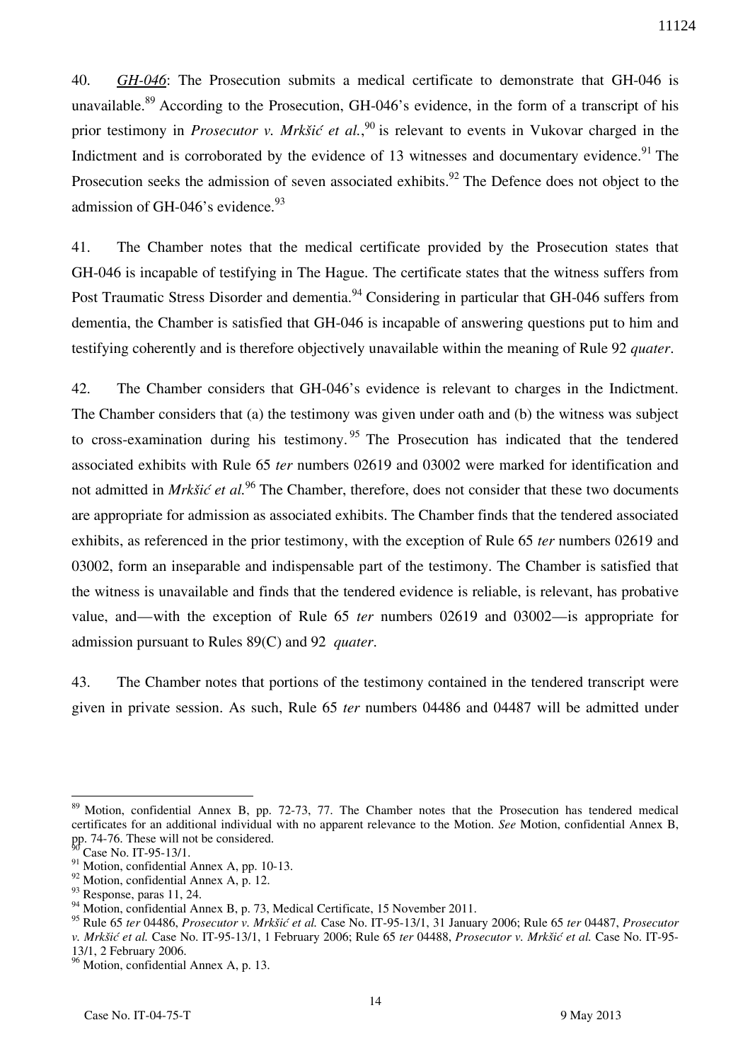40. *GH-046*: The Prosecution submits a medical certificate to demonstrate that GH-046 is unavailable.[89] According to the Prosecution, GH-046's evidence, in the form of a transcript of his prior testimony in *Prosecutor v. Mrkšić et al.*,[90] is relevant to events in Vukovar charged in the Indictment and is corroborated by the evidence of 13 witnesses and documentary evidence.[91] The Prosecution seeks the admission of seven associated exhibits.[92] The Defence does not object to the admission of GH-046's evidence.[93]

41. The Chamber notes that the medical certificate provided by the Prosecution states that GH-046 is incapable of testifying in The Hague. The certificate states that the witness suffers from Post Traumatic Stress Disorder and dementia.[94] Considering in particular that GH-046 suffers from dementia, the Chamber is satisfied that GH-046 is incapable of answering questions put to him and testifying coherently and is therefore objectively unavailable within the meaning of Rule 92 *quater*.

42. The Chamber considers that GH-046's evidence is relevant to charges in the Indictment. The Chamber considers that (a) the testimony was given under oath and (b) the witness was subject to cross-examination during his testimony.[95] The Prosecution has indicated that the tendered associated exhibits with Rule 65 *ter* numbers 02619 and 03002 were marked for identification and not admitted in *Mrkšić et al.*[96] The Chamber, therefore, does not consider that these two documents are appropriate for admission as associated exhibits. The Chamber finds that the tendered associated exhibits, as referenced in the prior testimony, with the exception of Rule 65 *ter* numbers 02619 and 03002, form an inseparable and indispensable part of the testimony. The Chamber is satisfied that the witness is unavailable and finds that the tendered evidence is reliable, is relevant, has probative value, and—with the exception of Rule 65 *ter* numbers 02619 and 03002—is appropriate for admission pursuant to Rules 89(C) and 92 *quater*.

43. The Chamber notes that portions of the testimony contained in the tendered transcript were given in private session. As such, Rule 65 *ter* numbers 04486 and 04487 will be admitted under

---

[89] Motion, confidential Annex B, pp. 72-73, 77. The Chamber notes that the Prosecution has tendered medical certificates for an additional individual with no apparent relevance to the Motion. *See* Motion, confidential Annex B, pp. 74-76. These will not be considered.

[90] Case No. IT-95-13/1.

[91] Motion, confidential Annex A, pp. 10-13.

[92] Motion, confidential Annex A, p. 12.

[93] Response, paras 11, 24.

[94] Motion, confidential Annex B, p. 73, Medical Certificate, 15 November 2011.

[95] Rule 65 *ter* 04486, *Prosecutor v. Mrkšić et al.* Case No. IT-95-13/1, 31 January 2006; Rule 65 *ter* 04487, *Prosecutor v. Mrkšić et al.* Case No. IT-95-13/1, 1 February 2006; Rule 65 *ter* 04488, *Prosecutor v. Mrkšić et al.* Case No. IT-95-13/1, 2 February 2006.

[96] Motion, confidential Annex A, p. 13.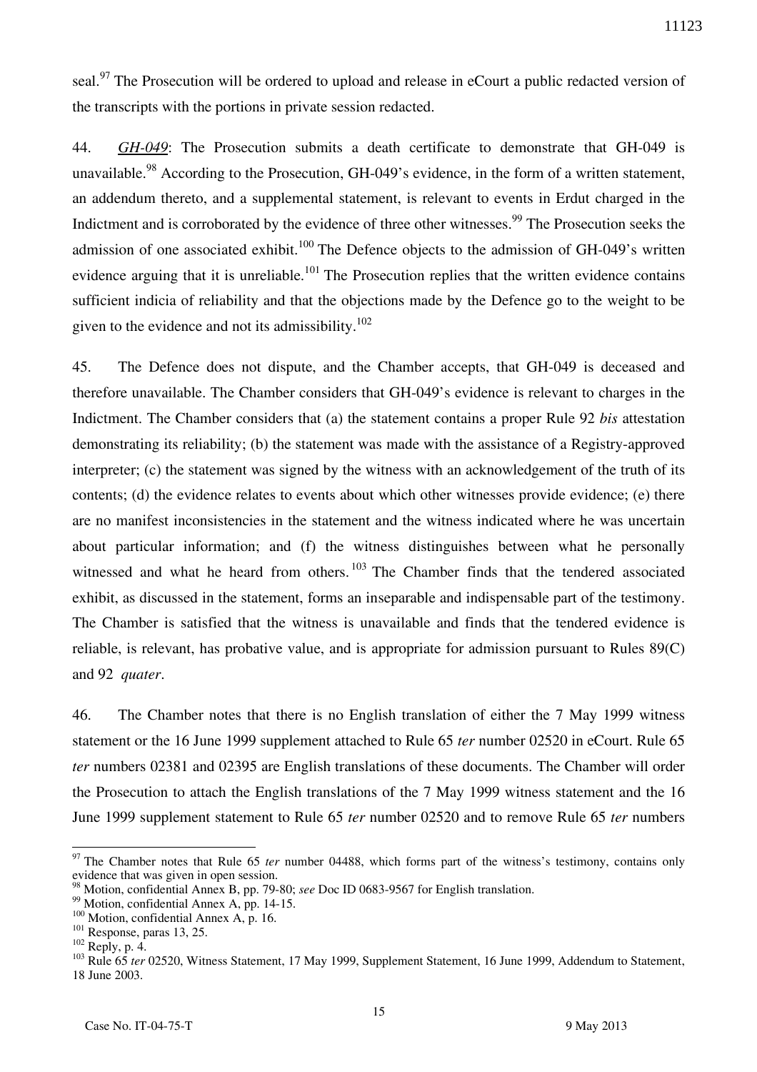seal.[97] The Prosecution will be ordered to upload and release in eCourt a public redacted version of the transcripts with the portions in private session redacted.

44. *GH-049*: The Prosecution submits a death certificate to demonstrate that GH-049 is unavailable.[98] According to the Prosecution, GH-049's evidence, in the form of a written statement, an addendum thereto, and a supplemental statement, is relevant to events in Erdut charged in the Indictment and is corroborated by the evidence of three other witnesses.[99] The Prosecution seeks the admission of one associated exhibit.[100] The Defence objects to the admission of GH-049's written evidence arguing that it is unreliable.[101] The Prosecution replies that the written evidence contains sufficient indicia of reliability and that the objections made by the Defence go to the weight to be given to the evidence and not its admissibility.[102]

45. The Defence does not dispute, and the Chamber accepts, that GH-049 is deceased and therefore unavailable. The Chamber considers that GH-049's evidence is relevant to charges in the Indictment. The Chamber considers that (a) the statement contains a proper Rule 92 *bis* attestation demonstrating its reliability; (b) the statement was made with the assistance of a Registry-approved interpreter; (c) the statement was signed by the witness with an acknowledgement of the truth of its contents; (d) the evidence relates to events about which other witnesses provide evidence; (e) there are no manifest inconsistencies in the statement and the witness indicated where he was uncertain about particular information; and (f) the witness distinguishes between what he personally witnessed and what he heard from others.[103] The Chamber finds that the tendered associated exhibit, as discussed in the statement, forms an inseparable and indispensable part of the testimony. The Chamber is satisfied that the witness is unavailable and finds that the tendered evidence is reliable, is relevant, has probative value, and is appropriate for admission pursuant to Rules 89(C) and 92 *quater*.

46. The Chamber notes that there is no English translation of either the 7 May 1999 witness statement or the 16 June 1999 supplement attached to Rule 65 *ter* number 02520 in eCourt. Rule 65 *ter* numbers 02381 and 02395 are English translations of these documents. The Chamber will order the Prosecution to attach the English translations of the 7 May 1999 witness statement and the 16 June 1999 supplement statement to Rule 65 *ter* number 02520 and to remove Rule 65 *ter* numbers

---

[97] The Chamber notes that Rule 65 *ter* number 04488, which forms part of the witness's testimony, contains only evidence that was given in open session.

[98] Motion, confidential Annex B, pp. 79-80; *see* Doc ID 0683-9567 for English translation.

[99] Motion, confidential Annex A, pp. 14-15.

[100] Motion, confidential Annex A, p. 16.

[101] Response, paras 13, 25.

[102] Reply, p. 4.

[103] Rule 65 *ter* 02520, Witness Statement, 17 May 1999, Supplement Statement, 16 June 1999, Addendum to Statement, 18 June 2003.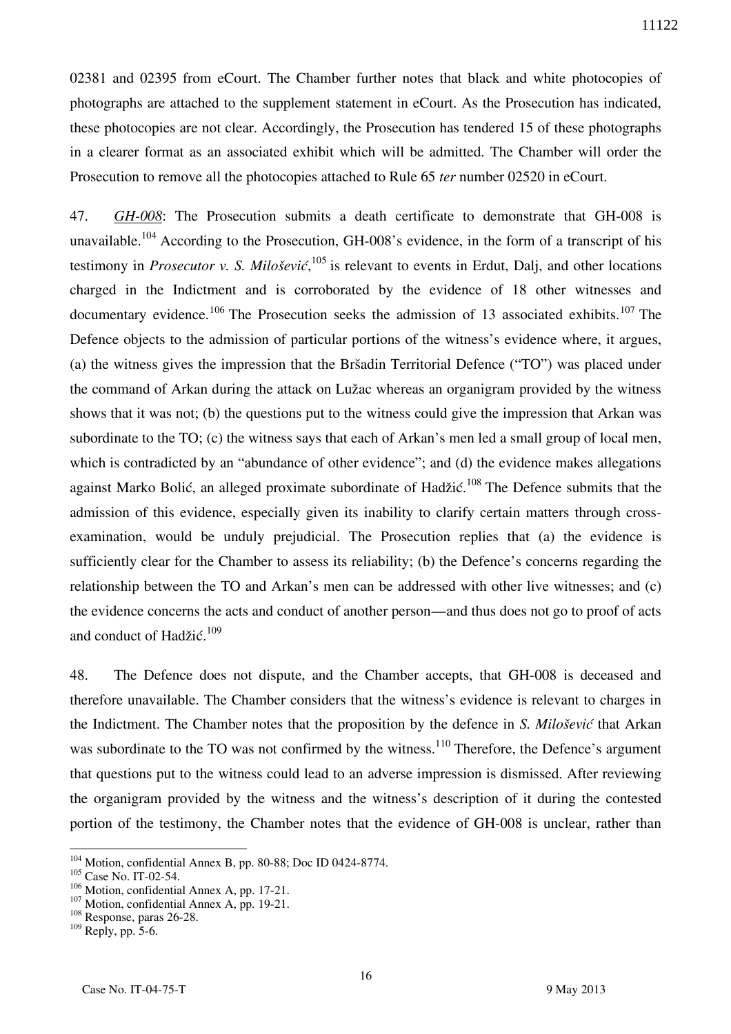02381 and 02395 from eCourt. The Chamber further notes that black and white photocopies of photographs are attached to the supplement statement in eCourt. As the Prosecution has indicated, these photocopies are not clear. Accordingly, the Prosecution has tendered 15 of these photographs in a clearer format as an associated exhibit which will be admitted. The Chamber will order the Prosecution to remove all the photocopies attached to Rule 65 *ter* number 02520 in eCourt.

47. *GH-008*: The Prosecution submits a death certificate to demonstrate that GH-008 is unavailable.[104] According to the Prosecution, GH-008's evidence, in the form of a transcript of his testimony in *Prosecutor v. S. Milošević*,[105] is relevant to events in Erdut, Dalj, and other locations charged in the Indictment and is corroborated by the evidence of 18 other witnesses and documentary evidence.[106] The Prosecution seeks the admission of 13 associated exhibits.[107] The Defence objects to the admission of particular portions of the witness's evidence where, it argues, (a) the witness gives the impression that the Bršadin Territorial Defence ("TO") was placed under the command of Arkan during the attack on Lužac whereas an organigram provided by the witness shows that it was not; (b) the questions put to the witness could give the impression that Arkan was subordinate to the TO; (c) the witness says that each of Arkan's men led a small group of local men, which is contradicted by an "abundance of other evidence"; and (d) the evidence makes allegations against Marko Bolić, an alleged proximate subordinate of Hadžić.[108] The Defence submits that the admission of this evidence, especially given its inability to clarify certain matters through cross-examination, would be unduly prejudicial. The Prosecution replies that (a) the evidence is sufficiently clear for the Chamber to assess its reliability; (b) the Defence's concerns regarding the relationship between the TO and Arkan's men can be addressed with other live witnesses; and (c) the evidence concerns the acts and conduct of another person—and thus does not go to proof of acts and conduct of Hadžić.[109]

48. The Defence does not dispute, and the Chamber accepts, that GH-008 is deceased and therefore unavailable. The Chamber considers that the witness's evidence is relevant to charges in the Indictment. The Chamber notes that the proposition by the defence in *S. Milošević* that Arkan was subordinate to the TO was not confirmed by the witness.[110] Therefore, the Defence's argument that questions put to the witness could lead to an adverse impression is dismissed. After reviewing the organigram provided by the witness and the witness's description of it during the contested portion of the testimony, the Chamber notes that the evidence of GH-008 is unclear, rather than

---

[104] Motion, confidential Annex B, pp. 80-88; Doc ID 0424-8774.

[105] Case No. IT-02-54.

[106] Motion, confidential Annex A, pp. 17-21.

[107] Motion, confidential Annex A, pp. 19-21.

[108] Response, paras 26-28.

[109] Reply, pp. 5-6.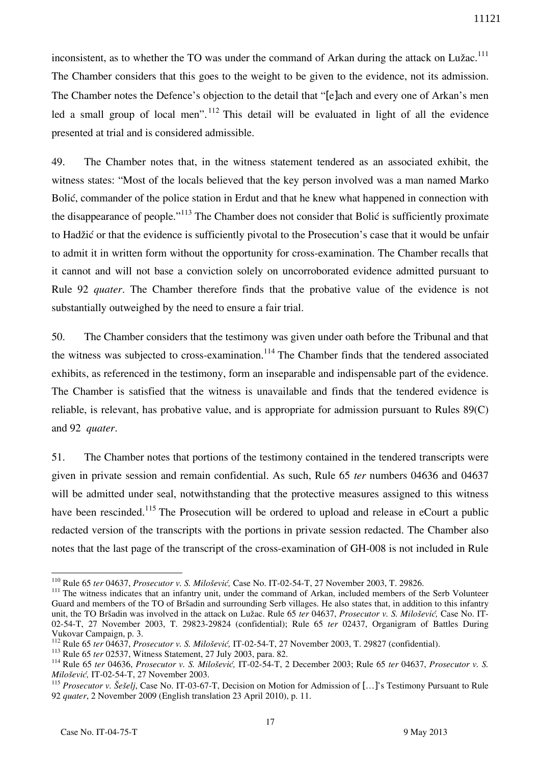inconsistent, as to whether the TO was under the command of Arkan during the attack on Lužac.[111] The Chamber considers that this goes to the weight to be given to the evidence, not its admission. The Chamber notes the Defence's objection to the detail that "[e]ach and every one of Arkan's men led a small group of local men".[112] This detail will be evaluated in light of all the evidence presented at trial and is considered admissible.

49. The Chamber notes that, in the witness statement tendered as an associated exhibit, the witness states: "Most of the locals believed that the key person involved was a man named Marko Bolić, commander of the police station in Erdut and that he knew what happened in connection with the disappearance of people."[113] The Chamber does not consider that Bolić is sufficiently proximate to Hadžić or that the evidence is sufficiently pivotal to the Prosecution's case that it would be unfair to admit it in written form without the opportunity for cross-examination. The Chamber recalls that it cannot and will not base a conviction solely on uncorroborated evidence admitted pursuant to Rule 92 *quater*. The Chamber therefore finds that the probative value of the evidence is not substantially outweighed by the need to ensure a fair trial.

50. The Chamber considers that the testimony was given under oath before the Tribunal and that the witness was subjected to cross-examination.[114] The Chamber finds that the tendered associated exhibits, as referenced in the testimony, form an inseparable and indispensable part of the evidence. The Chamber is satisfied that the witness is unavailable and finds that the tendered evidence is reliable, is relevant, has probative value, and is appropriate for admission pursuant to Rules 89(C) and 92 *quater*.

51. The Chamber notes that portions of the testimony contained in the tendered transcripts were given in private session and remain confidential. As such, Rule 65 *ter* numbers 04636 and 04637 will be admitted under seal, notwithstanding that the protective measures assigned to this witness have been rescinded.[115] The Prosecution will be ordered to upload and release in eCourt a public redacted version of the transcripts with the portions in private session redacted. The Chamber also notes that the last page of the transcript of the cross-examination of GH-008 is not included in Rule

---

[110] Rule 65 *ter* 04637, *Prosecutor v. S. Milošević,* Case No. IT-02-54-T, 27 November 2003, T. 29826.

[111] The witness indicates that an infantry unit, under the command of Arkan, included members of the Serb Volunteer Guard and members of the TO of Bršadin and surrounding Serb villages. He also states that, in addition to this infantry unit, the TO Bršadin was involved in the attack on Lužac. Rule 65 *ter* 04637, *Prosecutor v. S. Milošević,* Case No. IT-02-54-T, 27 November 2003, T. 29823-29824 (confidential); Rule 65 *ter* 02437, Organigram of Battles During Vukovar Campaign, p. 3.

[112] Rule 65 *ter* 04637, *Prosecutor v. S. Milošević,* IT-02-54-T, 27 November 2003, T. 29827 (confidential).

[113] Rule 65 *ter* 02537, Witness Statement, 27 July 2003, para. 82.

[114] Rule 65 *ter* 04636, *Prosecutor v. S. Milošević,* IT-02-54-T, 2 December 2003; Rule 65 *ter* 04637, *Prosecutor v. S. Milošević,* IT-02-54-T, 27 November 2003.

[115] *Prosecutor v. Šešelj*, Case No. IT-03-67-T, Decision on Motion for Admission of […]'s Testimony Pursuant to Rule 92 *quater*, 2 November 2009 (English translation 23 April 2010), p. 11.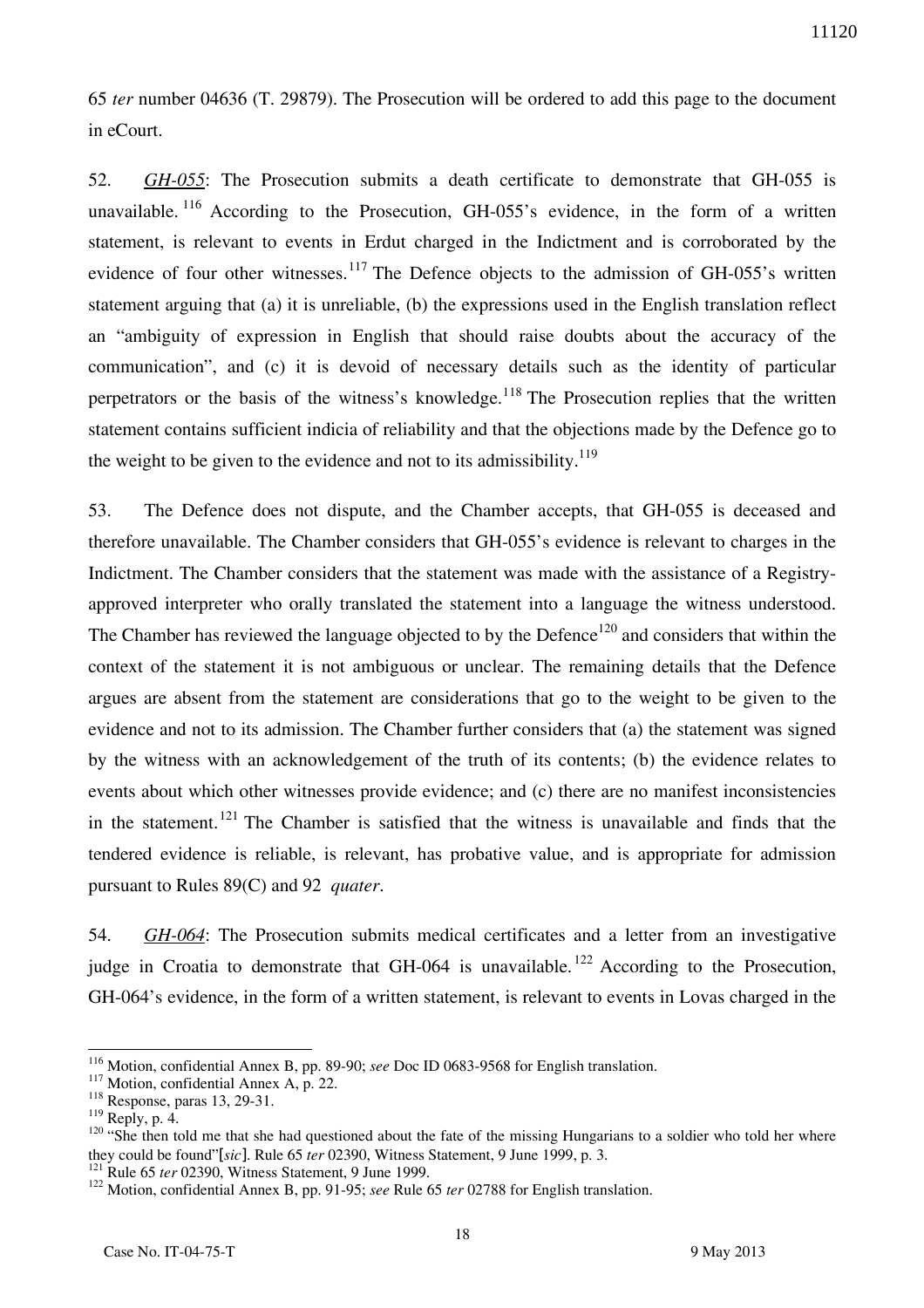65 *ter* number 04636 (T. 29879). The Prosecution will be ordered to add this page to the document in eCourt.

52. *GH-055*: The Prosecution submits a death certificate to demonstrate that GH-055 is unavailable.[116] According to the Prosecution, GH-055's evidence, in the form of a written statement, is relevant to events in Erdut charged in the Indictment and is corroborated by the evidence of four other witnesses.[117] The Defence objects to the admission of GH-055's written statement arguing that (a) it is unreliable, (b) the expressions used in the English translation reflect an "ambiguity of expression in English that should raise doubts about the accuracy of the communication", and (c) it is devoid of necessary details such as the identity of particular perpetrators or the basis of the witness's knowledge.[118] The Prosecution replies that the written statement contains sufficient indicia of reliability and that the objections made by the Defence go to the weight to be given to the evidence and not to its admissibility.[119]

53. The Defence does not dispute, and the Chamber accepts, that GH-055 is deceased and therefore unavailable. The Chamber considers that GH-055's evidence is relevant to charges in the Indictment. The Chamber considers that the statement was made with the assistance of a Registry-approved interpreter who orally translated the statement into a language the witness understood. The Chamber has reviewed the language objected to by the Defence[120] and considers that within the context of the statement it is not ambiguous or unclear. The remaining details that the Defence argues are absent from the statement are considerations that go to the weight to be given to the evidence and not to its admission. The Chamber further considers that (a) the statement was signed by the witness with an acknowledgement of the truth of its contents; (b) the evidence relates to events about which other witnesses provide evidence; and (c) there are no manifest inconsistencies in the statement.[121] The Chamber is satisfied that the witness is unavailable and finds that the tendered evidence is reliable, is relevant, has probative value, and is appropriate for admission pursuant to Rules 89(C) and 92 *quater*.

54. *GH-064*: The Prosecution submits medical certificates and a letter from an investigative judge in Croatia to demonstrate that GH-064 is unavailable.[122] According to the Prosecution, GH-064's evidence, in the form of a written statement, is relevant to events in Lovas charged in the

---

[116] Motion, confidential Annex B, pp. 89-90; *see* Doc ID 0683-9568 for English translation.

[117] Motion, confidential Annex A, p. 22.

[118] Response, paras 13, 29-31.

[119] Reply, p. 4.

[120] "She then told me that she had questioned about the fate of the missing Hungarians to a soldier who told her where they could be found"[*sic*]. Rule 65 *ter* 02390, Witness Statement, 9 June 1999, p. 3.

[121] Rule 65 *ter* 02390, Witness Statement, 9 June 1999.

[122] Motion, confidential Annex B, pp. 91-95; *see* Rule 65 *ter* 02788 for English translation.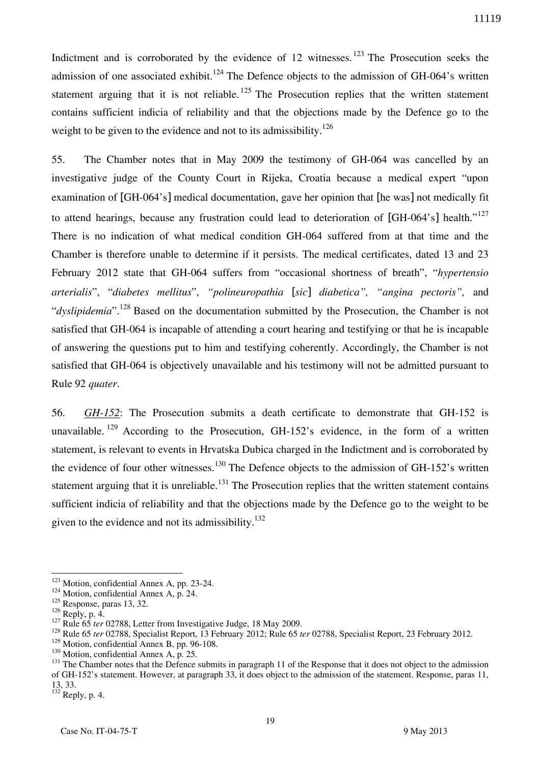Indictment and is corroborated by the evidence of 12 witnesses.[123] The Prosecution seeks the admission of one associated exhibit.[124] The Defence objects to the admission of GH-064's written statement arguing that it is not reliable.[125] The Prosecution replies that the written statement contains sufficient indicia of reliability and that the objections made by the Defence go to the weight to be given to the evidence and not to its admissibility.[126]

55. The Chamber notes that in May 2009 the testimony of GH-064 was cancelled by an investigative judge of the County Court in Rijeka, Croatia because a medical expert "upon examination of [GH-064's] medical documentation, gave her opinion that [he was] not medically fit to attend hearings, because any frustration could lead to deterioration of [GH-064's] health."[127] There is no indication of what medical condition GH-064 suffered from at that time and the Chamber is therefore unable to determine if it persists. The medical certificates, dated 13 and 23 February 2012 state that GH-064 suffers from "occasional shortness of breath", "*hypertensio arterialis*", "*diabetes mellitus*", *"polineuropathia* [*sic*] *diabetica", "angina pectoris",* and "*dyslipidemia*".[128] Based on the documentation submitted by the Prosecution, the Chamber is not satisfied that GH-064 is incapable of attending a court hearing and testifying or that he is incapable of answering the questions put to him and testifying coherently. Accordingly, the Chamber is not satisfied that GH-064 is objectively unavailable and his testimony will not be admitted pursuant to Rule 92 *quater*.

56. *GH-152*: The Prosecution submits a death certificate to demonstrate that GH-152 is unavailable.[129] According to the Prosecution, GH-152's evidence, in the form of a written statement, is relevant to events in Hrvatska Dubica charged in the Indictment and is corroborated by the evidence of four other witnesses.[130] The Defence objects to the admission of GH-152's written statement arguing that it is unreliable.[131] The Prosecution replies that the written statement contains sufficient indicia of reliability and that the objections made by the Defence go to the weight to be given to the evidence and not its admissibility.[132]

---

[123] Motion, confidential Annex A, pp. 23-24.
[124] Motion, confidential Annex A, p. 24.
[125] Response, paras 13, 32.
[126] Reply, p. 4.
[127] Rule 65 *ter* 02788, Letter from Investigative Judge, 18 May 2009.
[128] Rule 65 *ter* 02788, Specialist Report, 13 February 2012; Rule 65 *ter* 02788, Specialist Report, 23 February 2012.
[129] Motion, confidential Annex B, pp. 96-108.
[130] Motion, confidential Annex A, p. 25.
[131] The Chamber notes that the Defence submits in paragraph 11 of the Response that it does not object to the admission of GH-152's statement. However, at paragraph 33, it does object to the admission of the statement. Response, paras 11, 13, 33.
[132] Reply, p. 4.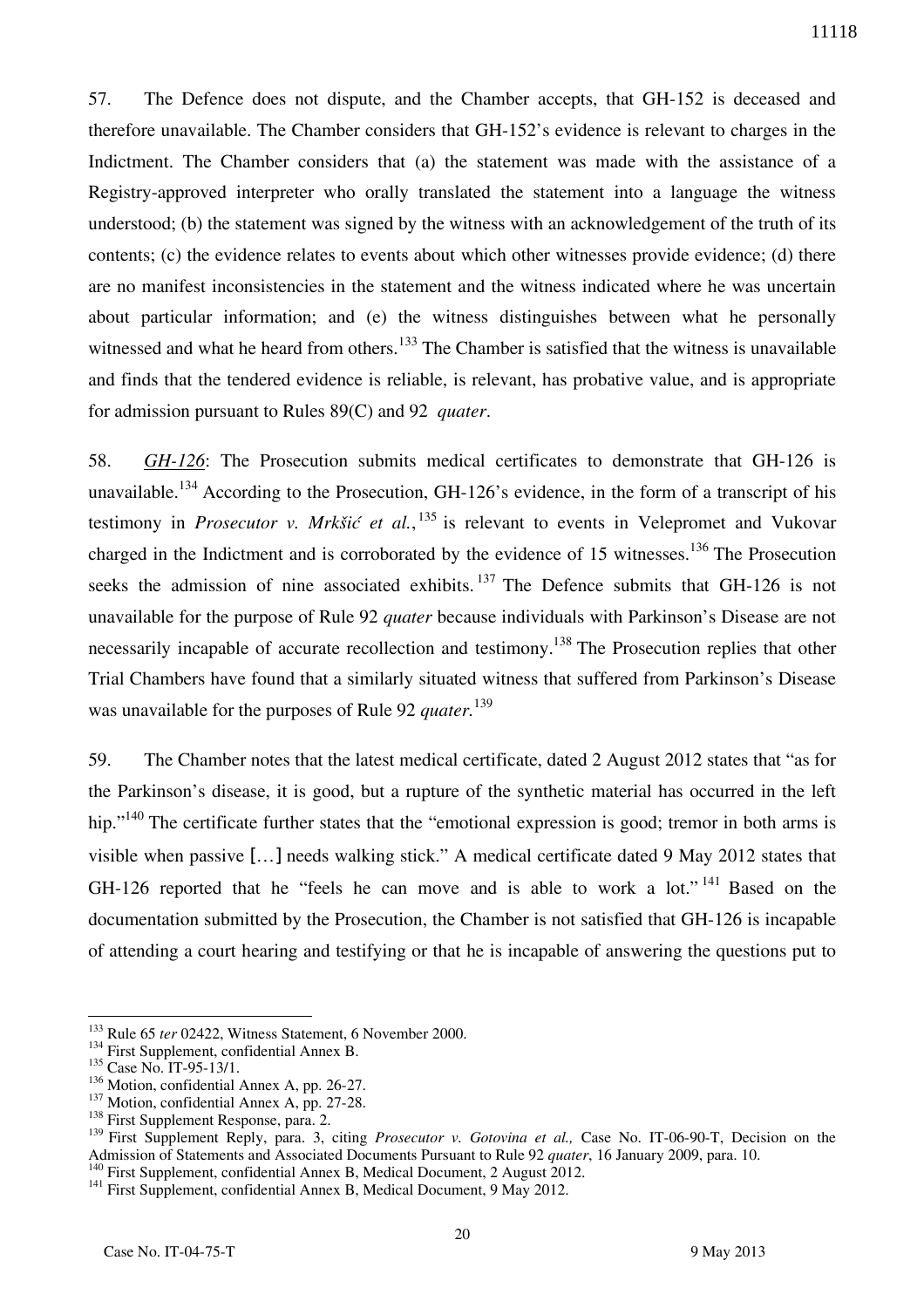57. The Defence does not dispute, and the Chamber accepts, that GH-152 is deceased and therefore unavailable. The Chamber considers that GH-152's evidence is relevant to charges in the Indictment. The Chamber considers that (a) the statement was made with the assistance of a Registry-approved interpreter who orally translated the statement into a language the witness understood; (b) the statement was signed by the witness with an acknowledgement of the truth of its contents; (c) the evidence relates to events about which other witnesses provide evidence; (d) there are no manifest inconsistencies in the statement and the witness indicated where he was uncertain about particular information; and (e) the witness distinguishes between what he personally witnessed and what he heard from others.[133] The Chamber is satisfied that the witness is unavailable and finds that the tendered evidence is reliable, is relevant, has probative value, and is appropriate for admission pursuant to Rules 89(C) and 92 *quater*.

58. ***GH-126***: The Prosecution submits medical certificates to demonstrate that GH-126 is unavailable.[134] According to the Prosecution, GH-126's evidence, in the form of a transcript of his testimony in *Prosecutor v. Mrkšić et al.*,[135] is relevant to events in Velepromet and Vukovar charged in the Indictment and is corroborated by the evidence of 15 witnesses.[136] The Prosecution seeks the admission of nine associated exhibits.[137] The Defence submits that GH-126 is not unavailable for the purpose of Rule 92 *quater* because individuals with Parkinson's Disease are not necessarily incapable of accurate recollection and testimony.[138] The Prosecution replies that other Trial Chambers have found that a similarly situated witness that suffered from Parkinson's Disease was unavailable for the purposes of Rule 92 *quater*.[139]

59. The Chamber notes that the latest medical certificate, dated 2 August 2012 states that "as for the Parkinson's disease, it is good, but a rupture of the synthetic material has occurred in the left hip."[140] The certificate further states that the "emotional expression is good; tremor in both arms is visible when passive […] needs walking stick." A medical certificate dated 9 May 2012 states that GH-126 reported that he "feels he can move and is able to work a lot."[141] Based on the documentation submitted by the Prosecution, the Chamber is not satisfied that GH-126 is incapable of attending a court hearing and testifying or that he is incapable of answering the questions put to

---

[133] Rule 65 *ter* 02422, Witness Statement, 6 November 2000.
[134] First Supplement, confidential Annex B.
[135] Case No. IT-95-13/1.
[136] Motion, confidential Annex A, pp. 26-27.
[137] Motion, confidential Annex A, pp. 27-28.
[138] First Supplement Response, para. 2.
[139] First Supplement Reply, para. 3, citing *Prosecutor v. Gotovina et al.,* Case No. IT-06-90-T, Decision on the Admission of Statements and Associated Documents Pursuant to Rule 92 *quater*, 16 January 2009, para. 10.
[140] First Supplement, confidential Annex B, Medical Document, 2 August 2012.
[141] First Supplement, confidential Annex B, Medical Document, 9 May 2012.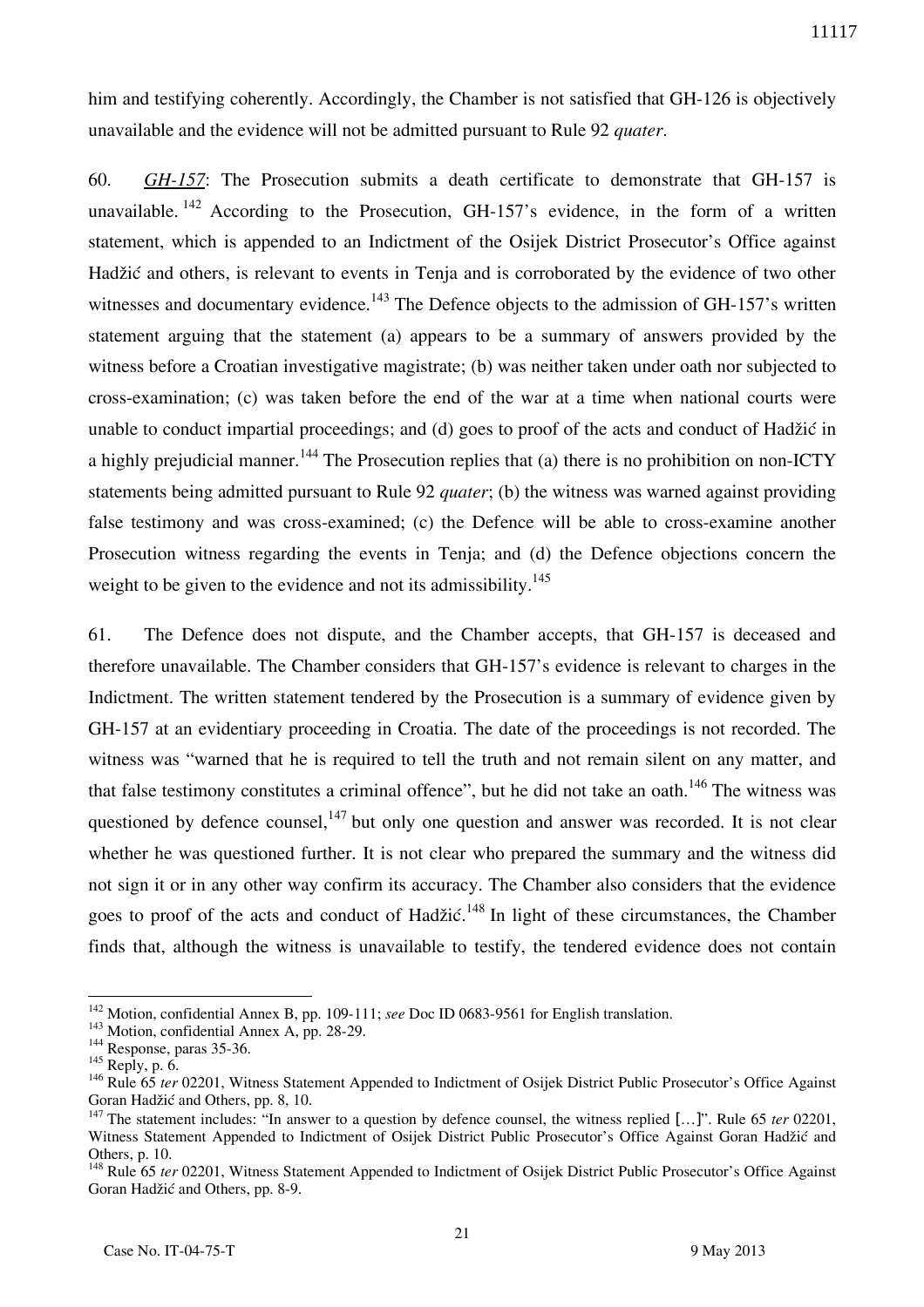him and testifying coherently. Accordingly, the Chamber is not satisfied that GH-126 is objectively unavailable and the evidence will not be admitted pursuant to Rule 92 *quater*.

60. *GH-157*: The Prosecution submits a death certificate to demonstrate that GH-157 is unavailable.[142] According to the Prosecution, GH-157's evidence, in the form of a written statement, which is appended to an Indictment of the Osijek District Prosecutor's Office against Hadžić and others, is relevant to events in Tenja and is corroborated by the evidence of two other witnesses and documentary evidence.[143] The Defence objects to the admission of GH-157's written statement arguing that the statement (a) appears to be a summary of answers provided by the witness before a Croatian investigative magistrate; (b) was neither taken under oath nor subjected to cross-examination; (c) was taken before the end of the war at a time when national courts were unable to conduct impartial proceedings; and (d) goes to proof of the acts and conduct of Hadžić in a highly prejudicial manner.[144] The Prosecution replies that (a) there is no prohibition on non-ICTY statements being admitted pursuant to Rule 92 *quater*; (b) the witness was warned against providing false testimony and was cross-examined; (c) the Defence will be able to cross-examine another Prosecution witness regarding the events in Tenja; and (d) the Defence objections concern the weight to be given to the evidence and not its admissibility.[145]

61. The Defence does not dispute, and the Chamber accepts, that GH-157 is deceased and therefore unavailable. The Chamber considers that GH-157's evidence is relevant to charges in the Indictment. The written statement tendered by the Prosecution is a summary of evidence given by GH-157 at an evidentiary proceeding in Croatia. The date of the proceedings is not recorded. The witness was "warned that he is required to tell the truth and not remain silent on any matter, and that false testimony constitutes a criminal offence", but he did not take an oath.[146] The witness was questioned by defence counsel,[147] but only one question and answer was recorded. It is not clear whether he was questioned further. It is not clear who prepared the summary and the witness did not sign it or in any other way confirm its accuracy. The Chamber also considers that the evidence goes to proof of the acts and conduct of Hadžić.[148] In light of these circumstances, the Chamber finds that, although the witness is unavailable to testify, the tendered evidence does not contain

---

[142] Motion, confidential Annex B, pp. 109-111; *see* Doc ID 0683-9561 for English translation.

[143] Motion, confidential Annex A, pp. 28-29.

[144] Response, paras 35-36.

[145] Reply, p. 6.

[146] Rule 65 *ter* 02201, Witness Statement Appended to Indictment of Osijek District Public Prosecutor's Office Against Goran Hadžić and Others, pp. 8, 10.

[147] The statement includes: "In answer to a question by defence counsel, the witness replied […]". Rule 65 *ter* 02201, Witness Statement Appended to Indictment of Osijek District Public Prosecutor's Office Against Goran Hadžić and Others, p. 10.

[148] Rule 65 *ter* 02201, Witness Statement Appended to Indictment of Osijek District Public Prosecutor's Office Against Goran Hadžić and Others, pp. 8-9.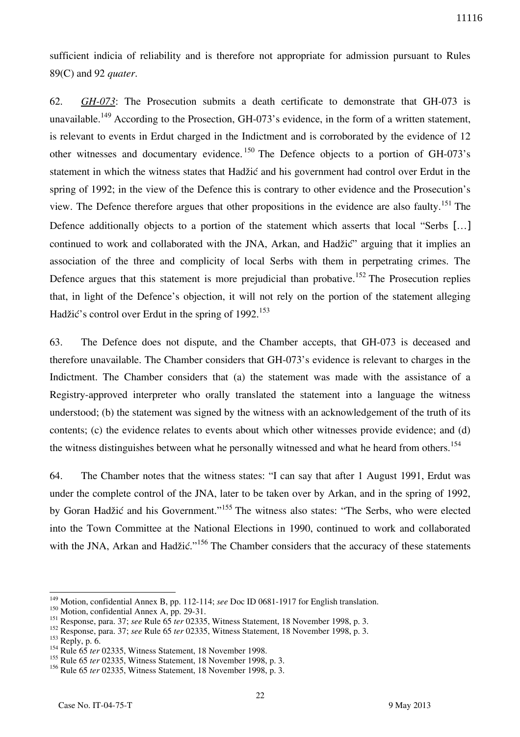sufficient indicia of reliability and is therefore not appropriate for admission pursuant to Rules 89(C) and 92 *quater*.

62. *GH-073*: The Prosecution submits a death certificate to demonstrate that GH-073 is unavailable.[149] According to the Prosection, GH-073's evidence, in the form of a written statement, is relevant to events in Erdut charged in the Indictment and is corroborated by the evidence of 12 other witnesses and documentary evidence.[150] The Defence objects to a portion of GH-073's statement in which the witness states that Hadžić and his government had control over Erdut in the spring of 1992; in the view of the Defence this is contrary to other evidence and the Prosecution's view. The Defence therefore argues that other propositions in the evidence are also faulty.[151] The Defence additionally objects to a portion of the statement which asserts that local "Serbs [...] continued to work and collaborated with the JNA, Arkan, and Hadžić" arguing that it implies an association of the three and complicity of local Serbs with them in perpetrating crimes. The Defence argues that this statement is more prejudicial than probative.[152] The Prosecution replies that, in light of the Defence's objection, it will not rely on the portion of the statement alleging Hadžić's control over Erdut in the spring of 1992.[153]

63. The Defence does not dispute, and the Chamber accepts, that GH-073 is deceased and therefore unavailable. The Chamber considers that GH-073's evidence is relevant to charges in the Indictment. The Chamber considers that (a) the statement was made with the assistance of a Registry-approved interpreter who orally translated the statement into a language the witness understood; (b) the statement was signed by the witness with an acknowledgement of the truth of its contents; (c) the evidence relates to events about which other witnesses provide evidence; and (d) the witness distinguishes between what he personally witnessed and what he heard from others.[154]

64. The Chamber notes that the witness states: "I can say that after 1 August 1991, Erdut was under the complete control of the JNA, later to be taken over by Arkan, and in the spring of 1992, by Goran Hadžić and his Government."[155] The witness also states: "The Serbs, who were elected into the Town Committee at the National Elections in 1990, continued to work and collaborated with the JNA, Arkan and Hadžić."[156] The Chamber considers that the accuracy of these statements

---

[149] Motion, confidential Annex B, pp. 112-114; *see* Doc ID 0681-1917 for English translation.

[150] Motion, confidential Annex A, pp. 29-31.

[151] Response, para. 37; *see* Rule 65 *ter* 02335, Witness Statement, 18 November 1998, p. 3.

[152] Response, para. 37; *see* Rule 65 *ter* 02335, Witness Statement, 18 November 1998, p. 3.

[153] Reply, p. 6.

[154] Rule 65 *ter* 02335, Witness Statement, 18 November 1998.

[155] Rule 65 *ter* 02335, Witness Statement, 18 November 1998, p. 3.

[156] Rule 65 *ter* 02335, Witness Statement, 18 November 1998, p. 3.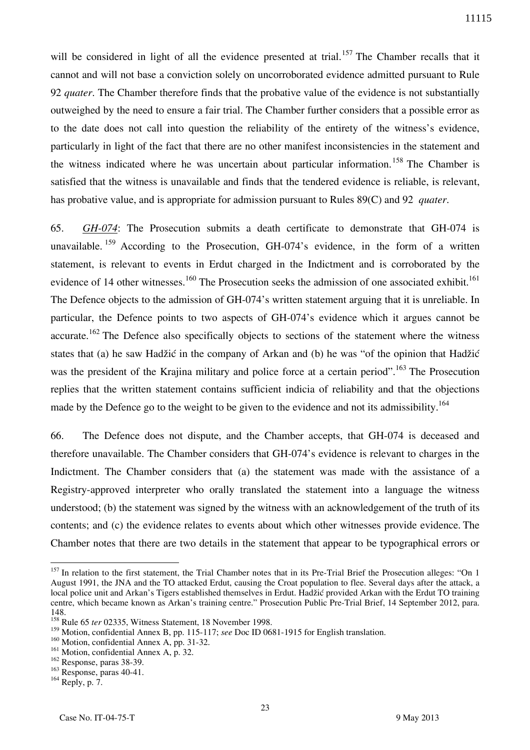will be considered in light of all the evidence presented at trial.[157] The Chamber recalls that it cannot and will not base a conviction solely on uncorroborated evidence admitted pursuant to Rule 92 *quater*. The Chamber therefore finds that the probative value of the evidence is not substantially outweighed by the need to ensure a fair trial. The Chamber further considers that a possible error as to the date does not call into question the reliability of the entirety of the witness's evidence, particularly in light of the fact that there are no other manifest inconsistencies in the statement and the witness indicated where he was uncertain about particular information.[158] The Chamber is satisfied that the witness is unavailable and finds that the tendered evidence is reliable, is relevant, has probative value, and is appropriate for admission pursuant to Rules 89(C) and 92 *quater*.

65. *GH-074*: The Prosecution submits a death certificate to demonstrate that GH-074 is unavailable.[159] According to the Prosecution, GH-074's evidence, in the form of a written statement, is relevant to events in Erdut charged in the Indictment and is corroborated by the evidence of 14 other witnesses.[160] The Prosecution seeks the admission of one associated exhibit.[161] The Defence objects to the admission of GH-074's written statement arguing that it is unreliable. In particular, the Defence points to two aspects of GH-074's evidence which it argues cannot be accurate.[162] The Defence also specifically objects to sections of the statement where the witness states that (a) he saw Hadžić in the company of Arkan and (b) he was "of the opinion that Hadžić was the president of the Krajina military and police force at a certain period".[163] The Prosecution replies that the written statement contains sufficient indicia of reliability and that the objections made by the Defence go to the weight to be given to the evidence and not its admissibility.[164]

66. The Defence does not dispute, and the Chamber accepts, that GH-074 is deceased and therefore unavailable. The Chamber considers that GH-074's evidence is relevant to charges in the Indictment. The Chamber considers that (a) the statement was made with the assistance of a Registry-approved interpreter who orally translated the statement into a language the witness understood; (b) the statement was signed by the witness with an acknowledgement of the truth of its contents; and (c) the evidence relates to events about which other witnesses provide evidence. The Chamber notes that there are two details in the statement that appear to be typographical errors or

---

[157] In relation to the first statement, the Trial Chamber notes that in its Pre-Trial Brief the Prosecution alleges: "On 1 August 1991, the JNA and the TO attacked Erdut, causing the Croat population to flee. Several days after the attack, a local police unit and Arkan's Tigers established themselves in Erdut. Hadžić provided Arkan with the Erdut TO training centre, which became known as Arkan's training centre." Prosecution Public Pre-Trial Brief, 14 September 2012, para. 148.

[158] Rule 65 *ter* 02335, Witness Statement, 18 November 1998.

[159] Motion, confidential Annex B, pp. 115-117; *see* Doc ID 0681-1915 for English translation.

[160] Motion, confidential Annex A, pp. 31-32.

[161] Motion, confidential Annex A, p. 32.

[162] Response, paras 38-39.

[163] Response, paras 40-41.

[164] Reply, p. 7.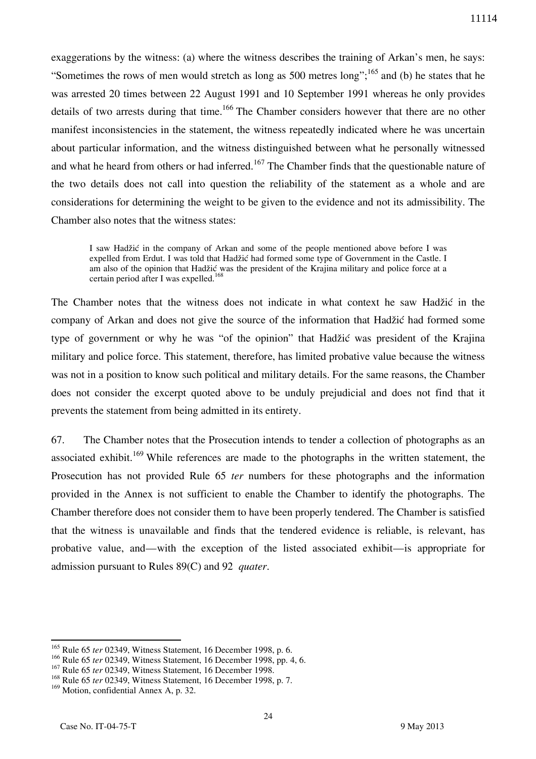exaggerations by the witness: (a) where the witness describes the training of Arkan's men, he says: "Sometimes the rows of men would stretch as long as 500 metres long";[165] and (b) he states that he was arrested 20 times between 22 August 1991 and 10 September 1991 whereas he only provides details of two arrests during that time.[166] The Chamber considers however that there are no other manifest inconsistencies in the statement, the witness repeatedly indicated where he was uncertain about particular information, and the witness distinguished between what he personally witnessed and what he heard from others or had inferred.[167] The Chamber finds that the questionable nature of the two details does not call into question the reliability of the statement as a whole and are considerations for determining the weight to be given to the evidence and not its admissibility. The Chamber also notes that the witness states:

> I saw Hadžić in the company of Arkan and some of the people mentioned above before I was expelled from Erdut. I was told that Hadžić had formed some type of Government in the Castle. I am also of the opinion that Hadžić was the president of the Krajina military and police force at a certain period after I was expelled.[168]

The Chamber notes that the witness does not indicate in what context he saw Hadžić in the company of Arkan and does not give the source of the information that Hadžić had formed some type of government or why he was "of the opinion" that Hadžić was president of the Krajina military and police force. This statement, therefore, has limited probative value because the witness was not in a position to know such political and military details. For the same reasons, the Chamber does not consider the excerpt quoted above to be unduly prejudicial and does not find that it prevents the statement from being admitted in its entirety.

67. The Chamber notes that the Prosecution intends to tender a collection of photographs as an associated exhibit.[169] While references are made to the photographs in the written statement, the Prosecution has not provided Rule 65 *ter* numbers for these photographs and the information provided in the Annex is not sufficient to enable the Chamber to identify the photographs. The Chamber therefore does not consider them to have been properly tendered. The Chamber is satisfied that the witness is unavailable and finds that the tendered evidence is reliable, is relevant, has probative value, and—with the exception of the listed associated exhibit—is appropriate for admission pursuant to Rules 89(C) and 92 *quater*.

---

[165] Rule 65 *ter* 02349, Witness Statement, 16 December 1998, p. 6.
[166] Rule 65 *ter* 02349, Witness Statement, 16 December 1998, pp. 4, 6.
[167] Rule 65 *ter* 02349, Witness Statement, 16 December 1998.
[168] Rule 65 *ter* 02349, Witness Statement, 16 December 1998, p. 7.
[169] Motion, confidential Annex A, p. 32.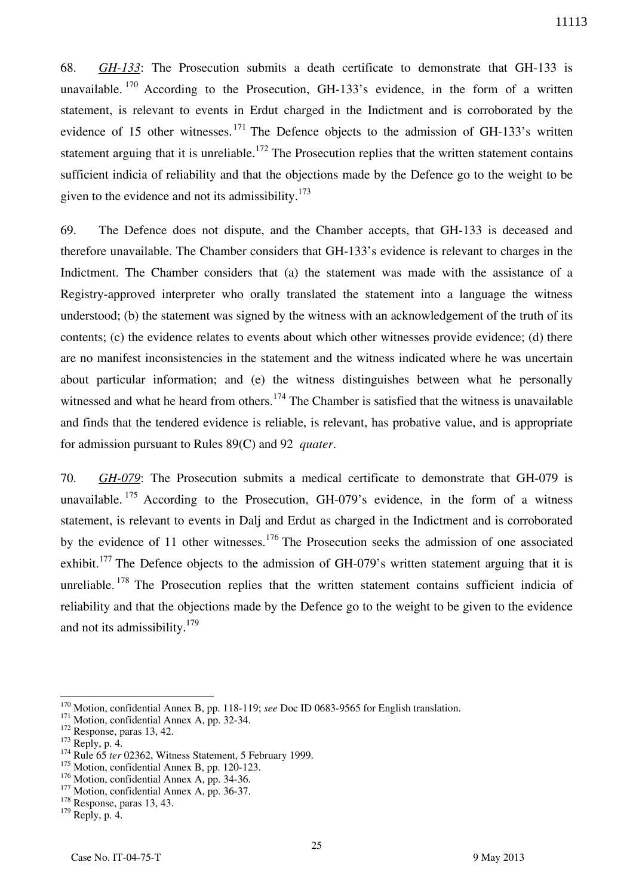68. *GH-133*: The Prosecution submits a death certificate to demonstrate that GH-133 is unavailable.[170] According to the Prosecution, GH-133's evidence, in the form of a written statement, is relevant to events in Erdut charged in the Indictment and is corroborated by the evidence of 15 other witnesses.[171] The Defence objects to the admission of GH-133's written statement arguing that it is unreliable.[172] The Prosecution replies that the written statement contains sufficient indicia of reliability and that the objections made by the Defence go to the weight to be given to the evidence and not its admissibility.[173]

69. The Defence does not dispute, and the Chamber accepts, that GH-133 is deceased and therefore unavailable. The Chamber considers that GH-133's evidence is relevant to charges in the Indictment. The Chamber considers that (a) the statement was made with the assistance of a Registry-approved interpreter who orally translated the statement into a language the witness understood; (b) the statement was signed by the witness with an acknowledgement of the truth of its contents; (c) the evidence relates to events about which other witnesses provide evidence; (d) there are no manifest inconsistencies in the statement and the witness indicated where he was uncertain about particular information; and (e) the witness distinguishes between what he personally witnessed and what he heard from others.[174] The Chamber is satisfied that the witness is unavailable and finds that the tendered evidence is reliable, is relevant, has probative value, and is appropriate for admission pursuant to Rules 89(C) and 92 *quater*.

70. *GH-079*: The Prosecution submits a medical certificate to demonstrate that GH-079 is unavailable.[175] According to the Prosecution, GH-079's evidence, in the form of a witness statement, is relevant to events in Dalj and Erdut as charged in the Indictment and is corroborated by the evidence of 11 other witnesses.[176] The Prosecution seeks the admission of one associated exhibit.[177] The Defence objects to the admission of GH-079's written statement arguing that it is unreliable.[178] The Prosecution replies that the written statement contains sufficient indicia of reliability and that the objections made by the Defence go to the weight to be given to the evidence and not its admissibility.[179]

---

[170] Motion, confidential Annex B, pp. 118-119; *see* Doc ID 0683-9565 for English translation.
[171] Motion, confidential Annex A, pp. 32-34.
[172] Response, paras 13, 42.
[173] Reply, p. 4.
[174] Rule 65 *ter* 02362, Witness Statement, 5 February 1999.
[175] Motion, confidential Annex B, pp. 120-123.
[176] Motion, confidential Annex A, pp. 34-36.
[177] Motion, confidential Annex A, pp. 36-37.
[178] Response, paras 13, 43.
[179] Reply, p. 4.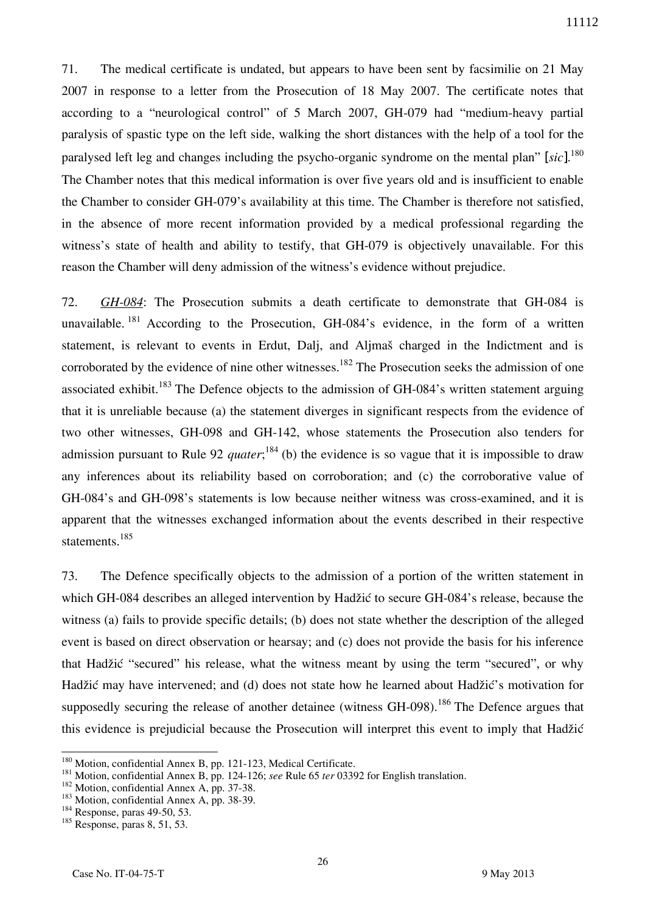71. The medical certificate is undated, but appears to have been sent by facsimilie on 21 May 2007 in response to a letter from the Prosecution of 18 May 2007. The certificate notes that according to a "neurological control" of 5 March 2007, GH-079 had "medium-heavy partial paralysis of spastic type on the left side, walking the short distances with the help of a tool for the paralysed left leg and changes including the psycho-organic syndrome on the mental plan" [*sic*].[180] The Chamber notes that this medical information is over five years old and is insufficient to enable the Chamber to consider GH-079's availability at this time. The Chamber is therefore not satisfied, in the absence of more recent information provided by a medical professional regarding the witness's state of health and ability to testify, that GH-079 is objectively unavailable. For this reason the Chamber will deny admission of the witness's evidence without prejudice.

72. *GH-084*: The Prosecution submits a death certificate to demonstrate that GH-084 is unavailable.[181] According to the Prosecution, GH-084's evidence, in the form of a written statement, is relevant to events in Erdut, Dalj, and Aljmaš charged in the Indictment and is corroborated by the evidence of nine other witnesses.[182] The Prosecution seeks the admission of one associated exhibit.[183] The Defence objects to the admission of GH-084's written statement arguing that it is unreliable because (a) the statement diverges in significant respects from the evidence of two other witnesses, GH-098 and GH-142, whose statements the Prosecution also tenders for admission pursuant to Rule 92 *quater*;[184] (b) the evidence is so vague that it is impossible to draw any inferences about its reliability based on corroboration; and (c) the corroborative value of GH-084's and GH-098's statements is low because neither witness was cross-examined, and it is apparent that the witnesses exchanged information about the events described in their respective statements.[185]

73. The Defence specifically objects to the admission of a portion of the written statement in which GH-084 describes an alleged intervention by Hadžić to secure GH-084's release, because the witness (a) fails to provide specific details; (b) does not state whether the description of the alleged event is based on direct observation or hearsay; and (c) does not provide the basis for his inference that Hadžić "secured" his release, what the witness meant by using the term "secured", or why Hadžić may have intervened; and (d) does not state how he learned about Hadžić's motivation for supposedly securing the release of another detainee (witness GH-098).[186] The Defence argues that this evidence is prejudicial because the Prosecution will interpret this event to imply that Hadžić

---

[180] Motion, confidential Annex B, pp. 121-123, Medical Certificate.

[181] Motion, confidential Annex B, pp. 124-126; *see* Rule 65 *ter* 03392 for English translation.

[182] Motion, confidential Annex A, pp. 37-38.

[183] Motion, confidential Annex A, pp. 38-39.

[184] Response, paras 49-50, 53.

[185] Response, paras 8, 51, 53.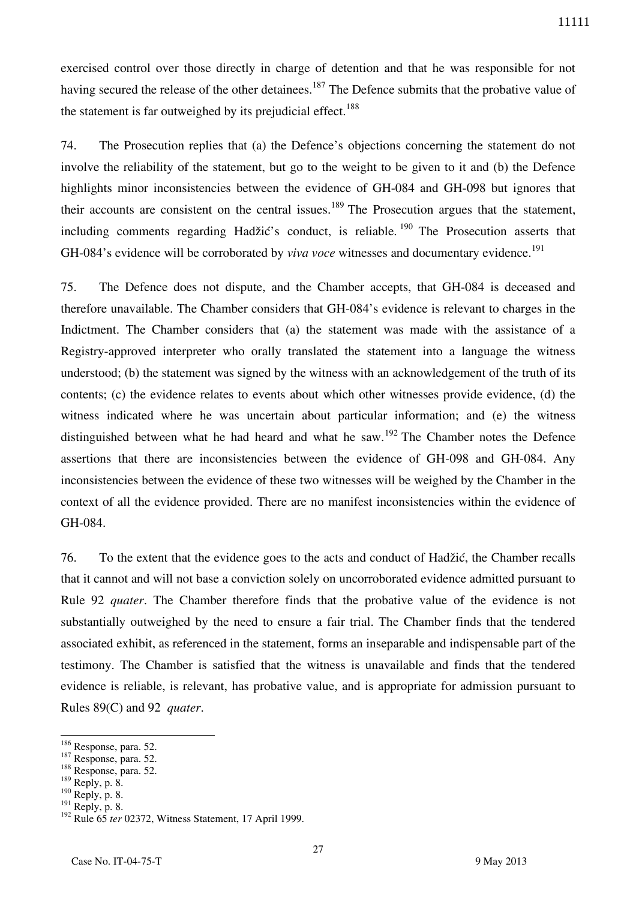exercised control over those directly in charge of detention and that he was responsible for not having secured the release of the other detainees.[187] The Defence submits that the probative value of the statement is far outweighed by its prejudicial effect.[188]

74. The Prosecution replies that (a) the Defence's objections concerning the statement do not involve the reliability of the statement, but go to the weight to be given to it and (b) the Defence highlights minor inconsistencies between the evidence of GH-084 and GH-098 but ignores that their accounts are consistent on the central issues.[189] The Prosecution argues that the statement, including comments regarding Hadžić's conduct, is reliable.[190] The Prosecution asserts that GH-084's evidence will be corroborated by *viva voce* witnesses and documentary evidence.[191]

75. The Defence does not dispute, and the Chamber accepts, that GH-084 is deceased and therefore unavailable. The Chamber considers that GH-084's evidence is relevant to charges in the Indictment. The Chamber considers that (a) the statement was made with the assistance of a Registry-approved interpreter who orally translated the statement into a language the witness understood; (b) the statement was signed by the witness with an acknowledgement of the truth of its contents; (c) the evidence relates to events about which other witnesses provide evidence, (d) the witness indicated where he was uncertain about particular information; and (e) the witness distinguished between what he had heard and what he saw.[192] The Chamber notes the Defence assertions that there are inconsistencies between the evidence of GH-098 and GH-084. Any inconsistencies between the evidence of these two witnesses will be weighed by the Chamber in the context of all the evidence provided. There are no manifest inconsistencies within the evidence of GH-084.

76. To the extent that the evidence goes to the acts and conduct of Hadžić, the Chamber recalls that it cannot and will not base a conviction solely on uncorroborated evidence admitted pursuant to Rule 92 *quater*. The Chamber therefore finds that the probative value of the evidence is not substantially outweighed by the need to ensure a fair trial. The Chamber finds that the tendered associated exhibit, as referenced in the statement, forms an inseparable and indispensable part of the testimony. The Chamber is satisfied that the witness is unavailable and finds that the tendered evidence is reliable, is relevant, has probative value, and is appropriate for admission pursuant to Rules 89(C) and 92 *quater*.

---

[186] Response, para. 52.
[187] Response, para. 52.
[188] Response, para. 52.
[189] Reply, p. 8.
[190] Reply, p. 8.
[191] Reply, p. 8.
[192] Rule 65 *ter* 02372, Witness Statement, 17 April 1999.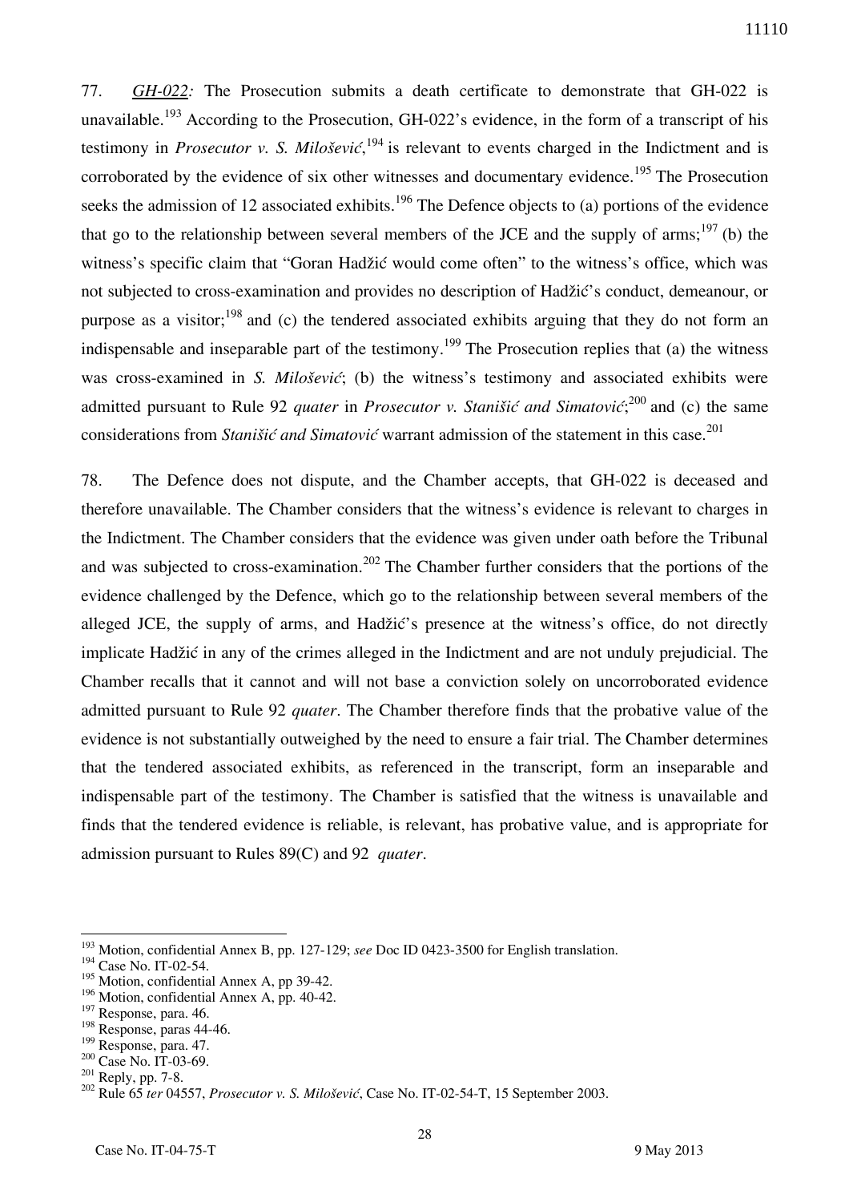77. *GH-022:* The Prosecution submits a death certificate to demonstrate that GH-022 is unavailable.[193] According to the Prosecution, GH-022's evidence, in the form of a transcript of his testimony in *Prosecutor v. S. Milošević*,[194] is relevant to events charged in the Indictment and is corroborated by the evidence of six other witnesses and documentary evidence.[195] The Prosecution seeks the admission of 12 associated exhibits.[196] The Defence objects to (a) portions of the evidence that go to the relationship between several members of the JCE and the supply of arms;[197] (b) the witness's specific claim that "Goran Hadžić would come often" to the witness's office, which was not subjected to cross-examination and provides no description of Hadžić's conduct, demeanour, or purpose as a visitor;[198] and (c) the tendered associated exhibits arguing that they do not form an indispensable and inseparable part of the testimony.[199] The Prosecution replies that (a) the witness was cross-examined in *S. Milošević*; (b) the witness's testimony and associated exhibits were admitted pursuant to Rule 92 *quater* in *Prosecutor v. Stanišić and Simatović*;[200] and (c) the same considerations from *Stanišić and Simatović* warrant admission of the statement in this case.[201]

78. The Defence does not dispute, and the Chamber accepts, that GH-022 is deceased and therefore unavailable. The Chamber considers that the witness's evidence is relevant to charges in the Indictment. The Chamber considers that the evidence was given under oath before the Tribunal and was subjected to cross-examination.[202] The Chamber further considers that the portions of the evidence challenged by the Defence, which go to the relationship between several members of the alleged JCE, the supply of arms, and Hadžić's presence at the witness's office, do not directly implicate Hadžić in any of the crimes alleged in the Indictment and are not unduly prejudicial. The Chamber recalls that it cannot and will not base a conviction solely on uncorroborated evidence admitted pursuant to Rule 92 *quater*. The Chamber therefore finds that the probative value of the evidence is not substantially outweighed by the need to ensure a fair trial. The Chamber determines that the tendered associated exhibits, as referenced in the transcript, form an inseparable and indispensable part of the testimony. The Chamber is satisfied that the witness is unavailable and finds that the tendered evidence is reliable, is relevant, has probative value, and is appropriate for admission pursuant to Rules 89(C) and 92 *quater*.

---

[193] Motion, confidential Annex B, pp. 127-129; *see* Doc ID 0423-3500 for English translation.
[194] Case No. IT-02-54.
[195] Motion, confidential Annex A, pp 39-42.
[196] Motion, confidential Annex A, pp. 40-42.
[197] Response, para. 46.
[198] Response, paras 44-46.
[199] Response, para. 47.
[200] Case No. IT-03-69.
[201] Reply, pp. 7-8.
[202] Rule 65 *ter* 04557, *Prosecutor v. S. Milošević*, Case No. IT-02-54-T, 15 September 2003.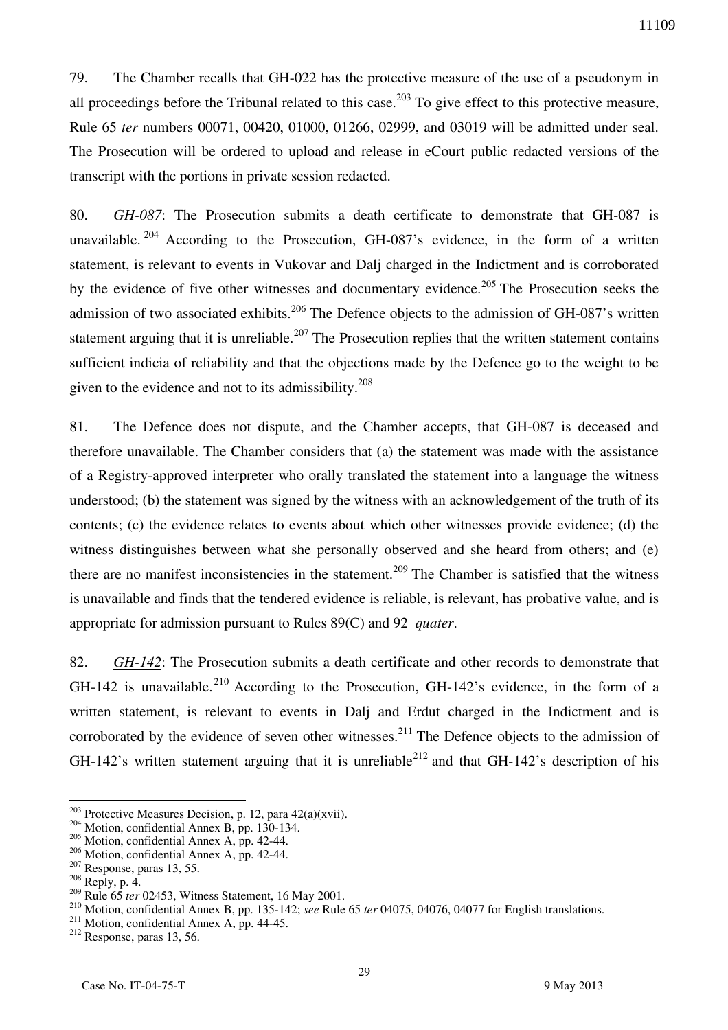79. The Chamber recalls that GH-022 has the protective measure of the use of a pseudonym in all proceedings before the Tribunal related to this case.[203] To give effect to this protective measure, Rule 65 *ter* numbers 00071, 00420, 01000, 01266, 02999, and 03019 will be admitted under seal. The Prosecution will be ordered to upload and release in eCourt public redacted versions of the transcript with the portions in private session redacted.

80. *GH-087*: The Prosecution submits a death certificate to demonstrate that GH-087 is unavailable.[204] According to the Prosecution, GH-087's evidence, in the form of a written statement, is relevant to events in Vukovar and Dalj charged in the Indictment and is corroborated by the evidence of five other witnesses and documentary evidence.[205] The Prosecution seeks the admission of two associated exhibits.[206] The Defence objects to the admission of GH-087's written statement arguing that it is unreliable.[207] The Prosecution replies that the written statement contains sufficient indicia of reliability and that the objections made by the Defence go to the weight to be given to the evidence and not to its admissibility.[208]

81. The Defence does not dispute, and the Chamber accepts, that GH-087 is deceased and therefore unavailable. The Chamber considers that (a) the statement was made with the assistance of a Registry-approved interpreter who orally translated the statement into a language the witness understood; (b) the statement was signed by the witness with an acknowledgement of the truth of its contents; (c) the evidence relates to events about which other witnesses provide evidence; (d) the witness distinguishes between what she personally observed and she heard from others; and (e) there are no manifest inconsistencies in the statement.[209] The Chamber is satisfied that the witness is unavailable and finds that the tendered evidence is reliable, is relevant, has probative value, and is appropriate for admission pursuant to Rules 89(C) and 92 *quater*.

82. *GH-142*: The Prosecution submits a death certificate and other records to demonstrate that GH-142 is unavailable.[210] According to the Prosecution, GH-142's evidence, in the form of a written statement, is relevant to events in Dalj and Erdut charged in the Indictment and is corroborated by the evidence of seven other witnesses.[211] The Defence objects to the admission of GH-142's written statement arguing that it is unreliable[212] and that GH-142's description of his

---

[203] Protective Measures Decision, p. 12, para 42(a)(xvii).
[204] Motion, confidential Annex B, pp. 130-134.
[205] Motion, confidential Annex A, pp. 42-44.
[206] Motion, confidential Annex A, pp. 42-44.
[207] Response, paras 13, 55.
[208] Reply, p. 4.
[209] Rule 65 *ter* 02453, Witness Statement, 16 May 2001.
[210] Motion, confidential Annex B, pp. 135-142; *see* Rule 65 *ter* 04075, 04076, 04077 for English translations.
[211] Motion, confidential Annex A, pp. 44-45.
[212] Response, paras 13, 56.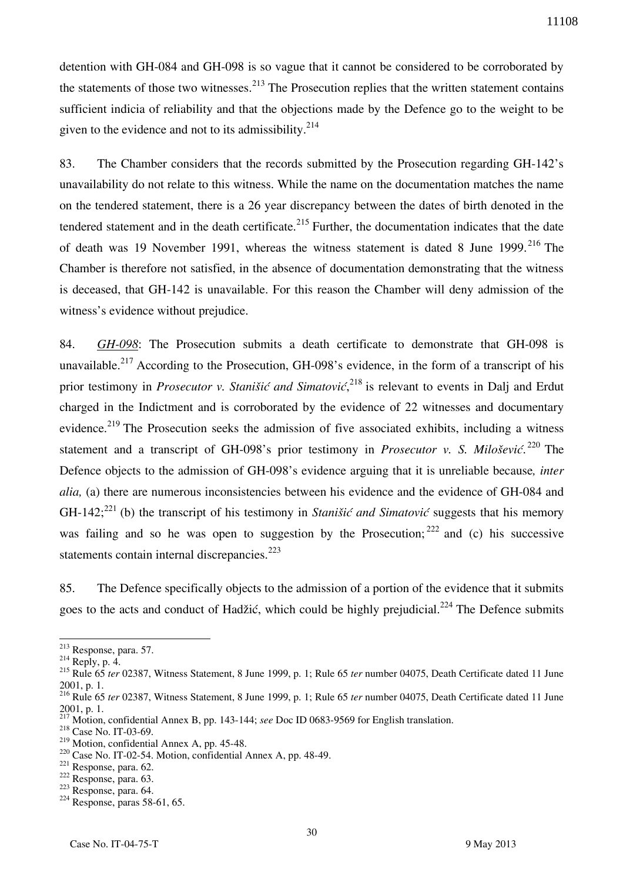detention with GH-084 and GH-098 is so vague that it cannot be considered to be corroborated by the statements of those two witnesses.[213] The Prosecution replies that the written statement contains sufficient indicia of reliability and that the objections made by the Defence go to the weight to be given to the evidence and not to its admissibility.[214]

83. The Chamber considers that the records submitted by the Prosecution regarding GH-142's unavailability do not relate to this witness. While the name on the documentation matches the name on the tendered statement, there is a 26 year discrepancy between the dates of birth denoted in the tendered statement and in the death certificate.[215] Further, the documentation indicates that the date of death was 19 November 1991, whereas the witness statement is dated 8 June 1999.[216] The Chamber is therefore not satisfied, in the absence of documentation demonstrating that the witness is deceased, that GH-142 is unavailable. For this reason the Chamber will deny admission of the witness's evidence without prejudice.

84. *GH-098*: The Prosecution submits a death certificate to demonstrate that GH-098 is unavailable.[217] According to the Prosecution, GH-098's evidence, in the form of a transcript of his prior testimony in *Prosecutor v. Stanišić and Simatović*,[218] is relevant to events in Dalj and Erdut charged in the Indictment and is corroborated by the evidence of 22 witnesses and documentary evidence.[219] The Prosecution seeks the admission of five associated exhibits, including a witness statement and a transcript of GH-098's prior testimony in *Prosecutor v. S. Milošević*.[220] The Defence objects to the admission of GH-098's evidence arguing that it is unreliable because*, inter alia,* (a) there are numerous inconsistencies between his evidence and the evidence of GH-084 and GH-142;[221] (b) the transcript of his testimony in *Stanišić and Simatović* suggests that his memory was failing and so he was open to suggestion by the Prosecution;[222] and (c) his successive statements contain internal discrepancies.[223]

85. The Defence specifically objects to the admission of a portion of the evidence that it submits goes to the acts and conduct of Hadžić, which could be highly prejudicial.[224] The Defence submits

---

[213] Response, para. 57.
[214] Reply, p. 4.
[215] Rule 65 *ter* 02387, Witness Statement, 8 June 1999, p. 1; Rule 65 *ter* number 04075, Death Certificate dated 11 June 2001, p. 1.
[216] Rule 65 *ter* 02387, Witness Statement, 8 June 1999, p. 1; Rule 65 *ter* number 04075, Death Certificate dated 11 June 2001, p. 1.
[217] Motion, confidential Annex B, pp. 143-144; *see* Doc ID 0683-9569 for English translation.
[218] Case No. IT-03-69.
[219] Motion, confidential Annex A, pp. 45-48.
[220] Case No. IT-02-54. Motion, confidential Annex A, pp. 48-49.
[221] Response, para. 62.
[222] Response, para. 63.
[223] Response, para. 64.
[224] Response, paras 58-61, 65.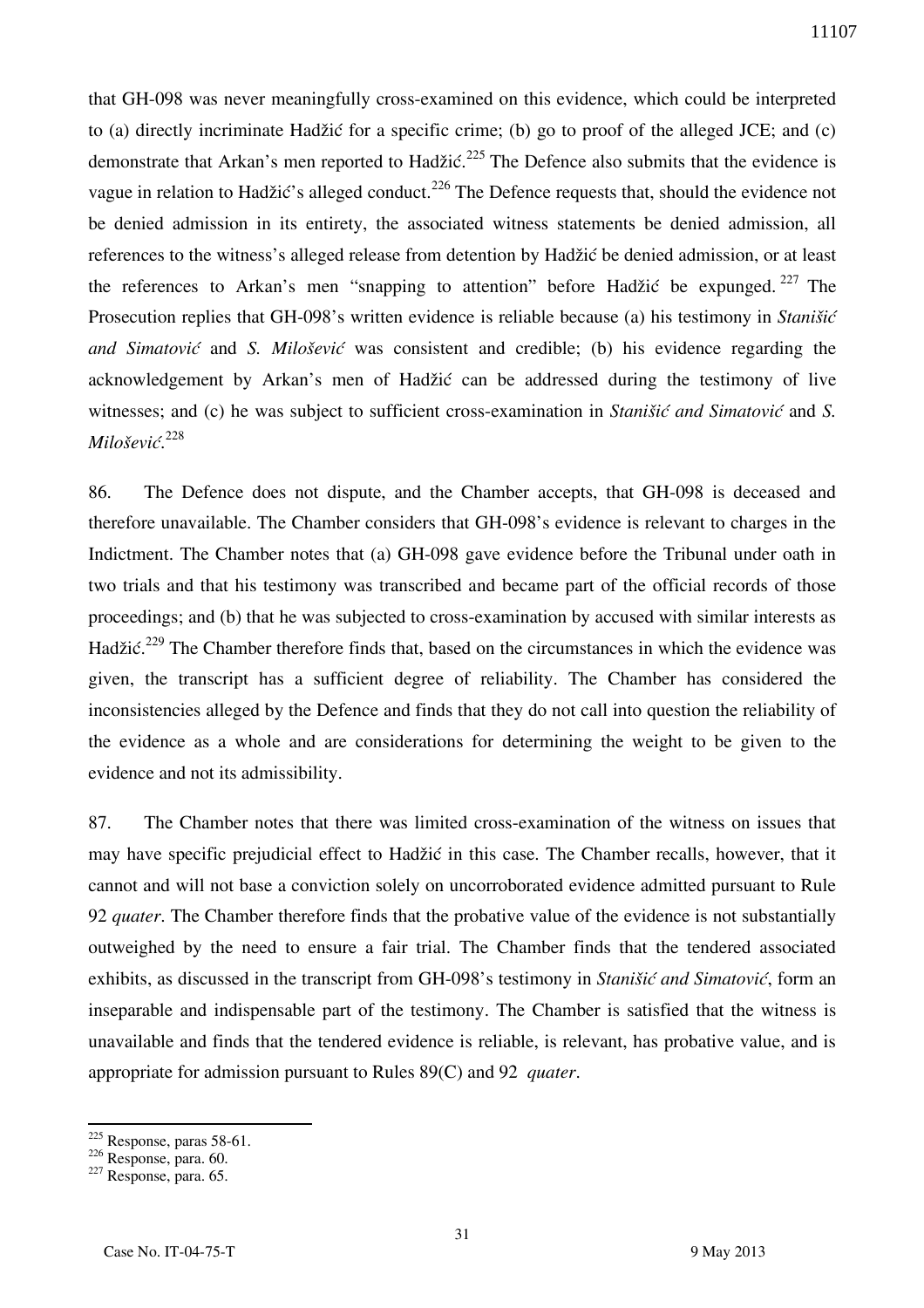that GH-098 was never meaningfully cross-examined on this evidence, which could be interpreted to (a) directly incriminate Hadžić for a specific crime; (b) go to proof of the alleged JCE; and (c) demonstrate that Arkan's men reported to Hadžić.[225] The Defence also submits that the evidence is vague in relation to Hadžić's alleged conduct.[226] The Defence requests that, should the evidence not be denied admission in its entirety, the associated witness statements be denied admission, all references to the witness's alleged release from detention by Hadžić be denied admission, or at least the references to Arkan's men "snapping to attention" before Hadžić be expunged.[227] The Prosecution replies that GH-098's written evidence is reliable because (a) his testimony in *Stanišić and Simatović* and *S. Milošević* was consistent and credible; (b) his evidence regarding the acknowledgement by Arkan's men of Hadžić can be addressed during the testimony of live witnesses; and (c) he was subject to sufficient cross-examination in *Stanišić and Simatović* and *S. Milošević*.[228]

86. The Defence does not dispute, and the Chamber accepts, that GH-098 is deceased and therefore unavailable. The Chamber considers that GH-098's evidence is relevant to charges in the Indictment. The Chamber notes that (a) GH-098 gave evidence before the Tribunal under oath in two trials and that his testimony was transcribed and became part of the official records of those proceedings; and (b) that he was subjected to cross-examination by accused with similar interests as Hadžić.[229] The Chamber therefore finds that, based on the circumstances in which the evidence was given, the transcript has a sufficient degree of reliability. The Chamber has considered the inconsistencies alleged by the Defence and finds that they do not call into question the reliability of the evidence as a whole and are considerations for determining the weight to be given to the evidence and not its admissibility.

87. The Chamber notes that there was limited cross-examination of the witness on issues that may have specific prejudicial effect to Hadžić in this case. The Chamber recalls, however, that it cannot and will not base a conviction solely on uncorroborated evidence admitted pursuant to Rule 92 *quater*. The Chamber therefore finds that the probative value of the evidence is not substantially outweighed by the need to ensure a fair trial. The Chamber finds that the tendered associated exhibits, as discussed in the transcript from GH-098's testimony in *Stanišić and Simatović*, form an inseparable and indispensable part of the testimony. The Chamber is satisfied that the witness is unavailable and finds that the tendered evidence is reliable, is relevant, has probative value, and is appropriate for admission pursuant to Rules 89(C) and 92 *quater*.

---

[225] Response, paras 58-61.

[226] Response, para. 60.

[227] Response, para. 65.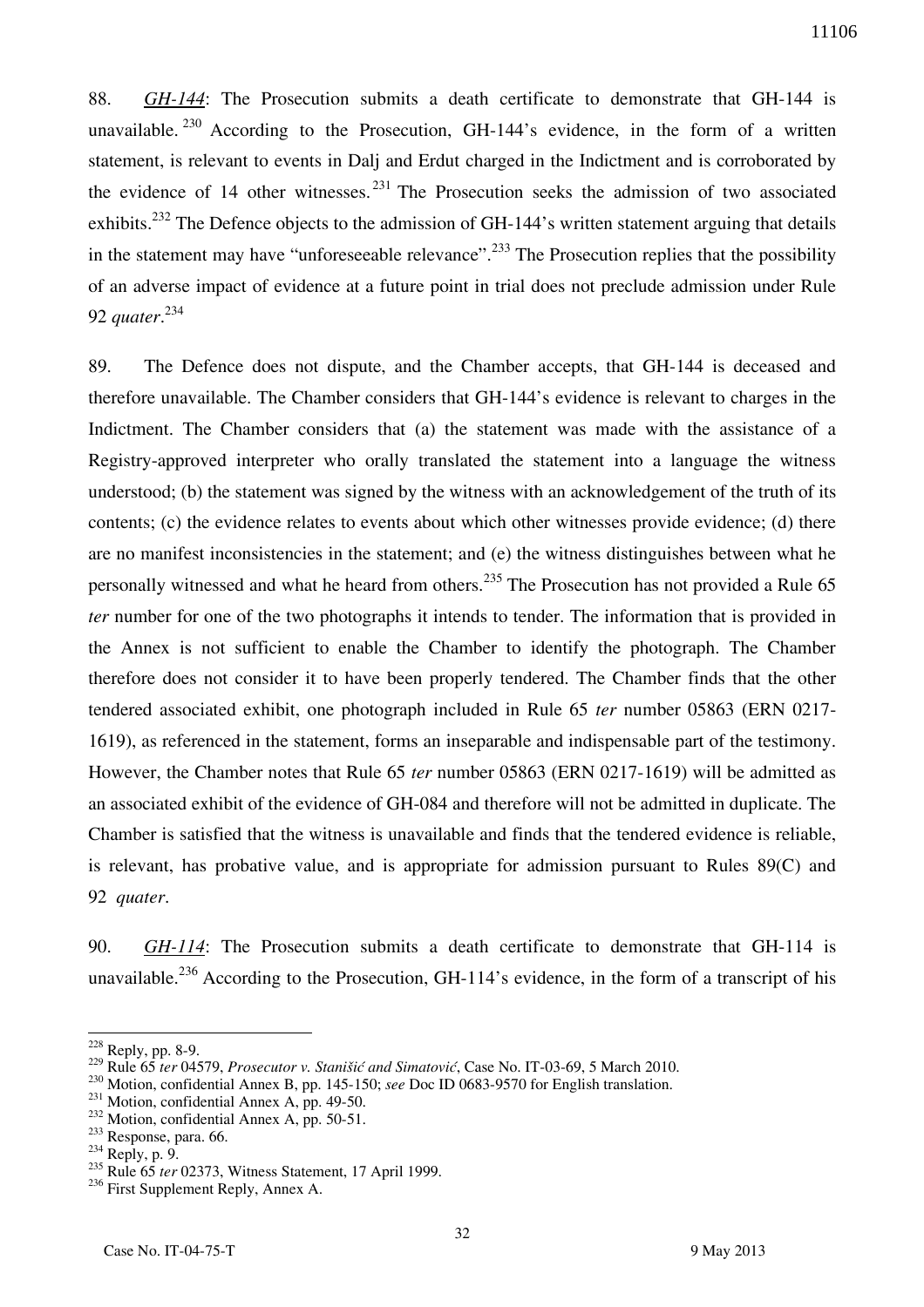88. *GH-144*: The Prosecution submits a death certificate to demonstrate that GH-144 is unavailable.[230] According to the Prosecution, GH-144's evidence, in the form of a written statement, is relevant to events in Dalj and Erdut charged in the Indictment and is corroborated by the evidence of 14 other witnesses.[231] The Prosecution seeks the admission of two associated exhibits.[232] The Defence objects to the admission of GH-144's written statement arguing that details in the statement may have "unforeseeable relevance".[233] The Prosecution replies that the possibility of an adverse impact of evidence at a future point in trial does not preclude admission under Rule 92 *quater*.[234]

89. The Defence does not dispute, and the Chamber accepts, that GH-144 is deceased and therefore unavailable. The Chamber considers that GH-144's evidence is relevant to charges in the Indictment. The Chamber considers that (a) the statement was made with the assistance of a Registry-approved interpreter who orally translated the statement into a language the witness understood; (b) the statement was signed by the witness with an acknowledgement of the truth of its contents; (c) the evidence relates to events about which other witnesses provide evidence; (d) there are no manifest inconsistencies in the statement; and (e) the witness distinguishes between what he personally witnessed and what he heard from others.[235] The Prosecution has not provided a Rule 65 *ter* number for one of the two photographs it intends to tender. The information that is provided in the Annex is not sufficient to enable the Chamber to identify the photograph. The Chamber therefore does not consider it to have been properly tendered. The Chamber finds that the other tendered associated exhibit, one photograph included in Rule 65 *ter* number 05863 (ERN 0217-1619), as referenced in the statement, forms an inseparable and indispensable part of the testimony. However, the Chamber notes that Rule 65 *ter* number 05863 (ERN 0217-1619) will be admitted as an associated exhibit of the evidence of GH-084 and therefore will not be admitted in duplicate. The Chamber is satisfied that the witness is unavailable and finds that the tendered evidence is reliable, is relevant, has probative value, and is appropriate for admission pursuant to Rules 89(C) and 92 *quater*.

90. *GH-114*: The Prosecution submits a death certificate to demonstrate that GH-114 is unavailable.[236] According to the Prosecution, GH-114's evidence, in the form of a transcript of his

---

[228] Reply, pp. 8-9.
[229] Rule 65 *ter* 04579, *Prosecutor v. Stanišić and Simatović*, Case No. IT-03-69, 5 March 2010.
[230] Motion, confidential Annex B, pp. 145-150; *see* Doc ID 0683-9570 for English translation.
[231] Motion, confidential Annex A, pp. 49-50.
[232] Motion, confidential Annex A, pp. 50-51.
[233] Response, para. 66.
[234] Reply, p. 9.
[235] Rule 65 *ter* 02373, Witness Statement, 17 April 1999.
[236] First Supplement Reply, Annex A.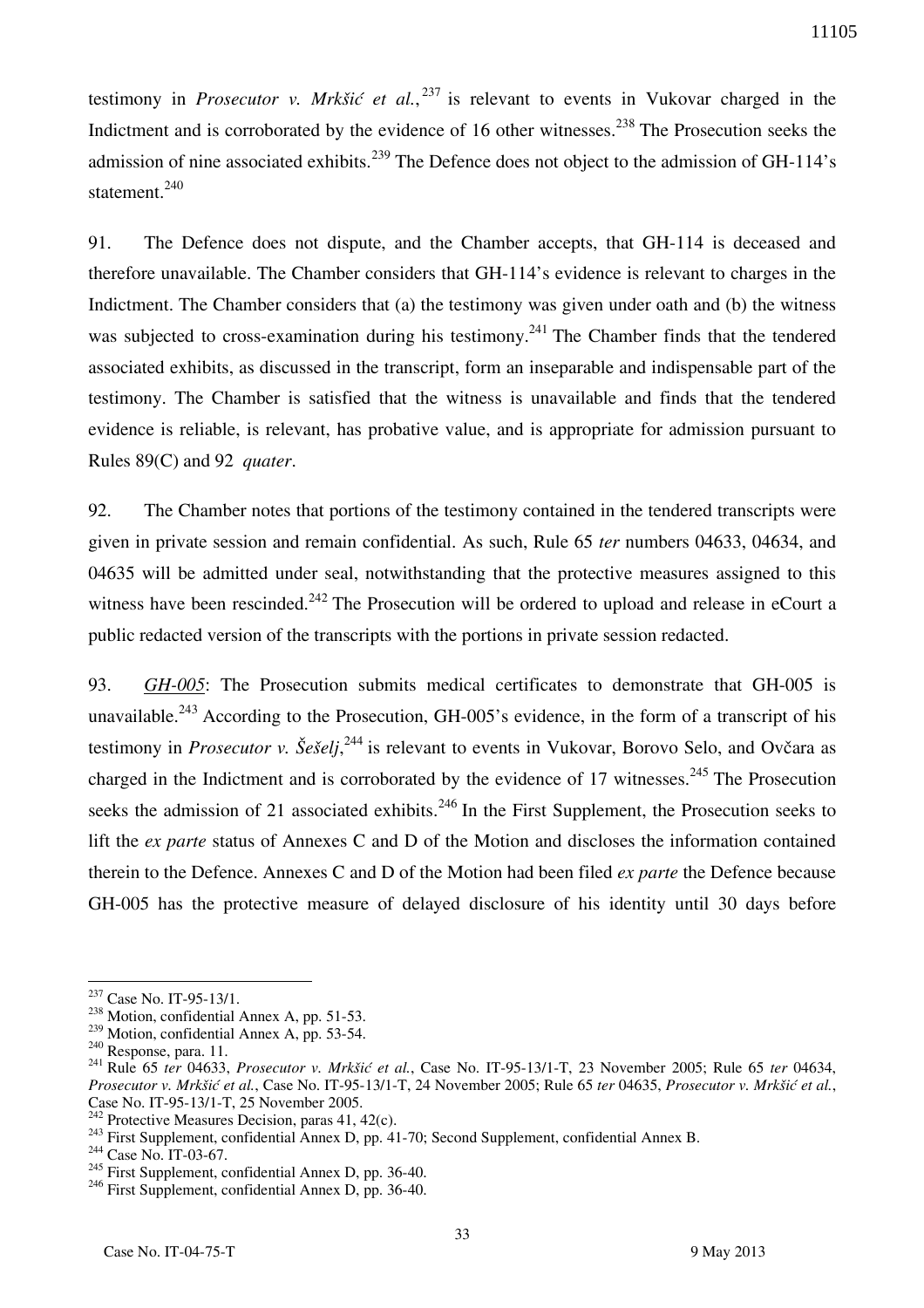testimony in *Prosecutor v. Mrkšić et al.*,[237] is relevant to events in Vukovar charged in the Indictment and is corroborated by the evidence of 16 other witnesses.[238] The Prosecution seeks the admission of nine associated exhibits.[239] The Defence does not object to the admission of GH-114's statement.[240]

91. The Defence does not dispute, and the Chamber accepts, that GH-114 is deceased and therefore unavailable. The Chamber considers that GH-114's evidence is relevant to charges in the Indictment. The Chamber considers that (a) the testimony was given under oath and (b) the witness was subjected to cross-examination during his testimony.[241] The Chamber finds that the tendered associated exhibits, as discussed in the transcript, form an inseparable and indispensable part of the testimony. The Chamber is satisfied that the witness is unavailable and finds that the tendered evidence is reliable, is relevant, has probative value, and is appropriate for admission pursuant to Rules 89(C) and 92 *quater*.

92. The Chamber notes that portions of the testimony contained in the tendered transcripts were given in private session and remain confidential. As such, Rule 65 *ter* numbers 04633, 04634, and 04635 will be admitted under seal, notwithstanding that the protective measures assigned to this witness have been rescinded.[242] The Prosecution will be ordered to upload and release in eCourt a public redacted version of the transcripts with the portions in private session redacted.

93. *GH-005*: The Prosecution submits medical certificates to demonstrate that GH-005 is unavailable.[243] According to the Prosecution, GH-005's evidence, in the form of a transcript of his testimony in *Prosecutor v. Šešelj*,[244] is relevant to events in Vukovar, Borovo Selo, and Ovčara as charged in the Indictment and is corroborated by the evidence of 17 witnesses.[245] The Prosecution seeks the admission of 21 associated exhibits.[246] In the First Supplement, the Prosecution seeks to lift the *ex parte* status of Annexes C and D of the Motion and discloses the information contained therein to the Defence. Annexes C and D of the Motion had been filed *ex parte* the Defence because GH-005 has the protective measure of delayed disclosure of his identity until 30 days before

---

[237] Case No. IT-95-13/1.

[238] Motion, confidential Annex A, pp. 51-53.

[239] Motion, confidential Annex A, pp. 53-54.

[240] Response, para. 11.

[241] Rule 65 *ter* 04633, *Prosecutor v. Mrkšić et al.*, Case No. IT-95-13/1-T, 23 November 2005; Rule 65 *ter* 04634, *Prosecutor v. Mrkšić et al.*, Case No. IT-95-13/1-T, 24 November 2005; Rule 65 *ter* 04635, *Prosecutor v. Mrkšić et al.*, Case No. IT-95-13/1-T, 25 November 2005.

[242] Protective Measures Decision, paras 41, 42(c).

[243] First Supplement, confidential Annex D, pp. 41-70; Second Supplement, confidential Annex B.

[244] Case No. IT-03-67.

[245] First Supplement, confidential Annex D, pp. 36-40.

[246] First Supplement, confidential Annex D, pp. 36-40.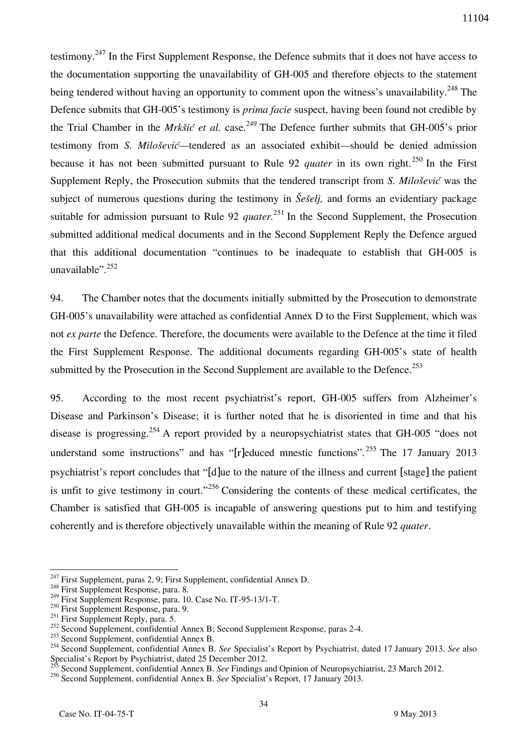testimony.[247] In the First Supplement Response, the Defence submits that it does not have access to the documentation supporting the unavailability of GH-005 and therefore objects to the statement being tendered without having an opportunity to comment upon the witness's unavailability.[248] The Defence submits that GH-005's testimony is *prima facie* suspect, having been found not credible by the Trial Chamber in the *Mrkšić et al.* case.[249] The Defence further submits that GH-005's prior testimony from *S. Milošević*—tendered as an associated exhibit—should be denied admission because it has not been submitted pursuant to Rule 92 *quater* in its own right.[250] In the First Supplement Reply, the Prosecution submits that the tendered transcript from *S. Milošević* was the subject of numerous questions during the testimony in *Šešelj,* and forms an evidentiary package suitable for admission pursuant to Rule 92 *quater.*[251] In the Second Supplement, the Prosecution submitted additional medical documents and in the Second Supplement Reply the Defence argued that this additional documentation "continues to be inadequate to establish that GH-005 is unavailable".[252]

94. The Chamber notes that the documents initially submitted by the Prosecution to demonstrate GH-005's unavailability were attached as confidential Annex D to the First Supplement, which was not *ex parte* the Defence. Therefore, the documents were available to the Defence at the time it filed the First Supplement Response. The additional documents regarding GH-005's state of health submitted by the Prosecution in the Second Supplement are available to the Defence.[253]

95. According to the most recent psychiatrist's report, GH-005 suffers from Alzheimer's Disease and Parkinson's Disease; it is further noted that he is disoriented in time and that his disease is progressing.[254] A report provided by a neuropsychiatrist states that GH-005 "does not understand some instructions" and has "[r]educed mnestic functions".[255] The 17 January 2013 psychiatrist's report concludes that "[d]ue to the nature of the illness and current [stage] the patient is unfit to give testimony in court."[256] Considering the contents of these medical certificates, the Chamber is satisfied that GH-005 is incapable of answering questions put to him and testifying coherently and is therefore objectively unavailable within the meaning of Rule 92 *quater*.

---

[247] First Supplement, paras 2, 9; First Supplement, confidential Annex D.

[248] First Supplement Response, para. 8.

[249] First Supplement Response, para. 10. Case No. IT-95-13/1-T.

[250] First Supplement Response, para. 9.

[251] First Supplement Reply, para. 5.

[252] Second Supplement, confidential Annex B; Second Supplement Response, paras 2-4.

[253] Second Supplement, confidential Annex B.

[254] Second Supplement, confidential Annex B. *See* Specialist's Report by Psychiatrist, dated 17 January 2013. *See* also Specialist's Report by Psychiatrist, dated 25 December 2012.

[255] Second Supplement, confidential Annex B. *See* Findings and Opinion of Neuropsychiatrist, 23 March 2012.

[256] Second Supplement, confidential Annex B. *See* Specialist's Report, 17 January 2013.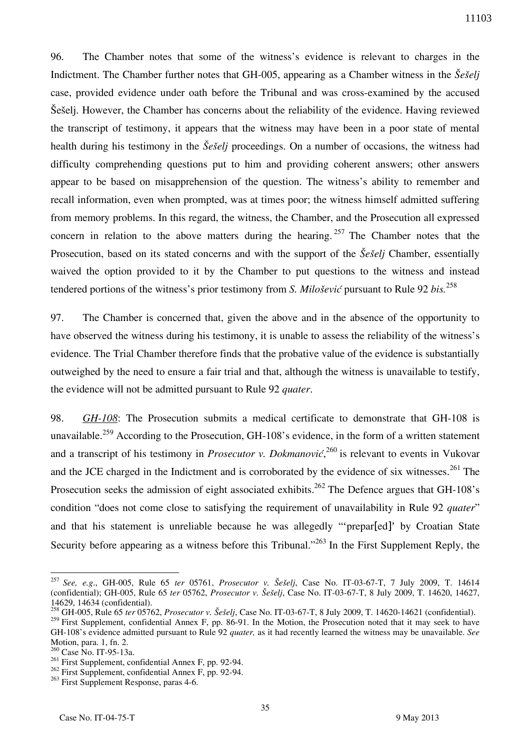96. The Chamber notes that some of the witness's evidence is relevant to charges in the Indictment. The Chamber further notes that GH-005, appearing as a Chamber witness in the *Šešelj* case, provided evidence under oath before the Tribunal and was cross-examined by the accused Šešelj. However, the Chamber has concerns about the reliability of the evidence. Having reviewed the transcript of testimony, it appears that the witness may have been in a poor state of mental health during his testimony in the *Šešelj* proceedings. On a number of occasions, the witness had difficulty comprehending questions put to him and providing coherent answers; other answers appear to be based on misapprehension of the question. The witness's ability to remember and recall information, even when prompted, was at times poor; the witness himself admitted suffering from memory problems. In this regard, the witness, the Chamber, and the Prosecution all expressed concern in relation to the above matters during the hearing.[257] The Chamber notes that the Prosecution, based on its stated concerns and with the support of the *Šešelj* Chamber, essentially waived the option provided to it by the Chamber to put questions to the witness and instead tendered portions of the witness's prior testimony from *S. Milošević* pursuant to Rule 92 *bis*.[258]

97. The Chamber is concerned that, given the above and in the absence of the opportunity to have observed the witness during his testimony, it is unable to assess the reliability of the witness's evidence. The Trial Chamber therefore finds that the probative value of the evidence is substantially outweighed by the need to ensure a fair trial and that, although the witness is unavailable to testify, the evidence will not be admitted pursuant to Rule 92 *quater*.

98. *GH-108*: The Prosecution submits a medical certificate to demonstrate that GH-108 is unavailable.[259] According to the Prosecution, GH-108's evidence, in the form of a written statement and a transcript of his testimony in *Prosecutor v. Dokmanović*,[260] is relevant to events in Vukovar and the JCE charged in the Indictment and is corroborated by the evidence of six witnesses.[261] The Prosecution seeks the admission of eight associated exhibits.[262] The Defence argues that GH-108's condition "does not come close to satisfying the requirement of unavailability in Rule 92 *quater*" and that his statement is unreliable because he was allegedly "'prepar[ed]' by Croatian State Security before appearing as a witness before this Tribunal."[263] In the First Supplement Reply, the

---

[257] *See, e.g.*, GH-005, Rule 65 *ter* 05761, *Prosecutor v. Šešelj*, Case No. IT-03-67-T, 7 July 2009, T. 14614 (confidential); GH-005, Rule 65 *ter* 05762, *Prosecutor v. Šešelj*, Case No. IT-03-67-T, 8 July 2009, T. 14620, 14627, 14629, 14634 (confidential).

[258] GH-005, Rule 65 *ter* 05762, *Prosecutor v. Šešelj*, Case No. IT-03-67-T, 8 July 2009, T. 14620-14621 (confidential).

[259] First Supplement, confidential Annex F, pp. 86-91. In the Motion, the Prosecution noted that it may seek to have GH-108's evidence admitted pursuant to Rule 92 *quater,* as it had recently learned the witness may be unavailable. *See* Motion, para. 1, fn. 2.

[260] Case No. IT-95-13a.

[261] First Supplement, confidential Annex F, pp. 92-94.

[262] First Supplement, confidential Annex F, pp. 92-94.

[263] First Supplement Response, paras 4-6.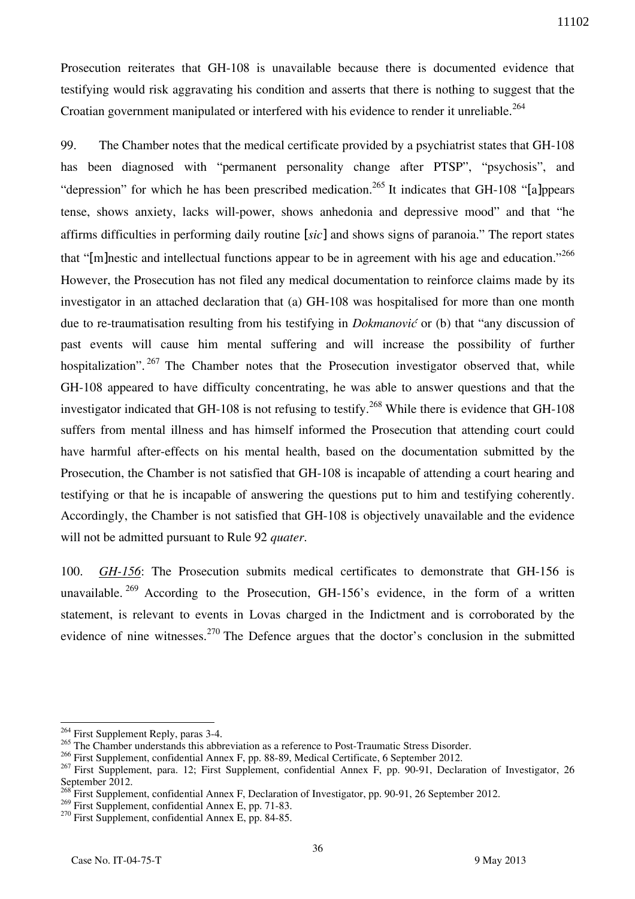Prosecution reiterates that GH-108 is unavailable because there is documented evidence that testifying would risk aggravating his condition and asserts that there is nothing to suggest that the Croatian government manipulated or interfered with his evidence to render it unreliable.[264]

99. The Chamber notes that the medical certificate provided by a psychiatrist states that GH-108 has been diagnosed with "permanent personality change after PTSP", "psychosis", and "depression" for which he has been prescribed medication.[265] It indicates that GH-108 "[a]ppears tense, shows anxiety, lacks will-power, shows anhedonia and depressive mood" and that "he affirms difficulties in performing daily routine [*sic*] and shows signs of paranoia." The report states that "[m]nestic and intellectual functions appear to be in agreement with his age and education."[266] However, the Prosecution has not filed any medical documentation to reinforce claims made by its investigator in an attached declaration that (a) GH-108 was hospitalised for more than one month due to re-traumatisation resulting from his testifying in *Dokmanović* or (b) that "any discussion of past events will cause him mental suffering and will increase the possibility of further hospitalization".[267] The Chamber notes that the Prosecution investigator observed that, while GH-108 appeared to have difficulty concentrating, he was able to answer questions and that the investigator indicated that GH-108 is not refusing to testify.[268] While there is evidence that GH-108 suffers from mental illness and has himself informed the Prosecution that attending court could have harmful after-effects on his mental health, based on the documentation submitted by the Prosecution, the Chamber is not satisfied that GH-108 is incapable of attending a court hearing and testifying or that he is incapable of answering the questions put to him and testifying coherently. Accordingly, the Chamber is not satisfied that GH-108 is objectively unavailable and the evidence will not be admitted pursuant to Rule 92 *quater*.

100. *GH-156*: The Prosecution submits medical certificates to demonstrate that GH-156 is unavailable.[269] According to the Prosecution, GH-156's evidence, in the form of a written statement, is relevant to events in Lovas charged in the Indictment and is corroborated by the evidence of nine witnesses.[270] The Defence argues that the doctor's conclusion in the submitted

---

[264] First Supplement Reply, paras 3-4.

[265] The Chamber understands this abbreviation as a reference to Post-Traumatic Stress Disorder.

[266] First Supplement, confidential Annex F, pp. 88-89, Medical Certificate, 6 September 2012.

[267] First Supplement, para. 12; First Supplement, confidential Annex F, pp. 90-91, Declaration of Investigator, 26 September 2012.

[268] First Supplement, confidential Annex F, Declaration of Investigator, pp. 90-91, 26 September 2012.

[269] First Supplement, confidential Annex E, pp. 71-83.

[270] First Supplement, confidential Annex E, pp. 84-85.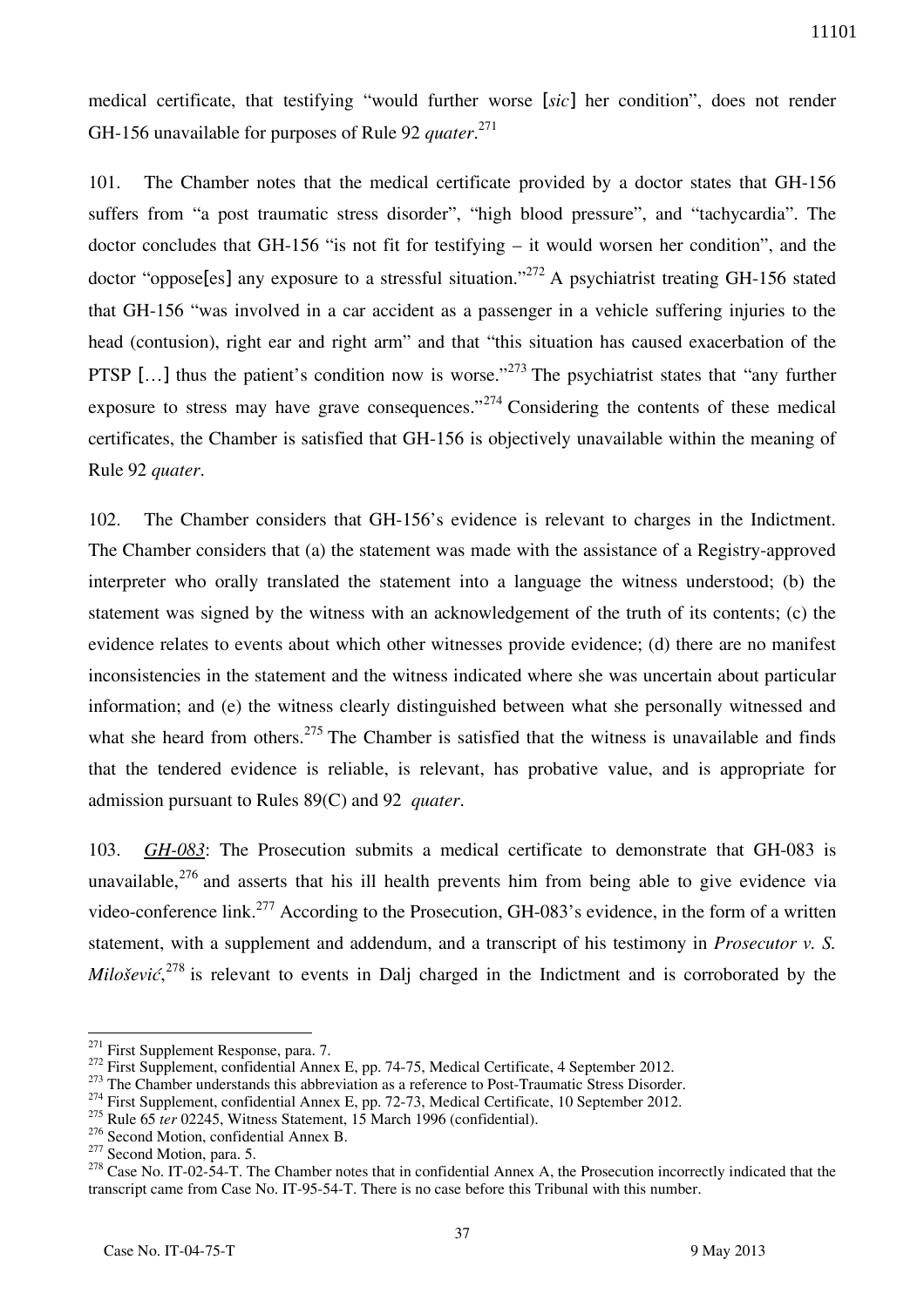medical certificate, that testifying "would further worse [*sic*] her condition", does not render GH-156 unavailable for purposes of Rule 92 *quater*.[271]

101. The Chamber notes that the medical certificate provided by a doctor states that GH-156 suffers from "a post traumatic stress disorder", "high blood pressure", and "tachycardia". The doctor concludes that GH-156 "is not fit for testifying – it would worsen her condition", and the doctor "oppose[es] any exposure to a stressful situation."[272] A psychiatrist treating GH-156 stated that GH-156 "was involved in a car accident as a passenger in a vehicle suffering injuries to the head (contusion), right ear and right arm" and that "this situation has caused exacerbation of the PTSP [...] thus the patient's condition now is worse."[273] The psychiatrist states that "any further exposure to stress may have grave consequences."[274] Considering the contents of these medical certificates, the Chamber is satisfied that GH-156 is objectively unavailable within the meaning of Rule 92 *quater*.

102. The Chamber considers that GH-156's evidence is relevant to charges in the Indictment. The Chamber considers that (a) the statement was made with the assistance of a Registry-approved interpreter who orally translated the statement into a language the witness understood; (b) the statement was signed by the witness with an acknowledgement of the truth of its contents; (c) the evidence relates to events about which other witnesses provide evidence; (d) there are no manifest inconsistencies in the statement and the witness indicated where she was uncertain about particular information; and (e) the witness clearly distinguished between what she personally witnessed and what she heard from others.[275] The Chamber is satisfied that the witness is unavailable and finds that the tendered evidence is reliable, is relevant, has probative value, and is appropriate for admission pursuant to Rules 89(C) and 92 *quater*.

103. ***GH-083***: The Prosecution submits a medical certificate to demonstrate that GH-083 is unavailable,[276] and asserts that his ill health prevents him from being able to give evidence via video-conference link.[277] According to the Prosecution, GH-083's evidence, in the form of a written statement, with a supplement and addendum, and a transcript of his testimony in *Prosecutor v. S. Milošević*,[278] is relevant to events in Dalj charged in the Indictment and is corroborated by the

---

[271] First Supplement Response, para. 7.

[272] First Supplement, confidential Annex E, pp. 74-75, Medical Certificate, 4 September 2012.

[273] The Chamber understands this abbreviation as a reference to Post-Traumatic Stress Disorder.

[274] First Supplement, confidential Annex E, pp. 72-73, Medical Certificate, 10 September 2012.

[275] Rule 65 *ter* 02245, Witness Statement, 15 March 1996 (confidential).

[276] Second Motion, confidential Annex B.

[277] Second Motion, para. 5.

[278] Case No. IT-02-54-T. The Chamber notes that in confidential Annex A, the Prosecution incorrectly indicated that the transcript came from Case No. IT-95-54-T. There is no case before this Tribunal with this number.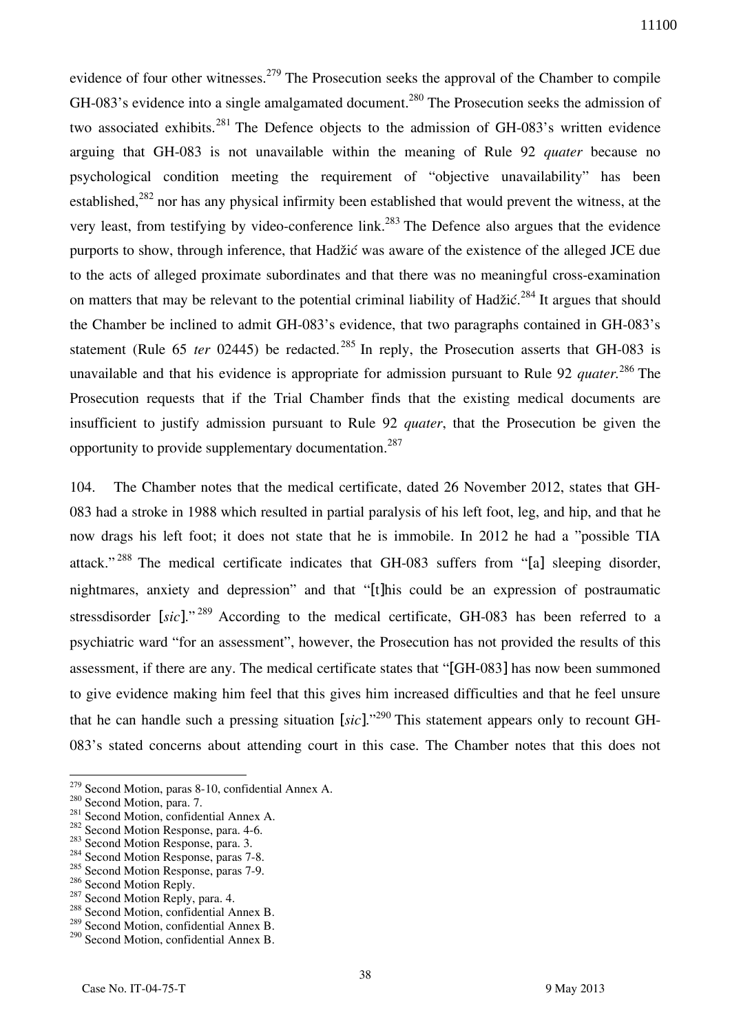evidence of four other witnesses.[279] The Prosecution seeks the approval of the Chamber to compile GH-083's evidence into a single amalgamated document.[280] The Prosecution seeks the admission of two associated exhibits.[281] The Defence objects to the admission of GH-083's written evidence arguing that GH-083 is not unavailable within the meaning of Rule 92 *quater* because no psychological condition meeting the requirement of "objective unavailability" has been established,[282] nor has any physical infirmity been established that would prevent the witness, at the very least, from testifying by video-conference link.[283] The Defence also argues that the evidence purports to show, through inference, that Hadžić was aware of the existence of the alleged JCE due to the acts of alleged proximate subordinates and that there was no meaningful cross-examination on matters that may be relevant to the potential criminal liability of Hadžić.[284] It argues that should the Chamber be inclined to admit GH-083's evidence, that two paragraphs contained in GH-083's statement (Rule 65 *ter* 02445) be redacted.[285] In reply, the Prosecution asserts that GH-083 is unavailable and that his evidence is appropriate for admission pursuant to Rule 92 *quater*.[286] The Prosecution requests that if the Trial Chamber finds that the existing medical documents are insufficient to justify admission pursuant to Rule 92 *quater*, that the Prosecution be given the opportunity to provide supplementary documentation.[287]

104. The Chamber notes that the medical certificate, dated 26 November 2012, states that GH-083 had a stroke in 1988 which resulted in partial paralysis of his left foot, leg, and hip, and that he now drags his left foot; it does not state that he is immobile. In 2012 he had a "possible TIA attack."[288] The medical certificate indicates that GH-083 suffers from "[a] sleeping disorder, nightmares, anxiety and depression" and that "[t]his could be an expression of postraumatic stressdisorder [*sic*]."[289] According to the medical certificate, GH-083 has been referred to a psychiatric ward "for an assessment", however, the Prosecution has not provided the results of this assessment, if there are any. The medical certificate states that "[GH-083] has now been summoned to give evidence making him feel that this gives him increased difficulties and that he feel unsure that he can handle such a pressing situation [*sic*]."[290] This statement appears only to recount GH-083's stated concerns about attending court in this case. The Chamber notes that this does not

---

[279] Second Motion, paras 8-10, confidential Annex A.
[280] Second Motion, para. 7.
[281] Second Motion, confidential Annex A.
[282] Second Motion Response, para. 4-6.
[283] Second Motion Response, para. 3.
[284] Second Motion Response, paras 7-8.
[285] Second Motion Response, paras 7-9.
[286] Second Motion Reply.
[287] Second Motion Reply, para. 4.
[288] Second Motion, confidential Annex B.
[289] Second Motion, confidential Annex B.
[290] Second Motion, confidential Annex B.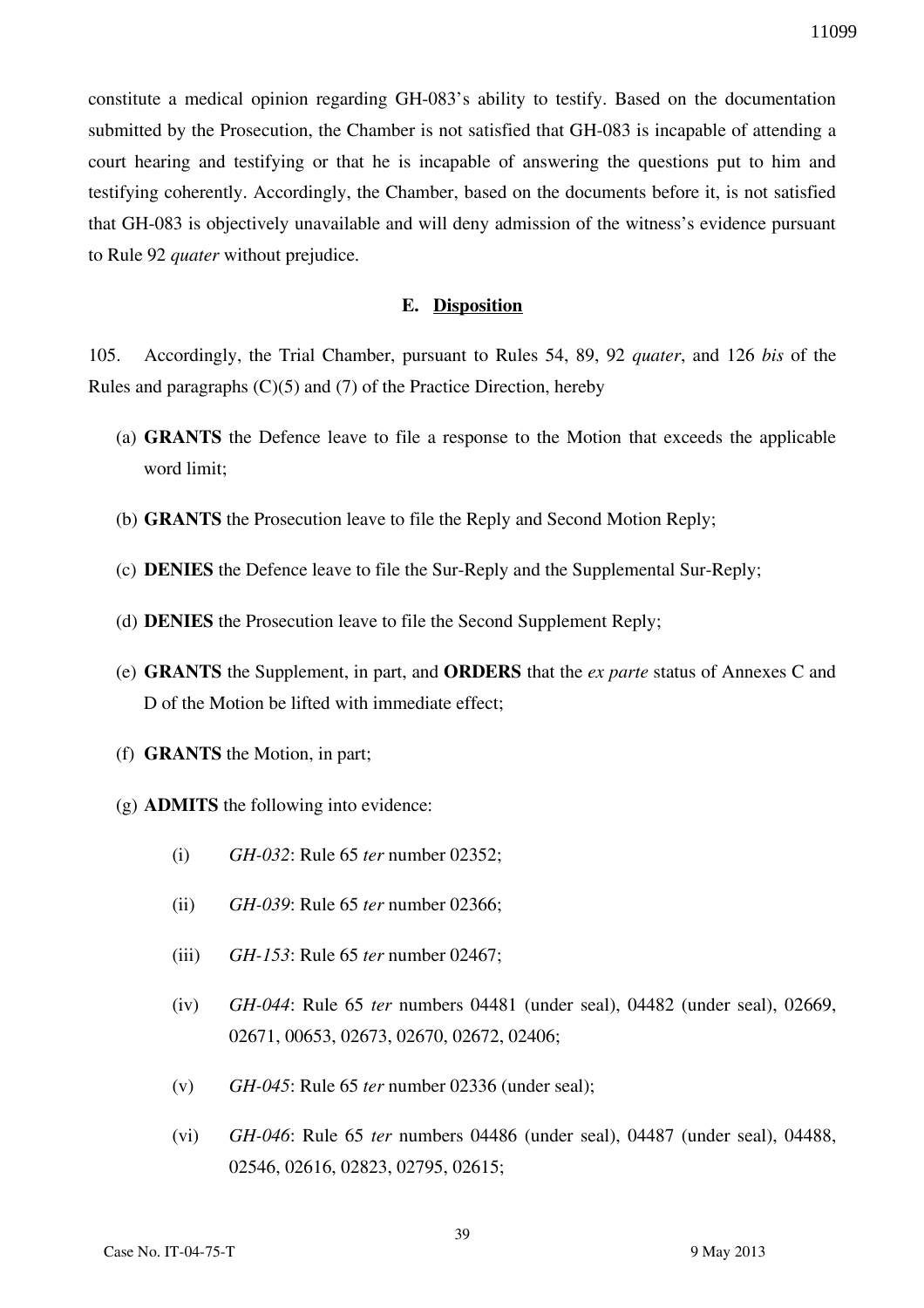constitute a medical opinion regarding GH-083's ability to testify. Based on the documentation submitted by the Prosecution, the Chamber is not satisfied that GH-083 is incapable of attending a court hearing and testifying or that he is incapable of answering the questions put to him and testifying coherently. Accordingly, the Chamber, based on the documents before it, is not satisfied that GH-083 is objectively unavailable and will deny admission of the witness's evidence pursuant to Rule 92 *quater* without prejudice.

### E. Disposition

105. Accordingly, the Trial Chamber, pursuant to Rules 54, 89, 92 *quater*, and 126 *bis* of the Rules and paragraphs (C)(5) and (7) of the Practice Direction, hereby

(a) **GRANTS** the Defence leave to file a response to the Motion that exceeds the applicable word limit;

(b) **GRANTS** the Prosecution leave to file the Reply and Second Motion Reply;

(c) **DENIES** the Defence leave to file the Sur-Reply and the Supplemental Sur-Reply;

(d) **DENIES** the Prosecution leave to file the Second Supplement Reply;

(e) **GRANTS** the Supplement, in part, and **ORDERS** that the *ex parte* status of Annexes C and D of the Motion be lifted with immediate effect;

(f) **GRANTS** the Motion, in part;

(g) **ADMITS** the following into evidence:

- (i) *GH-032*: Rule 65 *ter* number 02352;
- (ii) *GH-039*: Rule 65 *ter* number 02366;
- (iii) *GH-153*: Rule 65 *ter* number 02467;
- (iv) *GH-044*: Rule 65 *ter* numbers 04481 (under seal), 04482 (under seal), 02669, 02671, 00653, 02673, 02670, 02672, 02406;
- (v) *GH-045*: Rule 65 *ter* number 02336 (under seal);
- (vi) *GH-046*: Rule 65 *ter* numbers 04486 (under seal), 04487 (under seal), 04488, 02546, 02616, 02823, 02795, 02615;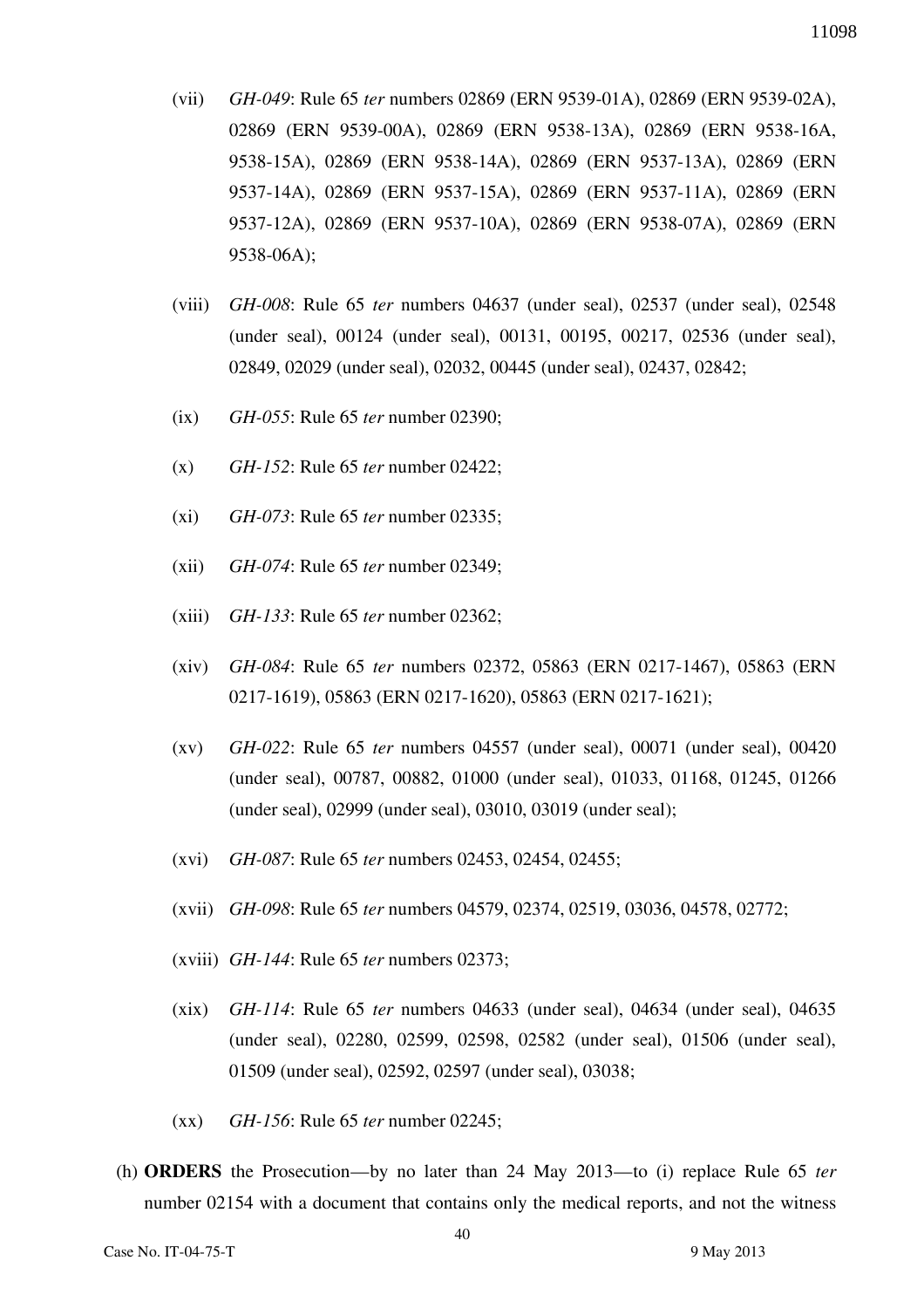(vii) *GH-049*: Rule 65 *ter* numbers 02869 (ERN 9539-01A), 02869 (ERN 9539-02A), 02869 (ERN 9539-00A), 02869 (ERN 9538-13A), 02869 (ERN 9538-16A, 9538-15A), 02869 (ERN 9538-14A), 02869 (ERN 9537-13A), 02869 (ERN 9537-14A), 02869 (ERN 9537-15A), 02869 (ERN 9537-11A), 02869 (ERN 9537-12A), 02869 (ERN 9537-10A), 02869 (ERN 9538-07A), 02869 (ERN 9538-06A);

(viii) *GH-008*: Rule 65 *ter* numbers 04637 (under seal), 02537 (under seal), 02548 (under seal), 00124 (under seal), 00131, 00195, 00217, 02536 (under seal), 02849, 02029 (under seal), 02032, 00445 (under seal), 02437, 02842;

(ix) *GH-055*: Rule 65 *ter* number 02390;

(x) *GH-152*: Rule 65 *ter* number 02422;

(xi) *GH-073*: Rule 65 *ter* number 02335;

(xii) *GH-074*: Rule 65 *ter* number 02349;

(xiii) *GH-133*: Rule 65 *ter* number 02362;

(xiv) *GH-084*: Rule 65 *ter* numbers 02372, 05863 (ERN 0217-1467), 05863 (ERN 0217-1619), 05863 (ERN 0217-1620), 05863 (ERN 0217-1621);

(xv) *GH-022*: Rule 65 *ter* numbers 04557 (under seal), 00071 (under seal), 00420 (under seal), 00787, 00882, 01000 (under seal), 01033, 01168, 01245, 01266 (under seal), 02999 (under seal), 03010, 03019 (under seal);

(xvi) *GH-087*: Rule 65 *ter* numbers 02453, 02454, 02455;

(xvii) *GH-098*: Rule 65 *ter* numbers 04579, 02374, 02519, 03036, 04578, 02772;

(xviii) *GH-144*: Rule 65 *ter* numbers 02373;

(xix) *GH-114*: Rule 65 *ter* numbers 04633 (under seal), 04634 (under seal), 04635 (under seal), 02280, 02599, 02598, 02582 (under seal), 01506 (under seal), 01509 (under seal), 02592, 02597 (under seal), 03038;

(xx) *GH-156*: Rule 65 *ter* number 02245;

(h) **ORDERS** the Prosecution—by no later than 24 May 2013—to (i) replace Rule 65 *ter* number 02154 with a document that contains only the medical reports, and not the witness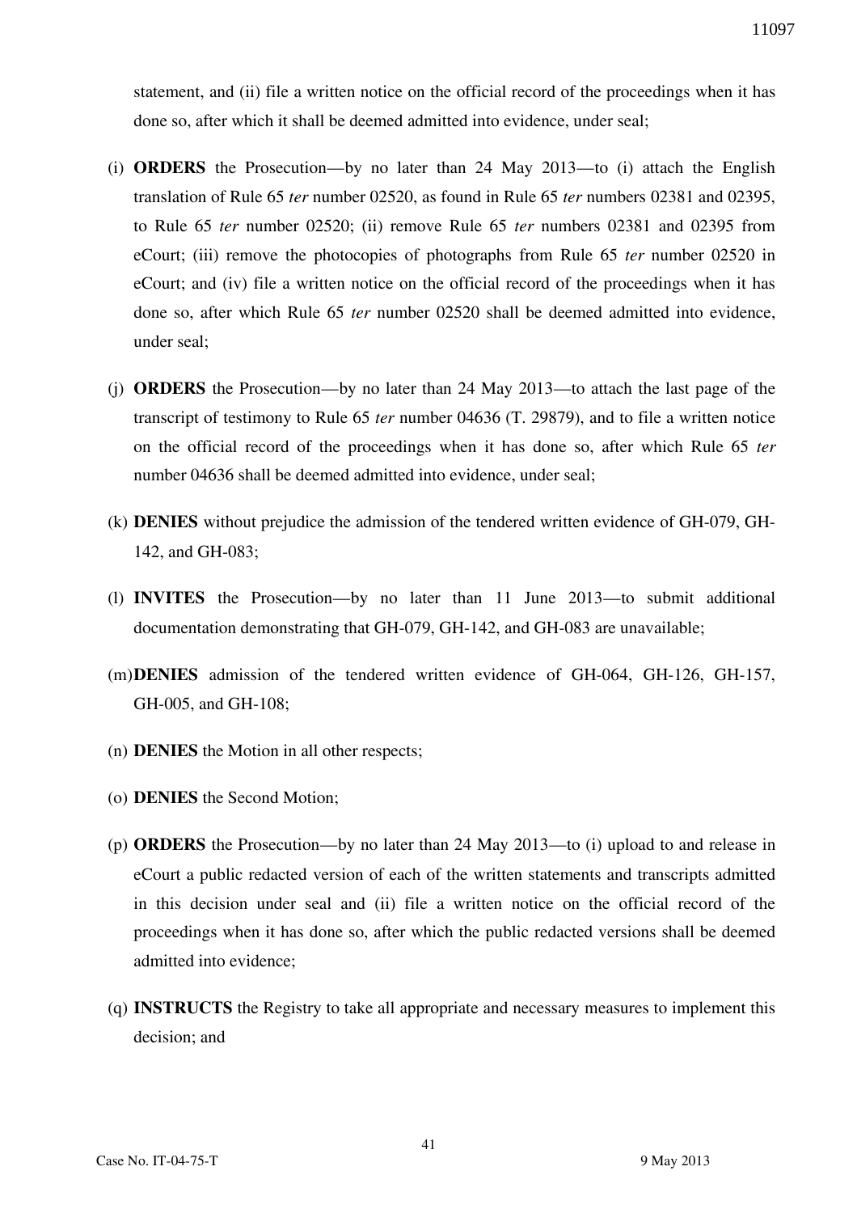statement, and (ii) file a written notice on the official record of the proceedings when it has done so, after which it shall be deemed admitted into evidence, under seal;

(i) **ORDERS** the Prosecution—by no later than 24 May 2013—to (i) attach the English translation of Rule 65 *ter* number 02520, as found in Rule 65 *ter* numbers 02381 and 02395, to Rule 65 *ter* number 02520; (ii) remove Rule 65 *ter* numbers 02381 and 02395 from eCourt; (iii) remove the photocopies of photographs from Rule 65 *ter* number 02520 in eCourt; and (iv) file a written notice on the official record of the proceedings when it has done so, after which Rule 65 *ter* number 02520 shall be deemed admitted into evidence, under seal;

(j) **ORDERS** the Prosecution—by no later than 24 May 2013—to attach the last page of the transcript of testimony to Rule 65 *ter* number 04636 (T. 29879), and to file a written notice on the official record of the proceedings when it has done so, after which Rule 65 *ter* number 04636 shall be deemed admitted into evidence, under seal;

(k) **DENIES** without prejudice the admission of the tendered written evidence of GH-079, GH-142, and GH-083;

(l) **INVITES** the Prosecution—by no later than 11 June 2013—to submit additional documentation demonstrating that GH-079, GH-142, and GH-083 are unavailable;

(m) **DENIES** admission of the tendered written evidence of GH-064, GH-126, GH-157, GH-005, and GH-108;

(n) **DENIES** the Motion in all other respects;

(o) **DENIES** the Second Motion;

(p) **ORDERS** the Prosecution—by no later than 24 May 2013—to (i) upload to and release in eCourt a public redacted version of each of the written statements and transcripts admitted in this decision under seal and (ii) file a written notice on the official record of the proceedings when it has done so, after which the public redacted versions shall be deemed admitted into evidence;

(q) **INSTRUCTS** the Registry to take all appropriate and necessary measures to implement this decision; and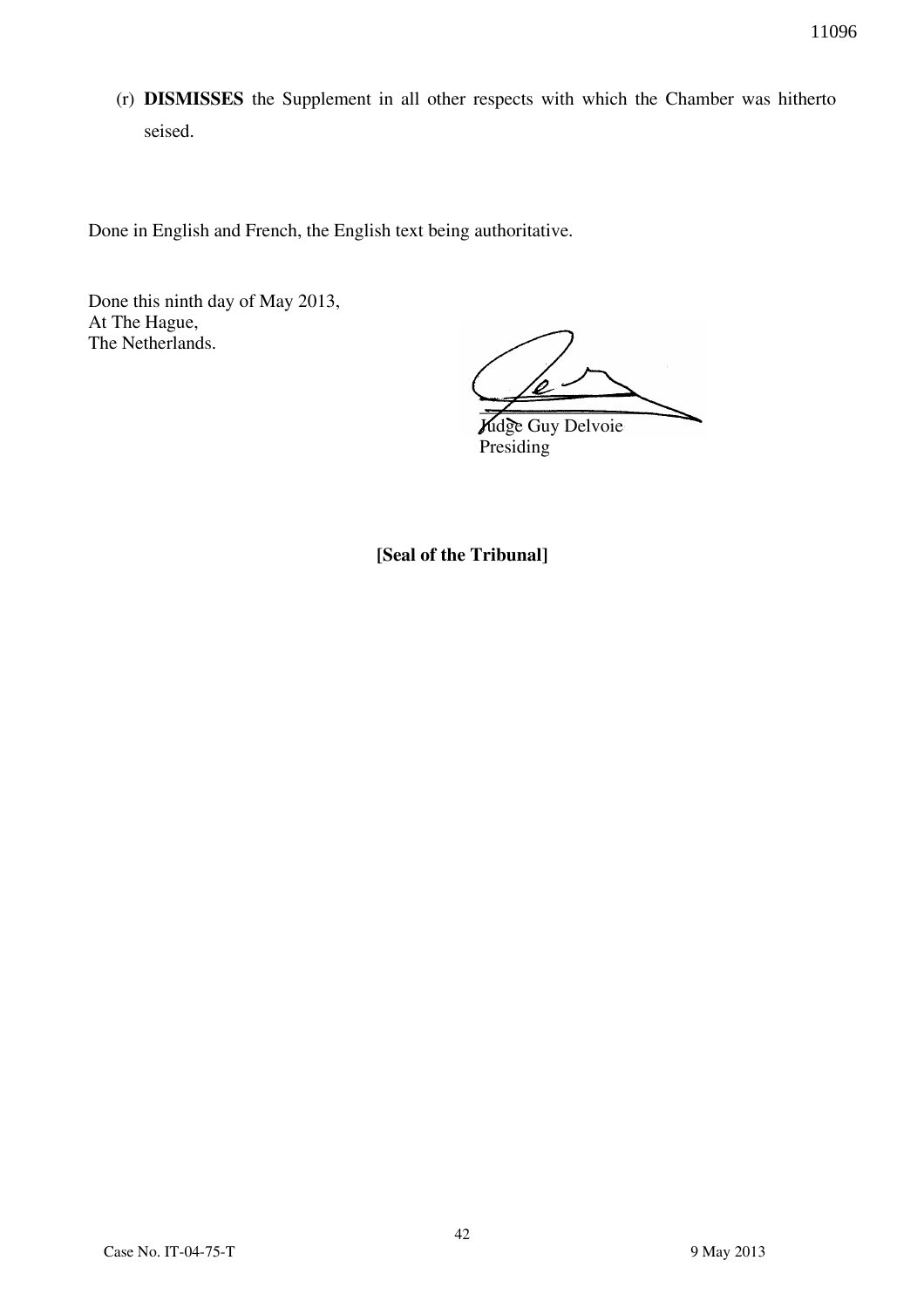(r) **DISMISSES** the Supplement in all other respects with which the Chamber was hitherto seised.

Done in English and French, the English text being authoritative.

Done this ninth day of May 2013,
At The Hague,
The Netherlands.

Judge Guy Delvoie
Presiding

**[Seal of the Tribunal]**